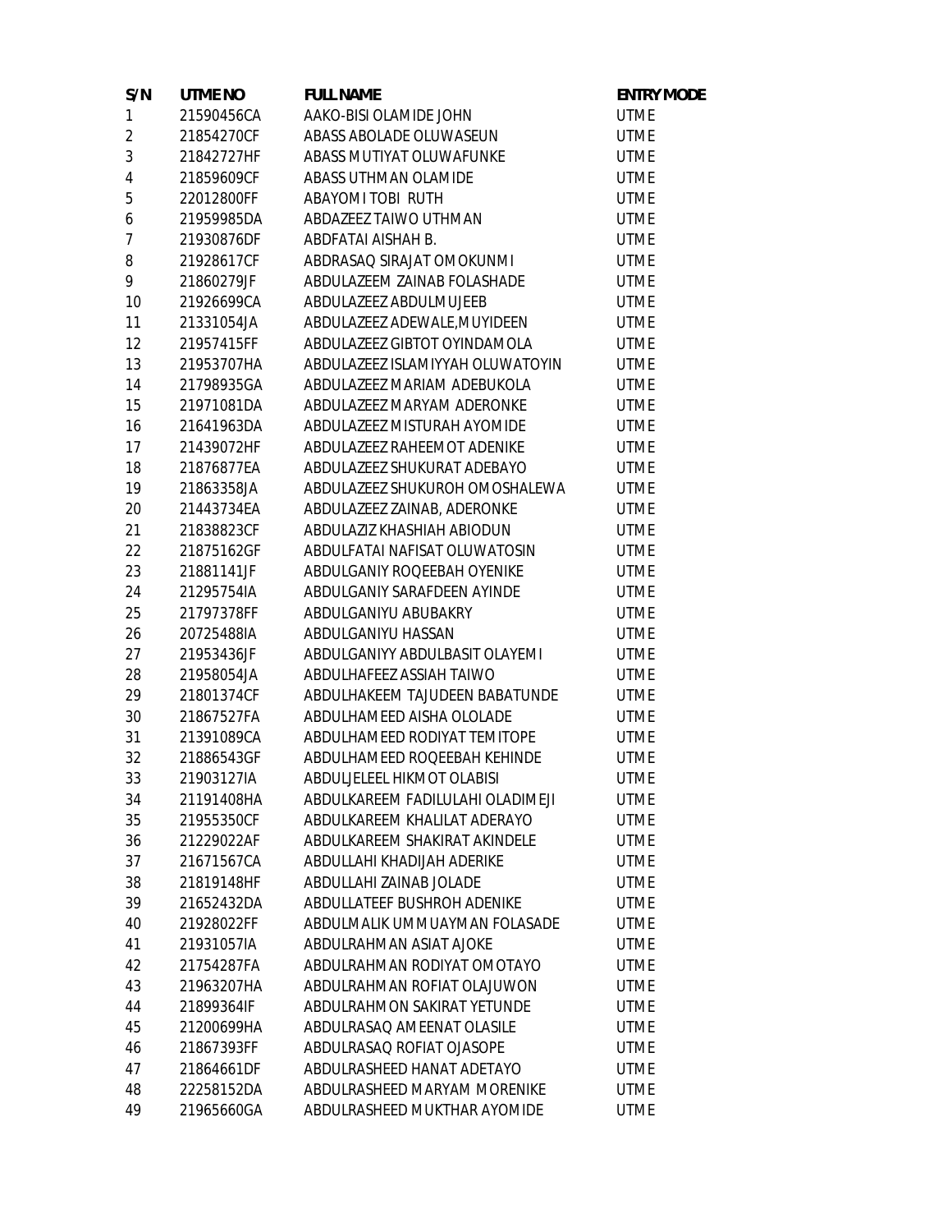| S/N | UTME NO | FULL NAME | ENTRY MODE |
|---|---|---|---|
| 1 | 21590456CA | AAKO-BISI OLAMIDE JOHN | UTME |
| 2 | 21854270CF | ABASS ABOLADE OLUWASEUN | UTME |
| 3 | 21842727HF | ABASS MUTIYAT OLUWAFUNKE | UTME |
| 4 | 21859609CF | ABASS UTHMAN OLAMIDE | UTME |
| 5 | 22012800FF | ABAYOMI TOBI RUTH | UTME |
| 6 | 21959985DA | ABDAZEEZ TAIWO UTHMAN | UTME |
| 7 | 21930876DF | ABDFATAI AISHAH B. | UTME |
| 8 | 21928617CF | ABDRASAQ SIRAJAT OMOKUNMI | UTME |
| 9 | 21860279JF | ABDULAZEEM ZAINAB FOLASHADE | UTME |
| 10 | 21926699CA | ABDULAZEEZ ABDULMUJEEB | UTME |
| 11 | 21331054JA | ABDULAZEEZ ADEWALE,MUYIDEEN | UTME |
| 12 | 21957415FF | ABDULAZEEZ GIBTOT OYINDAMOLA | UTME |
| 13 | 21953707HA | ABDULAZEEZ ISLAMIYYAH OLUWATOYIN | UTME |
| 14 | 21798935GA | ABDULAZEEZ MARIAM ADEBUKOLA | UTME |
| 15 | 21971081DA | ABDULAZEEZ MARYAM ADERONKE | UTME |
| 16 | 21641963DA | ABDULAZEEZ MISTURAH AYOMIDE | UTME |
| 17 | 21439072HF | ABDULAZEEZ RAHEEMOT ADENIKE | UTME |
| 18 | 21876877EA | ABDULAZEEZ SHUKURAT ADEBAYO | UTME |
| 19 | 21863358JA | ABDULAZEEZ SHUKUROH OMOSHALEWA | UTME |
| 20 | 21443734EA | ABDULAZEEZ ZAINAB, ADERONKE | UTME |
| 21 | 21838823CF | ABDULAZIZ KHASHIAH ABIODUN | UTME |
| 22 | 21875162GF | ABDULFATAI NAFISAT OLUWATOSIN | UTME |
| 23 | 21881141JF | ABDULGANIY ROQEEBAH OYENIKE | UTME |
| 24 | 21295754IA | ABDULGANIY SARAFDEEN AYINDE | UTME |
| 25 | 21797378FF | ABDULGANIYU ABUBAKRY | UTME |
| 26 | 20725488IA | ABDULGANIYU HASSAN | UTME |
| 27 | 21953436JF | ABDULGANIYY ABDULBASIT OLAYEMI | UTME |
| 28 | 21958054JA | ABDULHAFEEZ ASSIAH TAIWO | UTME |
| 29 | 21801374CF | ABDULHAKEEM TAJUDEEN BABATUNDE | UTME |
| 30 | 21867527FA | ABDULHAMEED AISHA OLOLADE | UTME |
| 31 | 21391089CA | ABDULHAMEED RODIYAT TEMITOPE | UTME |
| 32 | 21886543GF | ABDULHAMEED ROQEEBAH KEHINDE | UTME |
| 33 | 21903127IA | ABDULJELEEL HIKMOT OLABISI | UTME |
| 34 | 21191408HA | ABDULKAREEM FADILULAHI OLADIMEJI | UTME |
| 35 | 21955350CF | ABDULKAREEM KHALILAT ADERAYO | UTME |
| 36 | 21229022AF | ABDULKAREEM SHAKIRAT AKINDELE | UTME |
| 37 | 21671567CA | ABDULLAHI KHADIJAH ADERIKE | UTME |
| 38 | 21819148HF | ABDULLAHI ZAINAB JOLADE | UTME |
| 39 | 21652432DA | ABDULLATEEF BUSHROH ADENIKE | UTME |
| 40 | 21928022FF | ABDULMALIK UMMUAYMAN FOLASADE | UTME |
| 41 | 21931057IA | ABDULRAHMAN ASIAT AJOKE | UTME |
| 42 | 21754287FA | ABDULRAHMAN RODIYAT OMOTAYO | UTME |
| 43 | 21963207HA | ABDULRAHMAN ROFIAT OLAJUWON | UTME |
| 44 | 21899364IF | ABDULRAHMON SAKIRAT YETUNDE | UTME |
| 45 | 21200699HA | ABDULRASAQ AMEENAT OLASILE | UTME |
| 46 | 21867393FF | ABDULRASAQ ROFIAT OJASOPE | UTME |
| 47 | 21864661DF | ABDULRASHEED HANAT ADETAYO | UTME |
| 48 | 22258152DA | ABDULRASHEED MARYAM MORENIKE | UTME |
| 49 | 21965660GA | ABDULRASHEED MUKHTAR AYOMIDE | UTME |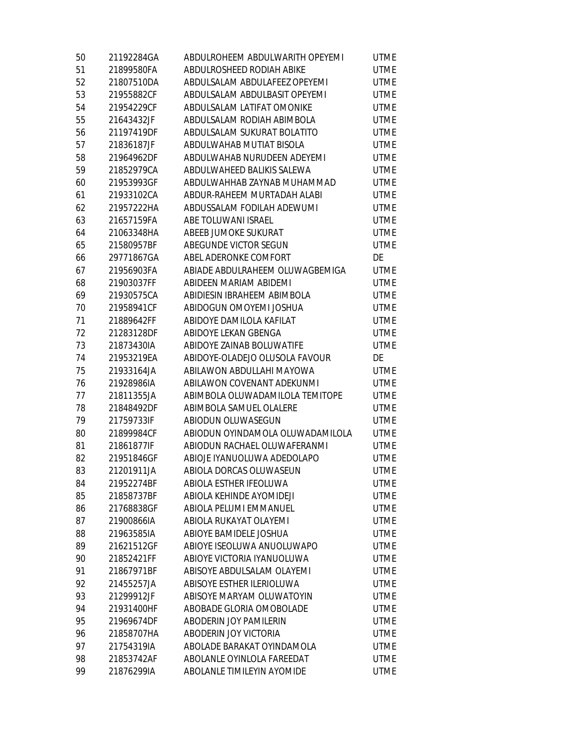| | | | |
|---|---|---|---|
| 50 | 21192284GA | ABDULROHEEM ABDULWARITH OPEYEMI | UTME |
| 51 | 21899580FA | ABDULROSHEED RODIAH ABIKE | UTME |
| 52 | 21807510DA | ABDULSALAM ABDULAFEEZ OPEYEMI | UTME |
| 53 | 21955882CF | ABDULSALAM ABDULBASIT OPEYEMI | UTME |
| 54 | 21954229CF | ABDULSALAM LATIFAT OMONIKE | UTME |
| 55 | 21643432JF | ABDULSALAM RODIAH ABIMBOLA | UTME |
| 56 | 21197419DF | ABDULSALAM SUKURAT BOLATITO | UTME |
| 57 | 21836187JF | ABDULWAHAB MUTIAT BISOLA | UTME |
| 58 | 21964962DF | ABDULWAHAB NURUDEEN ADEYEMI | UTME |
| 59 | 21852979CA | ABDULWAHEED BALIKIS SALEWA | UTME |
| 60 | 21953993GF | ABDULWAHHAB ZAYNAB MUHAMMAD | UTME |
| 61 | 21933102CA | ABDUR-RAHEEM MURTADAH ALABI | UTME |
| 62 | 21957222HA | ABDUSSALAM FODILAH ADEWUMI | UTME |
| 63 | 21657159FA | ABE TOLUWANI ISRAEL | UTME |
| 64 | 21063348HA | ABEEB JUMOKE SUKURAT | UTME |
| 65 | 21580957BF | ABEGUNDE VICTOR SEGUN | UTME |
| 66 | 29771867GA | ABEL ADERONKE COMFORT | DE |
| 67 | 21956903FA | ABIADE ABDULRAHEEM OLUWAGBEMIGA | UTME |
| 68 | 21903037FF | ABIDEEN MARIAM ABIDEMI | UTME |
| 69 | 21930575CA | ABIDIESIN IBRAHEEM ABIMBOLA | UTME |
| 70 | 21958941CF | ABIDOGUN OMOYEMI JOSHUA | UTME |
| 71 | 21889642FF | ABIDOYE DAMILOLA KAFILAT | UTME |
| 72 | 21283128DF | ABIDOYE LEKAN GBENGA | UTME |
| 73 | 21873430IA | ABIDOYE ZAINAB BOLUWATIFE | UTME |
| 74 | 21953219EA | ABIDOYE-OLADEJO OLUSOLA FAVOUR | DE |
| 75 | 21933164JA | ABILAWON ABDULLAHI MAYOWA | UTME |
| 76 | 21928986IA | ABILAWON COVENANT ADEKUNMI | UTME |
| 77 | 21811355JA | ABIMBOLA OLUWADAMILOLA TEMITOPE | UTME |
| 78 | 21848492DF | ABIMBOLA SAMUEL OLALERE | UTME |
| 79 | 21759733IF | ABIODUN OLUWASEGUN | UTME |
| 80 | 21899984CF | ABIODUN OYINDAMOLA OLUWADAMILOLA | UTME |
| 81 | 21861877IF | ABIODUN RACHAEL OLUWAFERANMI | UTME |
| 82 | 21951846GF | ABIOJE IYANUOLUWA ADEDOLAPO | UTME |
| 83 | 21201911JA | ABIOLA DORCAS OLUWASEUN | UTME |
| 84 | 21952274BF | ABIOLA ESTHER IFEOLUWA | UTME |
| 85 | 21858737BF | ABIOLA KEHINDE AYOMIDEJI | UTME |
| 86 | 21768838GF | ABIOLA PELUMI EMMANUEL | UTME |
| 87 | 21900866IA | ABIOLA RUKAYAT OLAYEMI | UTME |
| 88 | 21963585IA | ABIOYE BAMIDELE JOSHUA | UTME |
| 89 | 21621512GF | ABIOYE ISEOLUWA ANUOLUWAPO | UTME |
| 90 | 21852421FF | ABIOYE VICTORIA IYANUOLUWA | UTME |
| 91 | 21867971BF | ABISOYE ABDULSALAM OLAYEMI | UTME |
| 92 | 21455257JA | ABISOYE ESTHER ILERIOLUWA | UTME |
| 93 | 21299912JF | ABISOYE MARYAM OLUWATOYIN | UTME |
| 94 | 21931400HF | ABOBADE GLORIA OMOBOLADE | UTME |
| 95 | 21969674DF | ABODERIN JOY PAMILERIN | UTME |
| 96 | 21858707HA | ABODERIN JOY VICTORIA | UTME |
| 97 | 21754319IA | ABOLADE BARAKAT OYINDAMOLA | UTME |
| 98 | 21853742AF | ABOLANLE OYINLOLA FAREEDAT | UTME |
| 99 | 21876299IA | ABOLANLE TIMILEYIN AYOMIDE | UTME |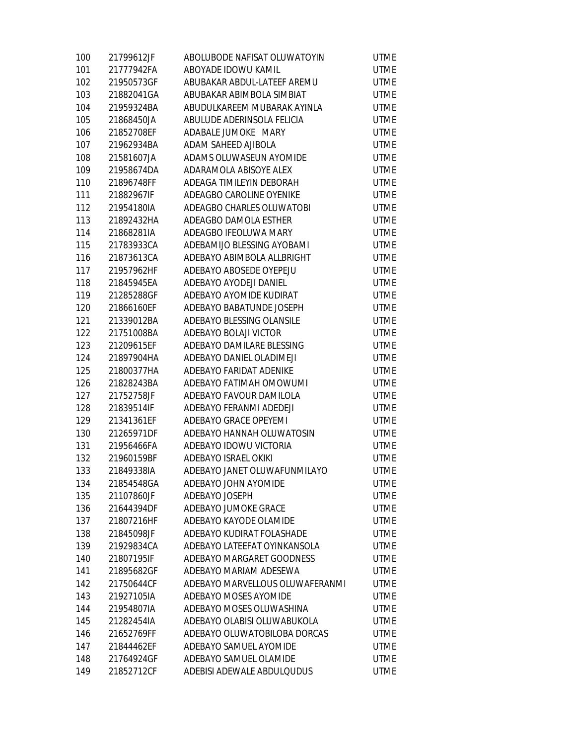| | | | |
|---|---|---|---|
| 100 | 21799612JF | ABOLUBODE NAFISAT OLUWATOYIN | UTME |
| 101 | 21777942FA | ABOYADE IDOWU KAMIL | UTME |
| 102 | 21950573GF | ABUBAKAR ABDUL-LATEEF AREMU | UTME |
| 103 | 21882041GA | ABUBAKAR ABIMBOLA SIMBIAT | UTME |
| 104 | 21959324BA | ABUDULKAREEM MUBARAK AYINLA | UTME |
| 105 | 21868450JA | ABULUDE ADERINSOLA FELICIA | UTME |
| 106 | 21852708EF | ADABALE JUMOKE MARY | UTME |
| 107 | 21962934BA | ADAM SAHEED AJIBOLA | UTME |
| 108 | 21581607JA | ADAMS OLUWASEUN AYOMIDE | UTME |
| 109 | 21958674DA | ADARAMOLA ABISOYE ALEX | UTME |
| 110 | 21896748FF | ADEAGA TIMILEYIN DEBORAH | UTME |
| 111 | 21882967IF | ADEAGBO CAROLINE OYENIKE | UTME |
| 112 | 21954180IA | ADEAGBO CHARLES OLUWATOBI | UTME |
| 113 | 21892432HA | ADEAGBO DAMOLA ESTHER | UTME |
| 114 | 21868281IA | ADEAGBO IFEOLUWA MARY | UTME |
| 115 | 21783933CA | ADEBAMIJO BLESSING AYOBAMI | UTME |
| 116 | 21873613CA | ADEBAYO ABIMBOLA ALLBRIGHT | UTME |
| 117 | 21957962HF | ADEBAYO ABOSEDE OYEPEJU | UTME |
| 118 | 21845945EA | ADEBAYO AYODEJI DANIEL | UTME |
| 119 | 21285288GF | ADEBAYO AYOMIDE KUDIRAT | UTME |
| 120 | 21866160EF | ADEBAYO BABATUNDE JOSEPH | UTME |
| 121 | 21339012BA | ADEBAYO BLESSING OLANSILE | UTME |
| 122 | 21751008BA | ADEBAYO BOLAJI VICTOR | UTME |
| 123 | 21209615EF | ADEBAYO DAMILARE BLESSING | UTME |
| 124 | 21897904HA | ADEBAYO DANIEL OLADIMEJI | UTME |
| 125 | 21800377HA | ADEBAYO FARIDAT ADENIKE | UTME |
| 126 | 21828243BA | ADEBAYO FATIMAH OMOWUMI | UTME |
| 127 | 21752758JF | ADEBAYO FAVOUR DAMILOLA | UTME |
| 128 | 21839514IF | ADEBAYO FERANMI ADEDEJI | UTME |
| 129 | 21341361EF | ADEBAYO GRACE OPEYEMI | UTME |
| 130 | 21265971DF | ADEBAYO HANNAH OLUWATOSIN | UTME |
| 131 | 21956466FA | ADEBAYO IDOWU VICTORIA | UTME |
| 132 | 21960159BF | ADEBAYO ISRAEL OKIKI | UTME |
| 133 | 21849338IA | ADEBAYO JANET OLUWAFUNMILAYO | UTME |
| 134 | 21854548GA | ADEBAYO JOHN AYOMIDE | UTME |
| 135 | 21107860JF | ADEBAYO JOSEPH | UTME |
| 136 | 21644394DF | ADEBAYO JUMOKE GRACE | UTME |
| 137 | 21807216HF | ADEBAYO KAYODE OLAMIDE | UTME |
| 138 | 21845098JF | ADEBAYO KUDIRAT FOLASHADE | UTME |
| 139 | 21929834CA | ADEBAYO LATEEFAT OYINKANSOLA | UTME |
| 140 | 21807195IF | ADEBAYO MARGARET GOODNESS | UTME |
| 141 | 21895682GF | ADEBAYO MARIAM ADESEWA | UTME |
| 142 | 21750644CF | ADEBAYO MARVELLOUS OLUWAFERANMI | UTME |
| 143 | 21927105IA | ADEBAYO MOSES AYOMIDE | UTME |
| 144 | 21954807IA | ADEBAYO MOSES OLUWASHINA | UTME |
| 145 | 21282454IA | ADEBAYO OLABISI OLUWABUKOLA | UTME |
| 146 | 21652769FF | ADEBAYO OLUWATOBILOBA DORCAS | UTME |
| 147 | 21844462EF | ADEBAYO SAMUEL AYOMIDE | UTME |
| 148 | 21764924GF | ADEBAYO SAMUEL OLAMIDE | UTME |
| 149 | 21852712CF | ADEBISI ADEWALE ABDULQUDUS | UTME |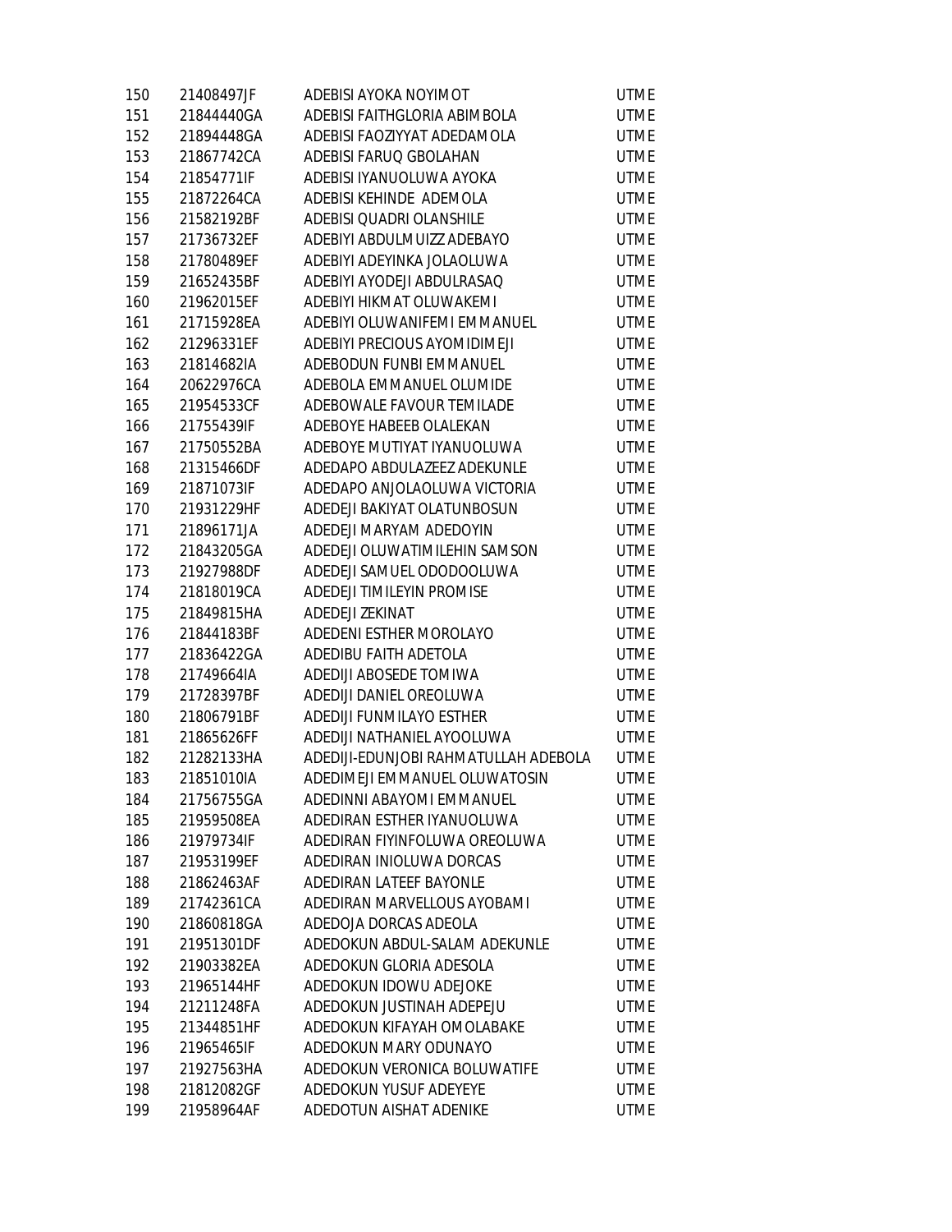| | | | |
|---|---|---|---|
| 150 | 21408497JF | ADEBISI AYOKA NOYIMOT | UTME |
| 151 | 21844440GA | ADEBISI FAITHGLORIA ABIMBOLA | UTME |
| 152 | 21894448GA | ADEBISI FAOZIYYAT ADEDAMOLA | UTME |
| 153 | 21867742CA | ADEBISI FARUQ GBOLAHAN | UTME |
| 154 | 21854771IF | ADEBISI IYANUOLUWA AYOKA | UTME |
| 155 | 21872264CA | ADEBISI KEHINDE ADEMOLA | UTME |
| 156 | 21582192BF | ADEBISI QUADRI OLANSHILE | UTME |
| 157 | 21736732EF | ADEBIYI ABDULMUIZZ ADEBAYO | UTME |
| 158 | 21780489EF | ADEBIYI ADEYINKA JOLAOLUWA | UTME |
| 159 | 21652435BF | ADEBIYI AYODEJI ABDULRASAQ | UTME |
| 160 | 21962015EF | ADEBIYI HIKMAT OLUWAKEMI | UTME |
| 161 | 21715928EA | ADEBIYI OLUWANIFEMI EMMANUEL | UTME |
| 162 | 21296331EF | ADEBIYI PRECIOUS AYOMIDIMEJI | UTME |
| 163 | 21814682IA | ADEBODUN FUNBI EMMANUEL | UTME |
| 164 | 20622976CA | ADEBOLA EMMANUEL OLUMIDE | UTME |
| 165 | 21954533CF | ADEBOWALE FAVOUR TEMILADE | UTME |
| 166 | 21755439IF | ADEBOYE HABEEB OLALEKAN | UTME |
| 167 | 21750552BA | ADEBOYE MUTIYAT IYANUOLUWA | UTME |
| 168 | 21315466DF | ADEDAPO ABDULAZEEZ ADEKUNLE | UTME |
| 169 | 21871073IF | ADEDAPO ANJOLAOLUWA VICTORIA | UTME |
| 170 | 21931229HF | ADEDEJI BAKIYAT OLATUNBOSUN | UTME |
| 171 | 21896171JA | ADEDEJI MARYAM ADEDOYIN | UTME |
| 172 | 21843205GA | ADEDEJI OLUWATIMILEHIN SAMSON | UTME |
| 173 | 21927988DF | ADEDEJI SAMUEL ODODOOLUWA | UTME |
| 174 | 21818019CA | ADEDEJI TIMILEYIN PROMISE | UTME |
| 175 | 21849815HA | ADEDEJI ZEKINAT | UTME |
| 176 | 21844183BF | ADEDENI ESTHER MOROLAYO | UTME |
| 177 | 21836422GA | ADEDIBU FAITH ADETOLA | UTME |
| 178 | 21749664IA | ADEDIJI ABOSEDE TOMIWA | UTME |
| 179 | 21728397BF | ADEDIJI DANIEL OREOLUWA | UTME |
| 180 | 21806791BF | ADEDIJI FUNMILAYO ESTHER | UTME |
| 181 | 21865626FF | ADEDIJI NATHANIEL AYOOLUWA | UTME |
| 182 | 21282133HA | ADEDIJI-EDUNJOBI RAHMATULLAH ADEBOLA | UTME |
| 183 | 21851010IA | ADEDIMEJI EMMANUEL OLUWATOSIN | UTME |
| 184 | 21756755GA | ADEDINNI ABAYOMI EMMANUEL | UTME |
| 185 | 21959508EA | ADEDIRAN ESTHER IYANUOLUWA | UTME |
| 186 | 21979734IF | ADEDIRAN FIYINFOLUWA OREOLUWA | UTME |
| 187 | 21953199EF | ADEDIRAN INIOLUWA DORCAS | UTME |
| 188 | 21862463AF | ADEDIRAN LATEEF BAYONLE | UTME |
| 189 | 21742361CA | ADEDIRAN MARVELLOUS AYOBAMI | UTME |
| 190 | 21860818GA | ADEDOJA DORCAS ADEOLA | UTME |
| 191 | 21951301DF | ADEDOKUN ABDUL-SALAM ADEKUNLE | UTME |
| 192 | 21903382EA | ADEDOKUN GLORIA ADESOLA | UTME |
| 193 | 21965144HF | ADEDOKUN IDOWU ADEJOKE | UTME |
| 194 | 21211248FA | ADEDOKUN JUSTINAH ADEPEJU | UTME |
| 195 | 21344851HF | ADEDOKUN KIFAYAH OMOLABAKE | UTME |
| 196 | 21965465IF | ADEDOKUN MARY ODUNAYO | UTME |
| 197 | 21927563HA | ADEDOKUN VERONICA BOLUWATIFE | UTME |
| 198 | 21812082GF | ADEDOKUN YUSUF ADEYEYE | UTME |
| 199 | 21958964AF | ADEDOTUN AISHAT ADENIKE | UTME |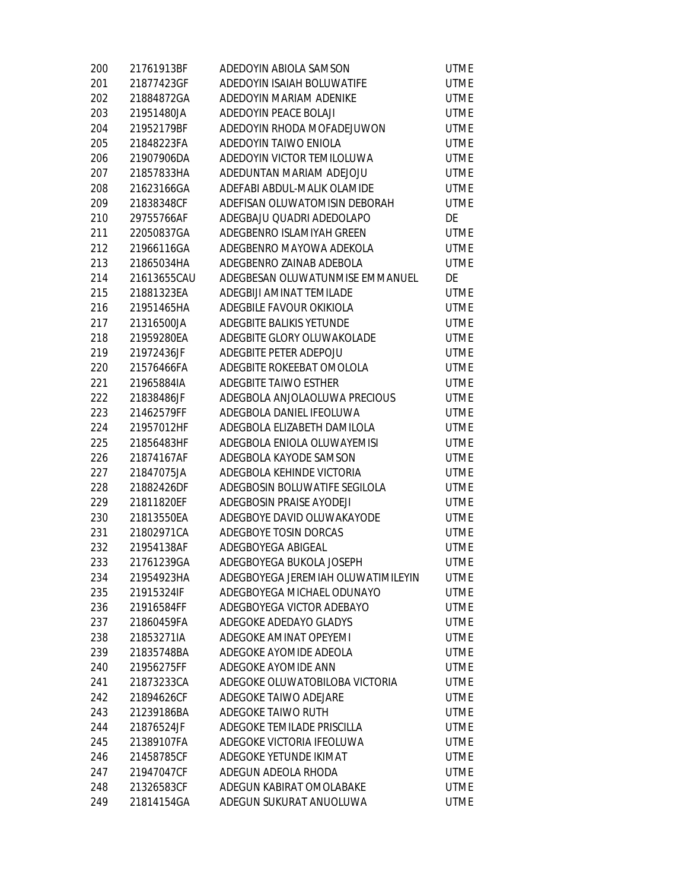| | | | |
|---|---|---|---|
| 200 | 21761913BF | ADEDOYIN ABIOLA SAMSON | UTME |
| 201 | 21877423GF | ADEDOYIN ISAIAH BOLUWATIFE | UTME |
| 202 | 21884872GA | ADEDOYIN MARIAM ADENIKE | UTME |
| 203 | 21951480JA | ADEDOYIN PEACE BOLAJI | UTME |
| 204 | 21952179BF | ADEDOYIN RHODA MOFADEJUWON | UTME |
| 205 | 21848223FA | ADEDOYIN TAIWO ENIOLA | UTME |
| 206 | 21907906DA | ADEDOYIN VICTOR TEMILOLUWA | UTME |
| 207 | 21857833HA | ADEDUNTAN MARIAM ADEJOJU | UTME |
| 208 | 21623166GA | ADEFABI ABDUL-MALIK OLAMIDE | UTME |
| 209 | 21838348CF | ADEFISAN OLUWATOMISIN DEBORAH | UTME |
| 210 | 29755766AF | ADEGBAJU QUADRI ADEDOLAPO | DE |
| 211 | 22050837GA | ADEGBENRO ISLAMIYAH GREEN | UTME |
| 212 | 21966116GA | ADEGBENRO MAYOWA ADEKOLA | UTME |
| 213 | 21865034HA | ADEGBENRO ZAINAB ADEBOLA | UTME |
| 214 | 21613655CAU | ADEGBESAN OLUWATUNMISE EMMANUEL | DE |
| 215 | 21881323EA | ADEGBIJI AMINAT TEMILADE | UTME |
| 216 | 21951465HA | ADEGBILE FAVOUR OKIKIOLA | UTME |
| 217 | 21316500JA | ADEGBITE BALIKIS YETUNDE | UTME |
| 218 | 21959280EA | ADEGBITE GLORY OLUWAKOLADE | UTME |
| 219 | 21972436JF | ADEGBITE PETER ADEPOJU | UTME |
| 220 | 21576466FA | ADEGBITE ROKEEBAT OMOLOLA | UTME |
| 221 | 21965884IA | ADEGBITE TAIWO ESTHER | UTME |
| 222 | 21838486JF | ADEGBOLA ANJOLAOLUWA PRECIOUS | UTME |
| 223 | 21462579FF | ADEGBOLA DANIEL IFEOLUWA | UTME |
| 224 | 21957012HF | ADEGBOLA ELIZABETH DAMILOLA | UTME |
| 225 | 21856483HF | ADEGBOLA ENIOLA OLUWAYEMISI | UTME |
| 226 | 21874167AF | ADEGBOLA KAYODE SAMSON | UTME |
| 227 | 21847075JA | ADEGBOLA KEHINDE VICTORIA | UTME |
| 228 | 21882426DF | ADEGBOSIN BOLUWATIFE SEGILOLA | UTME |
| 229 | 21811820EF | ADEGBOSIN PRAISE AYODEJI | UTME |
| 230 | 21813550EA | ADEGBOYE DAVID OLUWAKAYODE | UTME |
| 231 | 21802971CA | ADEGBOYE TOSIN DORCAS | UTME |
| 232 | 21954138AF | ADEGBOYEGA ABIGEAL | UTME |
| 233 | 21761239GA | ADEGBOYEGA BUKOLA JOSEPH | UTME |
| 234 | 21954923HA | ADEGBOYEGA JEREMIAH OLUWATIMILEYIN | UTME |
| 235 | 21915324IF | ADEGBOYEGA MICHAEL ODUNAYO | UTME |
| 236 | 21916584FF | ADEGBOYEGA VICTOR ADEBAYO | UTME |
| 237 | 21860459FA | ADEGOKE ADEDAYO GLADYS | UTME |
| 238 | 21853271IA | ADEGOKE AMINAT OPEYEMI | UTME |
| 239 | 21835748BA | ADEGOKE AYOMIDE ADEOLA | UTME |
| 240 | 21956275FF | ADEGOKE AYOMIDE ANN | UTME |
| 241 | 21873233CA | ADEGOKE OLUWATOBILOBA VICTORIA | UTME |
| 242 | 21894626CF | ADEGOKE TAIWO ADEJARE | UTME |
| 243 | 21239186BA | ADEGOKE TAIWO RUTH | UTME |
| 244 | 21876524JF | ADEGOKE TEMILADE PRISCILLA | UTME |
| 245 | 21389107FA | ADEGOKE VICTORIA IFEOLUWA | UTME |
| 246 | 21458785CF | ADEGOKE YETUNDE IKIMAT | UTME |
| 247 | 21947047CF | ADEGUN ADEOLA RHODA | UTME |
| 248 | 21326583CF | ADEGUN KABIRAT OMOLABAKE | UTME |
| 249 | 21814154GA | ADEGUN SUKURAT ANUOLUWA | UTME |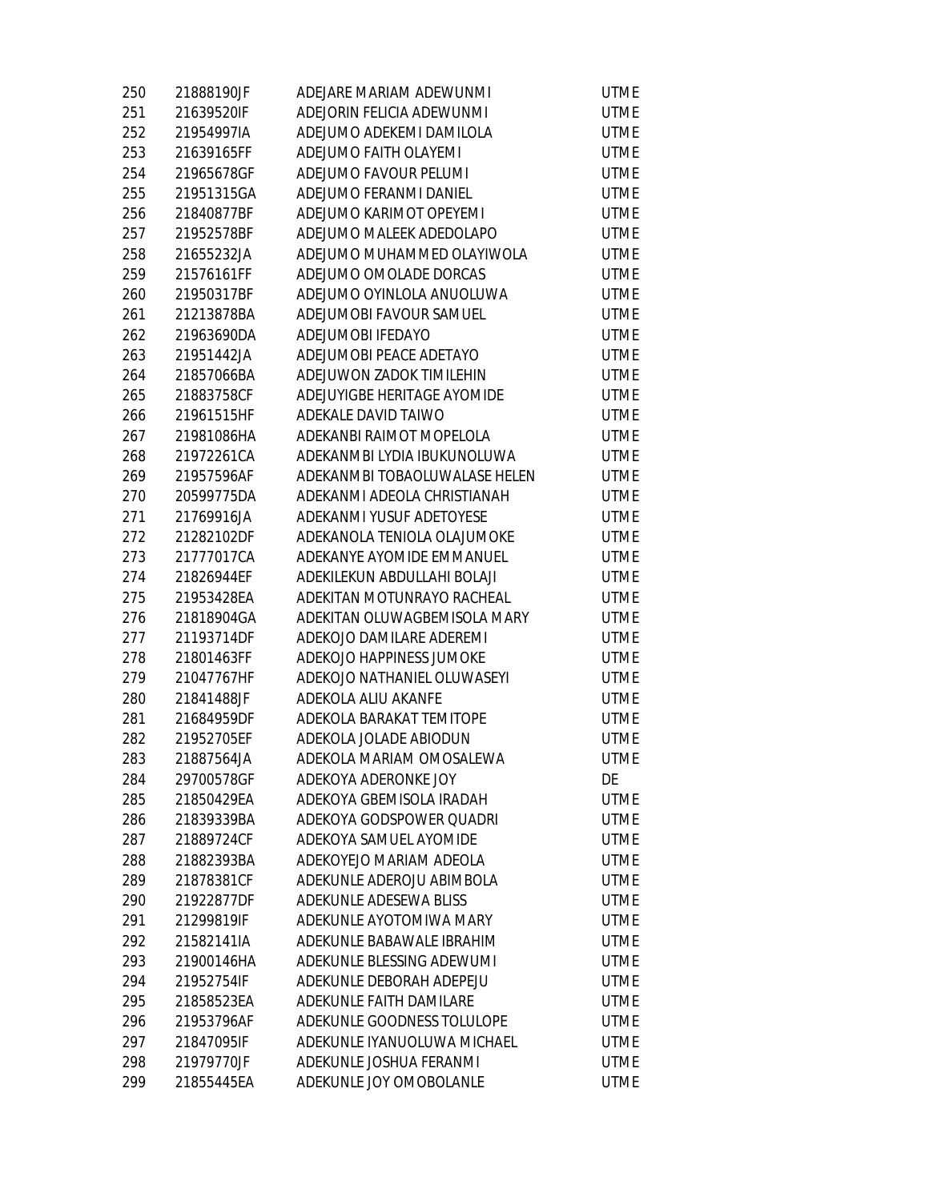| | | | |
|---|---|---|---|
| 250 | 21888190JF | ADEJARE MARIAM ADEWUNMI | UTME |
| 251 | 21639520IF | ADEJORIN FELICIA ADEWUNMI | UTME |
| 252 | 21954997IA | ADEJUMO ADEKEMI DAMILOLA | UTME |
| 253 | 21639165FF | ADEJUMO FAITH OLAYEMI | UTME |
| 254 | 21965678GF | ADEJUMO FAVOUR PELUMI | UTME |
| 255 | 21951315GA | ADEJUMO FERANMI DANIEL | UTME |
| 256 | 21840877BF | ADEJUMO KARIMOT OPEYEMI | UTME |
| 257 | 21952578BF | ADEJUMO MALEEK ADEDOLAPO | UTME |
| 258 | 21655232JA | ADEJUMO MUHAMMED OLAYIWOLA | UTME |
| 259 | 21576161FF | ADEJUMO OMOLADE DORCAS | UTME |
| 260 | 21950317BF | ADEJUMO OYINLOLA ANUOLUWA | UTME |
| 261 | 21213878BA | ADEJUMOBI FAVOUR SAMUEL | UTME |
| 262 | 21963690DA | ADEJUMOBI IFEDAYO | UTME |
| 263 | 21951442JA | ADEJUMOBI PEACE ADETAYO | UTME |
| 264 | 21857066BA | ADEJUWON ZADOK TIMILEHIN | UTME |
| 265 | 21883758CF | ADEJUYIGBE HERITAGE AYOMIDE | UTME |
| 266 | 21961515HF | ADEKALE DAVID TAIWO | UTME |
| 267 | 21981086HA | ADEKANBI RAIMOT MOPELOLA | UTME |
| 268 | 21972261CA | ADEKANMBI LYDIA IBUKUNOLUWA | UTME |
| 269 | 21957596AF | ADEKANMBI TOBAOLUWALASE HELEN | UTME |
| 270 | 20599775DA | ADEKANMI ADEOLA CHRISTIANAH | UTME |
| 271 | 21769916JA | ADEKANMI YUSUF ADETOYESE | UTME |
| 272 | 21282102DF | ADEKANOLA TENIOLA OLAJUMOKE | UTME |
| 273 | 21777017CA | ADEKANYE AYOMIDE EMMANUEL | UTME |
| 274 | 21826944EF | ADEKILEKUN ABDULLAHI BOLAJI | UTME |
| 275 | 21953428EA | ADEKITAN MOTUNRAYO RACHEAL | UTME |
| 276 | 21818904GA | ADEKITAN OLUWAGBEMISOLA MARY | UTME |
| 277 | 21193714DF | ADEKOJO DAMILARE ADEREMI | UTME |
| 278 | 21801463FF | ADEKOJO HAPPINESS JUMOKE | UTME |
| 279 | 21047767HF | ADEKOJO NATHANIEL OLUWASEYI | UTME |
| 280 | 21841488JF | ADEKOLA ALIU AKANFE | UTME |
| 281 | 21684959DF | ADEKOLA BARAKAT TEMITOPE | UTME |
| 282 | 21952705EF | ADEKOLA JOLADE ABIODUN | UTME |
| 283 | 21887564JA | ADEKOLA MARIAM OMOSALEWA | UTME |
| 284 | 29700578GF | ADEKOYA ADERONKE JOY | DE |
| 285 | 21850429EA | ADEKOYA GBEMISOLA IRADAH | UTME |
| 286 | 21839339BA | ADEKOYA GODSPOWER QUADRI | UTME |
| 287 | 21889724CF | ADEKOYA SAMUEL AYOMIDE | UTME |
| 288 | 21882393BA | ADEKOYEJO MARIAM ADEOLA | UTME |
| 289 | 21878381CF | ADEKUNLE ADEROJU ABIMBOLA | UTME |
| 290 | 21922877DF | ADEKUNLE ADESEWA BLISS | UTME |
| 291 | 21299819IF | ADEKUNLE AYOTOMIWA MARY | UTME |
| 292 | 21582141IA | ADEKUNLE BABAWALE IBRAHIM | UTME |
| 293 | 21900146HA | ADEKUNLE BLESSING ADEWUMI | UTME |
| 294 | 21952754IF | ADEKUNLE DEBORAH ADEPEJU | UTME |
| 295 | 21858523EA | ADEKUNLE FAITH DAMILARE | UTME |
| 296 | 21953796AF | ADEKUNLE GOODNESS TOLULOPE | UTME |
| 297 | 21847095IF | ADEKUNLE IYANUOLUWA MICHAEL | UTME |
| 298 | 21979770JF | ADEKUNLE JOSHUA FERANMI | UTME |
| 299 | 21855445EA | ADEKUNLE JOY OMOBOLANLE | UTME |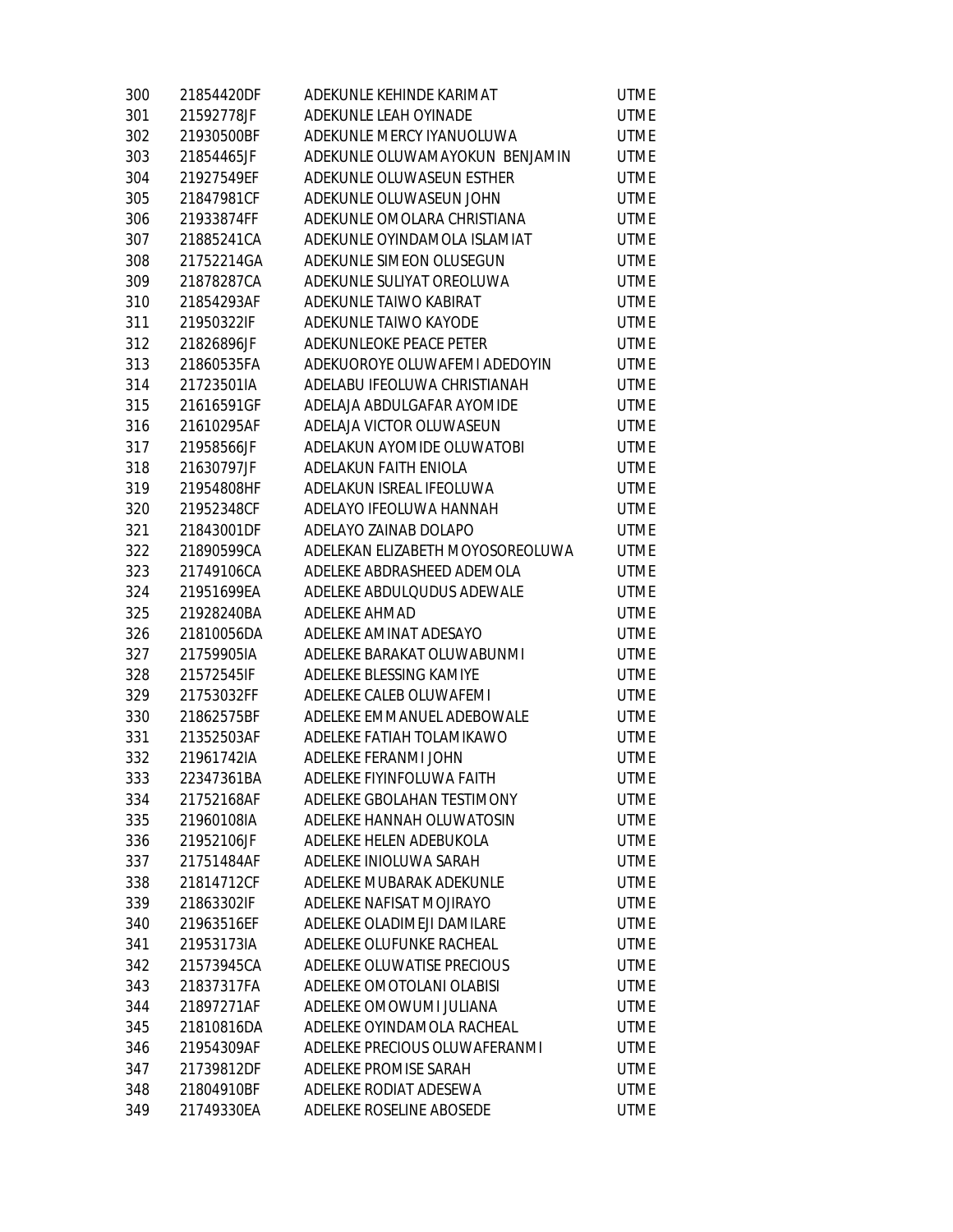| 300 | 21854420DF | ADEKUNLE KEHINDE KARIMAT | UTME |
|---|---|---|---|
| 301 | 21592778JF | ADEKUNLE LEAH OYINADE | UTME |
| 302 | 21930500BF | ADEKUNLE MERCY IYANUOLUWA | UTME |
| 303 | 21854465JF | ADEKUNLE OLUWAMAYOKUN BENJAMIN | UTME |
| 304 | 21927549EF | ADEKUNLE OLUWASEUN ESTHER | UTME |
| 305 | 21847981CF | ADEKUNLE OLUWASEUN JOHN | UTME |
| 306 | 21933874FF | ADEKUNLE OMOLARA CHRISTIANA | UTME |
| 307 | 21885241CA | ADEKUNLE OYINDAMOLA ISLAMIAT | UTME |
| 308 | 21752214GA | ADEKUNLE SIMEON OLUSEGUN | UTME |
| 309 | 21878287CA | ADEKUNLE SULIYAT OREOLUWA | UTME |
| 310 | 21854293AF | ADEKUNLE TAIWO KABIRAT | UTME |
| 311 | 21950322IF | ADEKUNLE TAIWO KAYODE | UTME |
| 312 | 21826896JF | ADEKUNLEOKE PEACE PETER | UTME |
| 313 | 21860535FA | ADEKUOROYE OLUWAFEMI ADEDOYIN | UTME |
| 314 | 21723501IA | ADELABU IFEOLUWA CHRISTIANAH | UTME |
| 315 | 21616591GF | ADELAJA ABDULGAFAR AYOMIDE | UTME |
| 316 | 21610295AF | ADELAJA VICTOR OLUWASEUN | UTME |
| 317 | 21958566JF | ADELAKUN AYOMIDE OLUWATOBI | UTME |
| 318 | 21630797JF | ADELAKUN FAITH ENIOLA | UTME |
| 319 | 21954808HF | ADELAKUN ISREAL IFEOLUWA | UTME |
| 320 | 21952348CF | ADELAYO IFEOLUWA HANNAH | UTME |
| 321 | 21843001DF | ADELAYO ZAINAB DOLAPO | UTME |
| 322 | 21890599CA | ADELEKAN ELIZABETH MOYOSOREOLUWA | UTME |
| 323 | 21749106CA | ADELEKE ABDRASHEED ADEMOLA | UTME |
| 324 | 21951699EA | ADELEKE ABDULQUDUS ADEWALE | UTME |
| 325 | 21928240BA | ADELEKE AHMAD | UTME |
| 326 | 21810056DA | ADELEKE AMINAT ADESAYO | UTME |
| 327 | 21759905IA | ADELEKE BARAKAT OLUWABUNMI | UTME |
| 328 | 21572545IF | ADELEKE BLESSING KAMIYE | UTME |
| 329 | 21753032FF | ADELEKE CALEB OLUWAFEMI | UTME |
| 330 | 21862575BF | ADELEKE EMMANUEL ADEBOWALE | UTME |
| 331 | 21352503AF | ADELEKE FATIAH TOLAMIKAWO | UTME |
| 332 | 21961742IA | ADELEKE FERANMI JOHN | UTME |
| 333 | 22347361BA | ADELEKE FIYINFOLUWA FAITH | UTME |
| 334 | 21752168AF | ADELEKE GBOLAHAN TESTIMONY | UTME |
| 335 | 21960108IA | ADELEKE HANNAH OLUWATOSIN | UTME |
| 336 | 21952106JF | ADELEKE HELEN ADEBUKOLA | UTME |
| 337 | 21751484AF | ADELEKE INIOLUWA SARAH | UTME |
| 338 | 21814712CF | ADELEKE MUBARAK ADEKUNLE | UTME |
| 339 | 21863302IF | ADELEKE NAFISAT MOJIRAYO | UTME |
| 340 | 21963516EF | ADELEKE OLADIMEJI DAMILARE | UTME |
| 341 | 21953173IA | ADELEKE OLUFUNKE RACHEAL | UTME |
| 342 | 21573945CA | ADELEKE OLUWATISE PRECIOUS | UTME |
| 343 | 21837317FA | ADELEKE OMOTOLANI OLABISI | UTME |
| 344 | 21897271AF | ADELEKE OMOWUMI JULIANA | UTME |
| 345 | 21810816DA | ADELEKE OYINDAMOLA RACHEAL | UTME |
| 346 | 21954309AF | ADELEKE PRECIOUS OLUWAFERANMI | UTME |
| 347 | 21739812DF | ADELEKE PROMISE SARAH | UTME |
| 348 | 21804910BF | ADELEKE RODIAT ADESEWA | UTME |
| 349 | 21749330EA | ADELEKE ROSELINE ABOSEDE | UTME |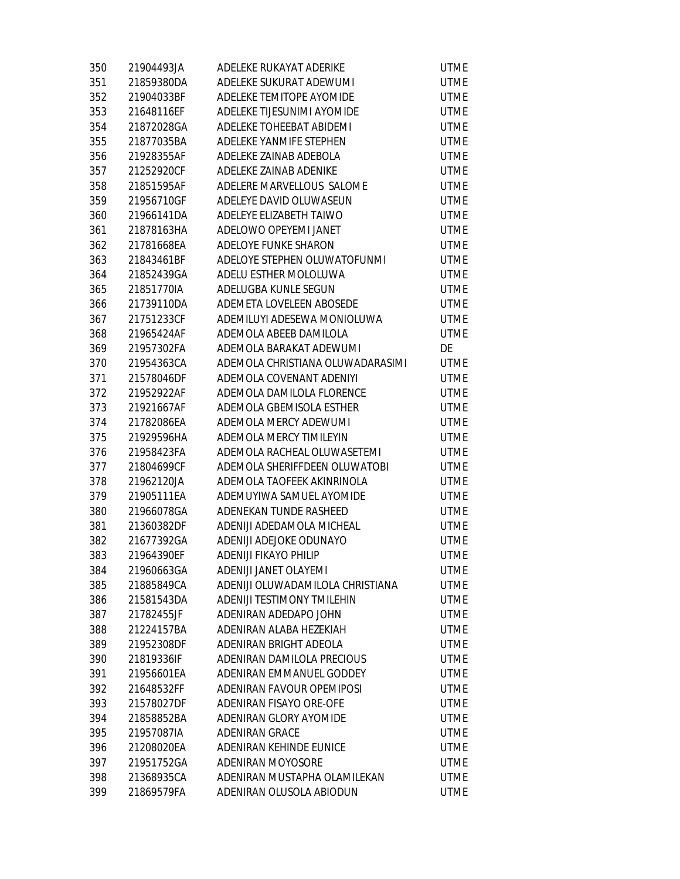| | | | |
|---|---|---|---|
| 350 | 21904493JA | ADELEKE RUKAYAT ADERIKE | UTME |
| 351 | 21859380DA | ADELEKE SUKURAT ADEWUMI | UTME |
| 352 | 21904033BF | ADELEKE TEMITOPE AYOMIDE | UTME |
| 353 | 21648116EF | ADELEKE TIJESUNIMI AYOMIDE | UTME |
| 354 | 21872028GA | ADELEKE TOHEEBAT ABIDEMI | UTME |
| 355 | 21877035BA | ADELEKE YANMIFE STEPHEN | UTME |
| 356 | 21928355AF | ADELEKE ZAINAB ADEBOLA | UTME |
| 357 | 21252920CF | ADELEKE ZAINAB ADENIKE | UTME |
| 358 | 21851595AF | ADELERE MARVELLOUS SALOME | UTME |
| 359 | 21956710GF | ADELEYE DAVID OLUWASEUN | UTME |
| 360 | 21966141DA | ADELEYE ELIZABETH TAIWO | UTME |
| 361 | 21878163HA | ADELOWO OPEYEMI JANET | UTME |
| 362 | 21781668EA | ADELOYE FUNKE SHARON | UTME |
| 363 | 21843461BF | ADELOYE STEPHEN OLUWATOFUNMI | UTME |
| 364 | 21852439GA | ADELU ESTHER MOLOLUWA | UTME |
| 365 | 21851770IA | ADELUGBA KUNLE SEGUN | UTME |
| 366 | 21739110DA | ADEMETA LOVELEEN ABOSEDE | UTME |
| 367 | 21751233CF | ADEMILUYI ADESEWA MONIOLUWA | UTME |
| 368 | 21965424AF | ADEMOLA ABEEB DAMILOLA | UTME |
| 369 | 21957302FA | ADEMOLA BARAKAT ADEWUMI | DE |
| 370 | 21954363CA | ADEMOLA CHRISTIANA OLUWADARASIMI | UTME |
| 371 | 21578046DF | ADEMOLA COVENANT ADENIYI | UTME |
| 372 | 21952922AF | ADEMOLA DAMILOLA FLORENCE | UTME |
| 373 | 21921667AF | ADEMOLA GBEMISOLA ESTHER | UTME |
| 374 | 21782086EA | ADEMOLA MERCY ADEWUMI | UTME |
| 375 | 21929596HA | ADEMOLA MERCY TIMILEYIN | UTME |
| 376 | 21958423FA | ADEMOLA RACHEAL OLUWASETEMI | UTME |
| 377 | 21804699CF | ADEMOLA SHERIFFDEEN OLUWATOBI | UTME |
| 378 | 21962120JA | ADEMOLA TAOFEEK AKINRINOLA | UTME |
| 379 | 21905111EA | ADEMUYIWA SAMUEL AYOMIDE | UTME |
| 380 | 21966078GA | ADENEKAN TUNDE RASHEED | UTME |
| 381 | 21360382DF | ADENIJI ADEDAMOLA MICHEAL | UTME |
| 382 | 21677392GA | ADENIJI ADEJOKE ODUNAYO | UTME |
| 383 | 21964390EF | ADENIJI FIKAYO PHILIP | UTME |
| 384 | 21960663GA | ADENIJI JANET OLAYEMI | UTME |
| 385 | 21885849CA | ADENIJI OLUWADAMILOLA CHRISTIANA | UTME |
| 386 | 21581543DA | ADENIJI TESTIMONY TMILEHIN | UTME |
| 387 | 21782455JF | ADENIRAN ADEDAPO JOHN | UTME |
| 388 | 21224157BA | ADENIRAN ALABA HEZEKIAH | UTME |
| 389 | 21952308DF | ADENIRAN BRIGHT ADEOLA | UTME |
| 390 | 21819336IF | ADENIRAN DAMILOLA PRECIOUS | UTME |
| 391 | 21956601EA | ADENIRAN EMMANUEL GODDEY | UTME |
| 392 | 21648532FF | ADENIRAN FAVOUR OPEMIPOSI | UTME |
| 393 | 21578027DF | ADENIRAN FISAYO ORE-OFE | UTME |
| 394 | 21858852BA | ADENIRAN GLORY AYOMIDE | UTME |
| 395 | 21957087IA | ADENIRAN GRACE | UTME |
| 396 | 21208020EA | ADENIRAN KEHINDE EUNICE | UTME |
| 397 | 21951752GA | ADENIRAN MOYOSORE | UTME |
| 398 | 21368935CA | ADENIRAN MUSTAPHA OLAMILEKAN | UTME |
| 399 | 21869579FA | ADENIRAN OLUSOLA ABIODUN | UTME |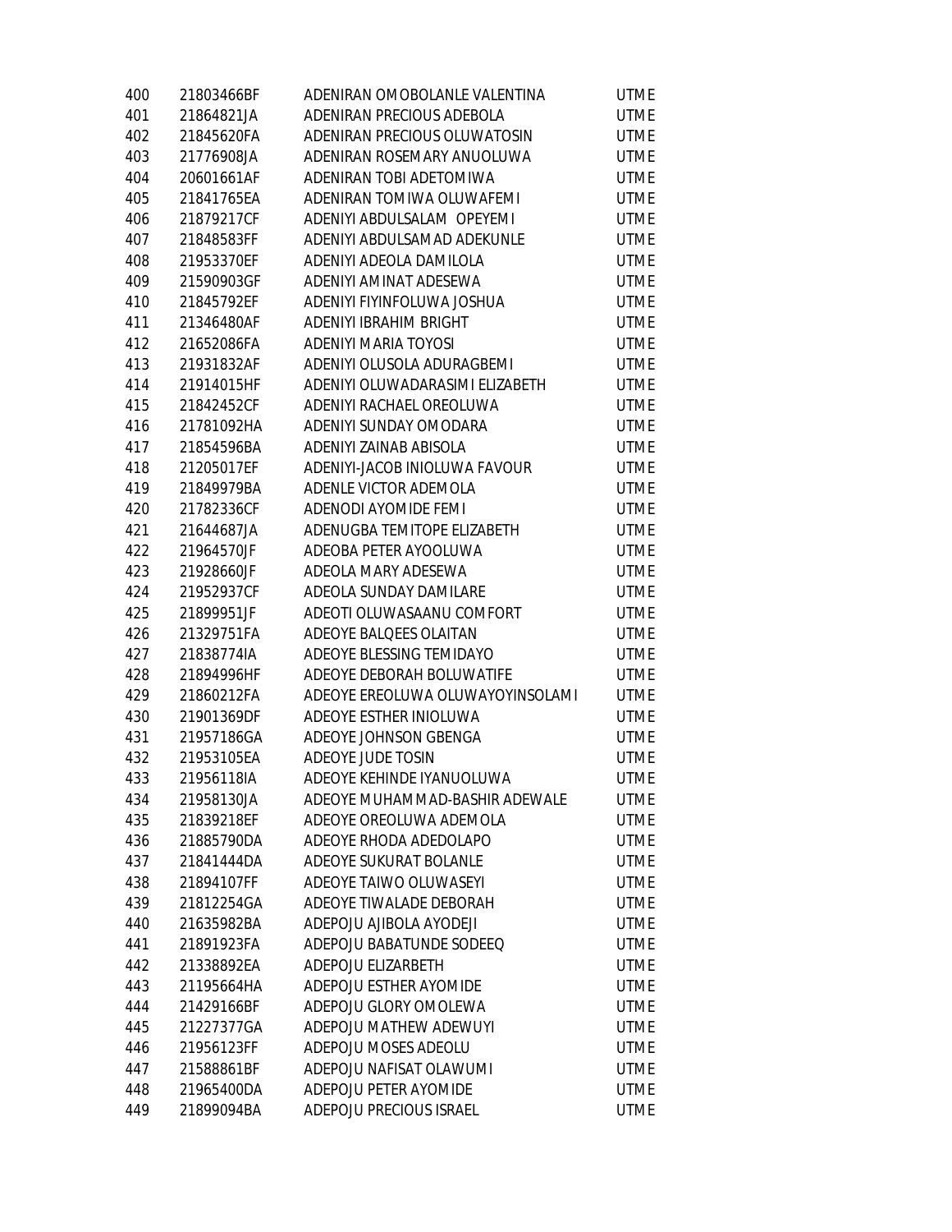| | | | |
|---|---|---|---|
| 400 | 21803466BF | ADENIRAN OMOBOLANLE VALENTINA | UTME |
| 401 | 21864821JA | ADENIRAN PRECIOUS ADEBOLA | UTME |
| 402 | 21845620FA | ADENIRAN PRECIOUS OLUWATOSIN | UTME |
| 403 | 21776908JA | ADENIRAN ROSEMARY ANUOLUWA | UTME |
| 404 | 20601661AF | ADENIRAN TOBI ADETOMIWA | UTME |
| 405 | 21841765EA | ADENIRAN TOMIWA OLUWAFEMI | UTME |
| 406 | 21879217CF | ADENIYI ABDULSALAM OPEYEMI | UTME |
| 407 | 21848583FF | ADENIYI ABDULSAMAD ADEKUNLE | UTME |
| 408 | 21953370EF | ADENIYI ADEOLA DAMILOLA | UTME |
| 409 | 21590903GF | ADENIYI AMINAT ADESEWA | UTME |
| 410 | 21845792EF | ADENIYI FIYINFOLUWA JOSHUA | UTME |
| 411 | 21346480AF | ADENIYI IBRAHIM BRIGHT | UTME |
| 412 | 21652086FA | ADENIYI MARIA TOYOSI | UTME |
| 413 | 21931832AF | ADENIYI OLUSOLA ADURAGBEMI | UTME |
| 414 | 21914015HF | ADENIYI OLUWADARASIMI ELIZABETH | UTME |
| 415 | 21842452CF | ADENIYI RACHAEL OREOLUWA | UTME |
| 416 | 21781092HA | ADENIYI SUNDAY OMODARA | UTME |
| 417 | 21854596BA | ADENIYI ZAINAB ABISOLA | UTME |
| 418 | 21205017EF | ADENIYI-JACOB INIOLUWA FAVOUR | UTME |
| 419 | 21849979BA | ADENLE VICTOR ADEMOLA | UTME |
| 420 | 21782336CF | ADENODI AYOMIDE FEMI | UTME |
| 421 | 21644687JA | ADENUGBA TEMITOPE ELIZABETH | UTME |
| 422 | 21964570JF | ADEOBA PETER AYOOLUWA | UTME |
| 423 | 21928660JF | ADEOLA MARY ADESEWA | UTME |
| 424 | 21952937CF | ADEOLA SUNDAY DAMILARE | UTME |
| 425 | 21899951JF | ADEOTI OLUWASAANU COMFORT | UTME |
| 426 | 21329751FA | ADEOYE BALQEES OLAITAN | UTME |
| 427 | 21838774IA | ADEOYE BLESSING TEMIDAYO | UTME |
| 428 | 21894996HF | ADEOYE DEBORAH BOLUWATIFE | UTME |
| 429 | 21860212FA | ADEOYE EREOLUWA OLUWAYOYINSOLAMI | UTME |
| 430 | 21901369DF | ADEOYE ESTHER INIOLUWA | UTME |
| 431 | 21957186GA | ADEOYE JOHNSON GBENGA | UTME |
| 432 | 21953105EA | ADEOYE JUDE TOSIN | UTME |
| 433 | 21956118IA | ADEOYE KEHINDE IYANUOLUWA | UTME |
| 434 | 21958130JA | ADEOYE MUHAMMAD-BASHIR ADEWALE | UTME |
| 435 | 21839218EF | ADEOYE OREOLUWA ADEMOLA | UTME |
| 436 | 21885790DA | ADEOYE RHODA ADEDOLAPO | UTME |
| 437 | 21841444DA | ADEOYE SUKURAT BOLANLE | UTME |
| 438 | 21894107FF | ADEOYE TAIWO OLUWASEYI | UTME |
| 439 | 21812254GA | ADEOYE TIWALADE DEBORAH | UTME |
| 440 | 21635982BA | ADEPOJU AJIBOLA AYODEJI | UTME |
| 441 | 21891923FA | ADEPOJU BABATUNDE SODEEQ | UTME |
| 442 | 21338892EA | ADEPOJU ELIZARBETH | UTME |
| 443 | 21195664HA | ADEPOJU ESTHER AYOMIDE | UTME |
| 444 | 21429166BF | ADEPOJU GLORY OMOLEWA | UTME |
| 445 | 21227377GA | ADEPOJU MATHEW ADEWUYI | UTME |
| 446 | 21956123FF | ADEPOJU MOSES ADEOLU | UTME |
| 447 | 21588861BF | ADEPOJU NAFISAT OLAWUMI | UTME |
| 448 | 21965400DA | ADEPOJU PETER AYOMIDE | UTME |
| 449 | 21899094BA | ADEPOJU PRECIOUS ISRAEL | UTME |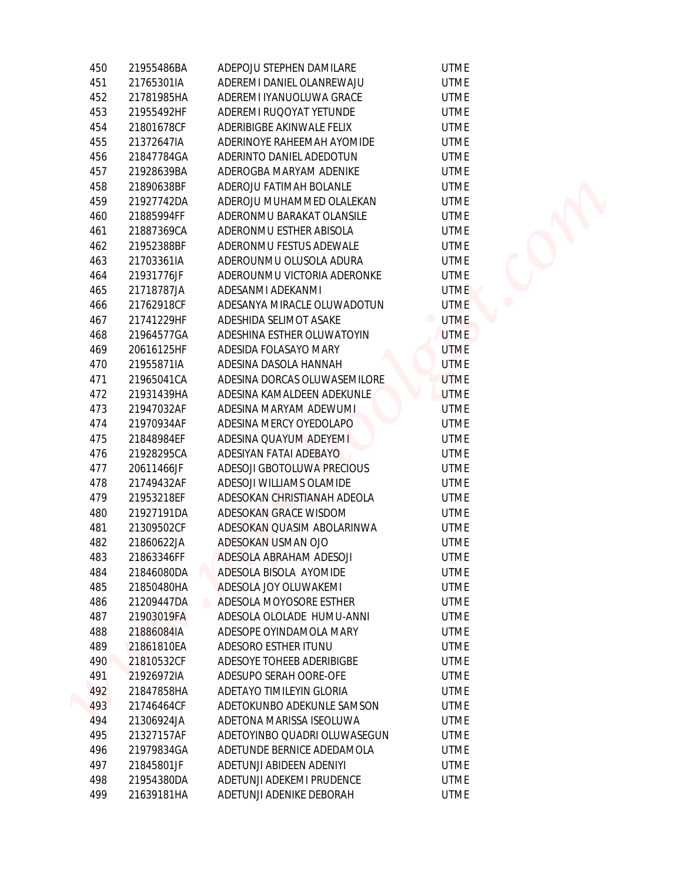| | | | |
|---|---|---|---|
| 450 | 21955486BA | ADEPOJU STEPHEN DAMILARE | UTME |
| 451 | 21765301IA | ADEREMI DANIEL OLANREWAJU | UTME |
| 452 | 21781985HA | ADEREMI IYANUOLUWA GRACE | UTME |
| 453 | 21955492HF | ADEREMI RUQOYAT YETUNDE | UTME |
| 454 | 21801678CF | ADERIBIGBE AKINWALE FELIX | UTME |
| 455 | 21372647IA | ADERINOYE RAHEEMAH AYOMIDE | UTME |
| 456 | 21847784GA | ADERINTO DANIEL ADEDOTUN | UTME |
| 457 | 21928639BA | ADEROGBA MARYAM ADENIKE | UTME |
| 458 | 21890638BF | ADEROJU FATIMAH BOLANLE | UTME |
| 459 | 21927742DA | ADEROJU MUHAMMED OLALEKAN | UTME |
| 460 | 21885994FF | ADERONMU BARAKAT OLANSILE | UTME |
| 461 | 21887369CA | ADERONMU ESTHER ABISOLA | UTME |
| 462 | 21952388BF | ADERONMU FESTUS ADEWALE | UTME |
| 463 | 21703361IA | ADEROUNMU OLUSOLA ADURA | UTME |
| 464 | 21931776JF | ADEROUNMU VICTORIA ADERONKE | UTME |
| 465 | 21718787JA | ADESANMI ADEKANMI | UTME |
| 466 | 21762918CF | ADESANYA MIRACLE OLUWADOTUN | UTME |
| 467 | 21741229HF | ADESHIDA SELIMOT ASAKE | UTME |
| 468 | 21964577GA | ADESHINA ESTHER OLUWATOYIN | UTME |
| 469 | 20616125HF | ADESIDA FOLASAYO MARY | UTME |
| 470 | 21955871IA | ADESINA DASOLA HANNAH | UTME |
| 471 | 21965041CA | ADESINA DORCAS OLUWASEMILORE | UTME |
| 472 | 21931439HA | ADESINA KAMALDEEN ADEKUNLE | UTME |
| 473 | 21947032AF | ADESINA MARYAM ADEWUMI | UTME |
| 474 | 21970934AF | ADESINA MERCY OYEDOLAPO | UTME |
| 475 | 21848984EF | ADESINA QUAYUM ADEYEMI | UTME |
| 476 | 21928295CA | ADESIYAN FATAI ADEBAYO | UTME |
| 477 | 20611466JF | ADESOJI GBOTOLUWA PRECIOUS | UTME |
| 478 | 21749432AF | ADESOJI WILLIAMS OLAMIDE | UTME |
| 479 | 21953218EF | ADESOKAN CHRISTIANAH ADEOLA | UTME |
| 480 | 21927191DA | ADESOKAN GRACE WISDOM | UTME |
| 481 | 21309502CF | ADESOKAN QUASIM ABOLARINWA | UTME |
| 482 | 21860622JA | ADESOKAN USMAN OJO | UTME |
| 483 | 21863346FF | ADESOLA ABRAHAM ADESOJI | UTME |
| 484 | 21846080DA | ADESOLA BISOLA AYOMIDE | UTME |
| 485 | 21850480HA | ADESOLA JOY OLUWAKEMI | UTME |
| 486 | 21209447DA | ADESOLA MOYOSORE ESTHER | UTME |
| 487 | 21903019FA | ADESOLA OLOLADE HUMU-ANNI | UTME |
| 488 | 21886084IA | ADESOPE OYINDAMOLA MARY | UTME |
| 489 | 21861810EA | ADESORO ESTHER ITUNU | UTME |
| 490 | 21810532CF | ADESOYE TOHEEB ADERIBIGBE | UTME |
| 491 | 21926972IA | ADESUPO SERAH OORE-OFE | UTME |
| 492 | 21847858HA | ADETAYO TIMILEYIN GLORIA | UTME |
| 493 | 21746464CF | ADETOKUNBO ADEKUNLE SAMSON | UTME |
| 494 | 21306924JA | ADETONA MARISSA ISEOLUWA | UTME |
| 495 | 21327157AF | ADETOYINBO QUADRI OLUWASEGUN | UTME |
| 496 | 21979834GA | ADETUNDE BERNICE ADEDAMOLA | UTME |
| 497 | 21845801JF | ADETUNJI ABIDEEN ADENIYI | UTME |
| 498 | 21954380DA | ADETUNJI ADEKEMI PRUDENCE | UTME |
| 499 | 21639181HA | ADETUNJI ADENIKE DEBORAH | UTME |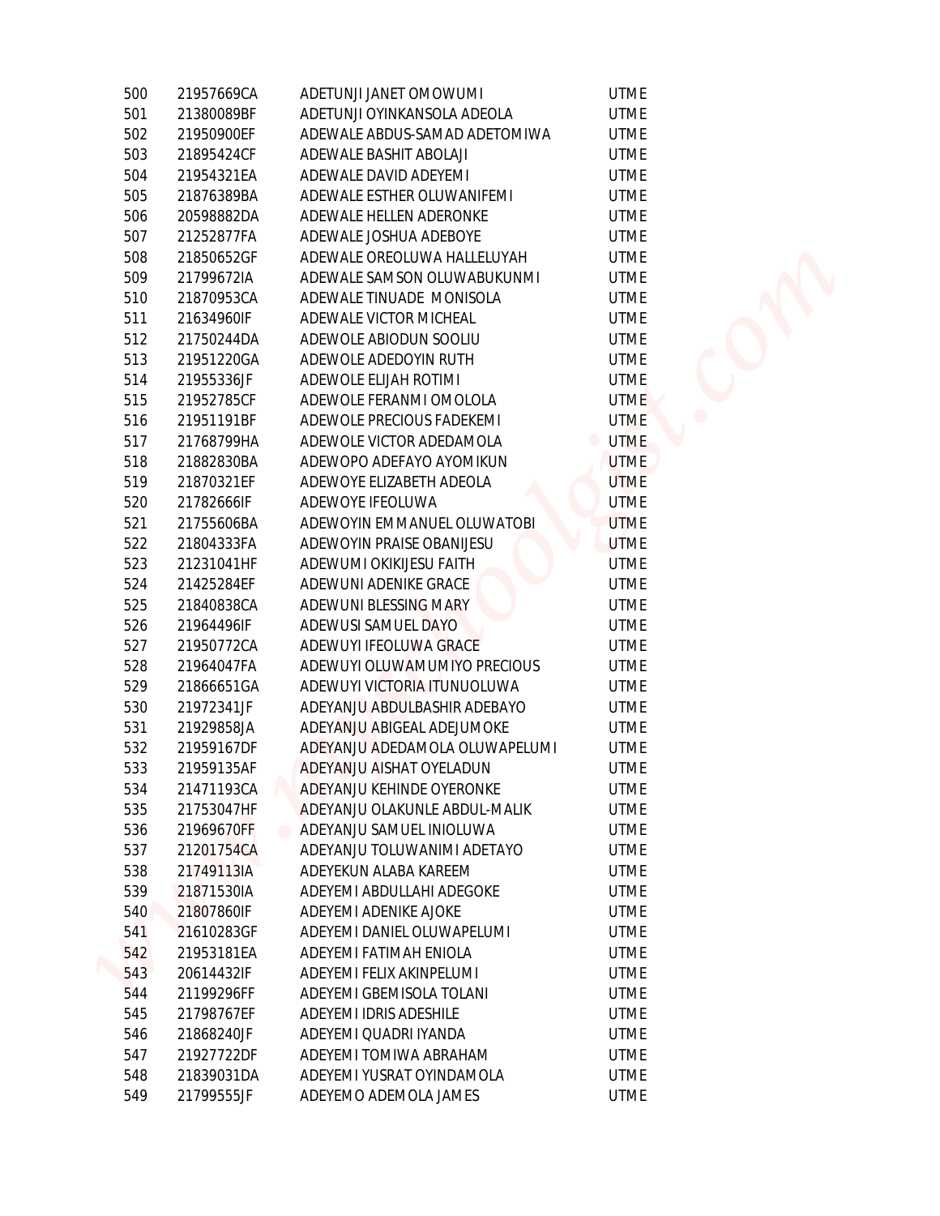| | | | |
|---|---|---|---|
| 500 | 21957669CA | ADETUNJI JANET OMOWUMI | UTME |
| 501 | 21380089BF | ADETUNJI OYINKANSOLA ADEOLA | UTME |
| 502 | 21950900EF | ADEWALE ABDUS-SAMAD ADETOMIWA | UTME |
| 503 | 21895424CF | ADEWALE BASHIT ABOLAJI | UTME |
| 504 | 21954321EA | ADEWALE DAVID ADEYEMI | UTME |
| 505 | 21876389BA | ADEWALE ESTHER OLUWANIFEMI | UTME |
| 506 | 20598882DA | ADEWALE HELLEN ADERONKE | UTME |
| 507 | 21252877FA | ADEWALE JOSHUA ADEBOYE | UTME |
| 508 | 21850652GF | ADEWALE OREOLUWA HALLELUYAH | UTME |
| 509 | 21799672IA | ADEWALE SAMSON OLUWABUKUNMI | UTME |
| 510 | 21870953CA | ADEWALE TINUADE MONISOLA | UTME |
| 511 | 21634960IF | ADEWALE VICTOR MICHEAL | UTME |
| 512 | 21750244DA | ADEWOLE ABIODUN SOOLIU | UTME |
| 513 | 21951220GA | ADEWOLE ADEDOYIN RUTH | UTME |
| 514 | 21955336JF | ADEWOLE ELIJAH ROTIMI | UTME |
| 515 | 21952785CF | ADEWOLE FERANMI OMOLOLA | UTME |
| 516 | 21951191BF | ADEWOLE PRECIOUS FADEKEMI | UTME |
| 517 | 21768799HA | ADEWOLE VICTOR ADEDAMOLA | UTME |
| 518 | 21882830BA | ADEWOPO ADEFAYO AYOMIKUN | UTME |
| 519 | 21870321EF | ADEWOYE ELIZABETH ADEOLA | UTME |
| 520 | 21782666IF | ADEWOYE IFEOLUWA | UTME |
| 521 | 21755606BA | ADEWOYIN EMMANUEL OLUWATOBI | UTME |
| 522 | 21804333FA | ADEWOYIN PRAISE OBANIJESU | UTME |
| 523 | 21231041HF | ADEWUMI OKIKIJESU FAITH | UTME |
| 524 | 21425284EF | ADEWUNI ADENIKE GRACE | UTME |
| 525 | 21840838CA | ADEWUNI BLESSING MARY | UTME |
| 526 | 21964496IF | ADEWUSI SAMUEL DAYO | UTME |
| 527 | 21950772CA | ADEWUYI IFEOLUWA GRACE | UTME |
| 528 | 21964047FA | ADEWUYI OLUWAMUMIYO PRECIOUS | UTME |
| 529 | 21866651GA | ADEWUYI VICTORIA ITUNUOLUWA | UTME |
| 530 | 21972341JF | ADEYANJU ABDULBASHIR ADEBAYO | UTME |
| 531 | 21929858JA | ADEYANJU ABIGEAL ADEJUMOKE | UTME |
| 532 | 21959167DF | ADEYANJU ADEDAMOLA OLUWAPELUMI | UTME |
| 533 | 21959135AF | ADEYANJU AISHAT OYELADUN | UTME |
| 534 | 21471193CA | ADEYANJU KEHINDE OYERONKE | UTME |
| 535 | 21753047HF | ADEYANJU OLAKUNLE ABDUL-MALIK | UTME |
| 536 | 21969670FF | ADEYANJU SAMUEL INIOLUWA | UTME |
| 537 | 21201754CA | ADEYANJU TOLUWANIMI ADETAYO | UTME |
| 538 | 21749113IA | ADEYEKUN ALABA KAREEM | UTME |
| 539 | 21871530IA | ADEYEMI ABDULLAHI ADEGOKE | UTME |
| 540 | 21807860IF | ADEYEMI ADENIKE AJOKE | UTME |
| 541 | 21610283GF | ADEYEMI DANIEL OLUWAPELUMI | UTME |
| 542 | 21953181EA | ADEYEMI FATIMAH ENIOLA | UTME |
| 543 | 20614432IF | ADEYEMI FELIX AKINPELUMI | UTME |
| 544 | 21199296FF | ADEYEMI GBEMISOLA TOLANI | UTME |
| 545 | 21798767EF | ADEYEMI IDRIS ADESHILE | UTME |
| 546 | 21868240JF | ADEYEMI QUADRI IYANDA | UTME |
| 547 | 21927722DF | ADEYEMI TOMIWA ABRAHAM | UTME |
| 548 | 21839031DA | ADEYEMI YUSRAT OYINDAMOLA | UTME |
| 549 | 21799555JF | ADEYEMO ADEMOLA JAMES | UTME |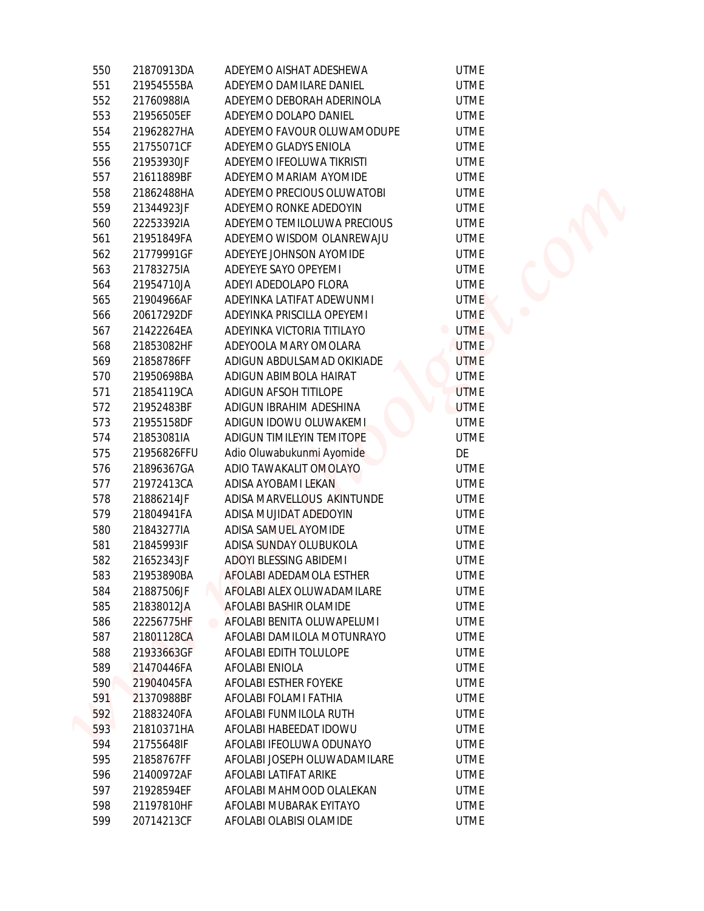| | | | |
|---|---|---|---|
| 550 | 21870913DA | ADEYEMO AISHAT ADESHEWA | UTME |
| 551 | 21954555BA | ADEYEMO DAMILARE DANIEL | UTME |
| 552 | 21760988IA | ADEYEMO DEBORAH ADERINOLA | UTME |
| 553 | 21956505EF | ADEYEMO DOLAPO DANIEL | UTME |
| 554 | 21962827HA | ADEYEMO FAVOUR OLUWAMODUPE | UTME |
| 555 | 21755071CF | ADEYEMO GLADYS ENIOLA | UTME |
| 556 | 21953930JF | ADEYEMO IFEOLUWA TIKRISTI | UTME |
| 557 | 21611889BF | ADEYEMO MARIAM AYOMIDE | UTME |
| 558 | 21862488HA | ADEYEMO PRECIOUS OLUWATOBI | UTME |
| 559 | 21344923JF | ADEYEMO RONKE ADEDOYIN | UTME |
| 560 | 22253392IA | ADEYEMO TEMILOLUWA PRECIOUS | UTME |
| 561 | 21951849FA | ADEYEMO WISDOM OLANREWAJU | UTME |
| 562 | 21779991GF | ADEYEYE JOHNSON AYOMIDE | UTME |
| 563 | 21783275IA | ADEYEYE SAYO OPEYEMI | UTME |
| 564 | 21954710JA | ADEYI ADEDOLAPO FLORA | UTME |
| 565 | 21904966AF | ADEYINKA LATIFAT ADEWUNMI | UTME |
| 566 | 20617292DF | ADEYINKA PRISCILLA OPEYEMI | UTME |
| 567 | 21422264EA | ADEYINKA VICTORIA TITILAYO | UTME |
| 568 | 21853082HF | ADEYOOLA MARY OMOLARA | UTME |
| 569 | 21858786FF | ADIGUN ABDULSAMAD OKIKIADE | UTME |
| 570 | 21950698BA | ADIGUN ABIMBOLA HAIRAT | UTME |
| 571 | 21854119CA | ADIGUN AFSOH TITILOPE | UTME |
| 572 | 21952483BF | ADIGUN IBRAHIM ADESHINA | UTME |
| 573 | 21955158DF | ADIGUN IDOWU OLUWAKEMI | UTME |
| 574 | 21853081IA | ADIGUN TIMILEYIN TEMITOPE | UTME |
| 575 | 21956826FFU | Adio Oluwabukunmi Ayomide | DE |
| 576 | 21896367GA | ADIO TAWAKALIT OMOLAYO | UTME |
| 577 | 21972413CA | ADISA AYOBAMI LEKAN | UTME |
| 578 | 21886214JF | ADISA MARVELLOUS AKINTUNDE | UTME |
| 579 | 21804941FA | ADISA MUJIDAT ADEDOYIN | UTME |
| 580 | 21843277IA | ADISA SAMUEL AYOMIDE | UTME |
| 581 | 21845993IF | ADISA SUNDAY OLUBUKOLA | UTME |
| 582 | 21652343JF | ADOYI BLESSING ABIDEMI | UTME |
| 583 | 21953890BA | AFOLABI ADEDAMOLA ESTHER | UTME |
| 584 | 21887506JF | AFOLABI ALEX OLUWADAMILARE | UTME |
| 585 | 21838012JA | AFOLABI BASHIR OLAMIDE | UTME |
| 586 | 22256775HF | AFOLABI BENITA OLUWAPELUMI | UTME |
| 587 | 21801128CA | AFOLABI DAMILOLA MOTUNRAYO | UTME |
| 588 | 21933663GF | AFOLABI EDITH TOLULOPE | UTME |
| 589 | 21470446FA | AFOLABI ENIOLA | UTME |
| 590 | 21904045FA | AFOLABI ESTHER FOYEKE | UTME |
| 591 | 21370988BF | AFOLABI FOLAMI FATHIA | UTME |
| 592 | 21883240FA | AFOLABI FUNMILOLA RUTH | UTME |
| 593 | 21810371HA | AFOLABI HABEEDAT IDOWU | UTME |
| 594 | 21755648IF | AFOLABI IFEOLUWA ODUNAYO | UTME |
| 595 | 21858767FF | AFOLABI JOSEPH OLUWADAMILARE | UTME |
| 596 | 21400972AF | AFOLABI LATIFAT ARIKE | UTME |
| 597 | 21928594EF | AFOLABI MAHMOOD OLALEKAN | UTME |
| 598 | 21197810HF | AFOLABI MUBARAK EYITAYO | UTME |
| 599 | 20714213CF | AFOLABI OLABISI OLAMIDE | UTME |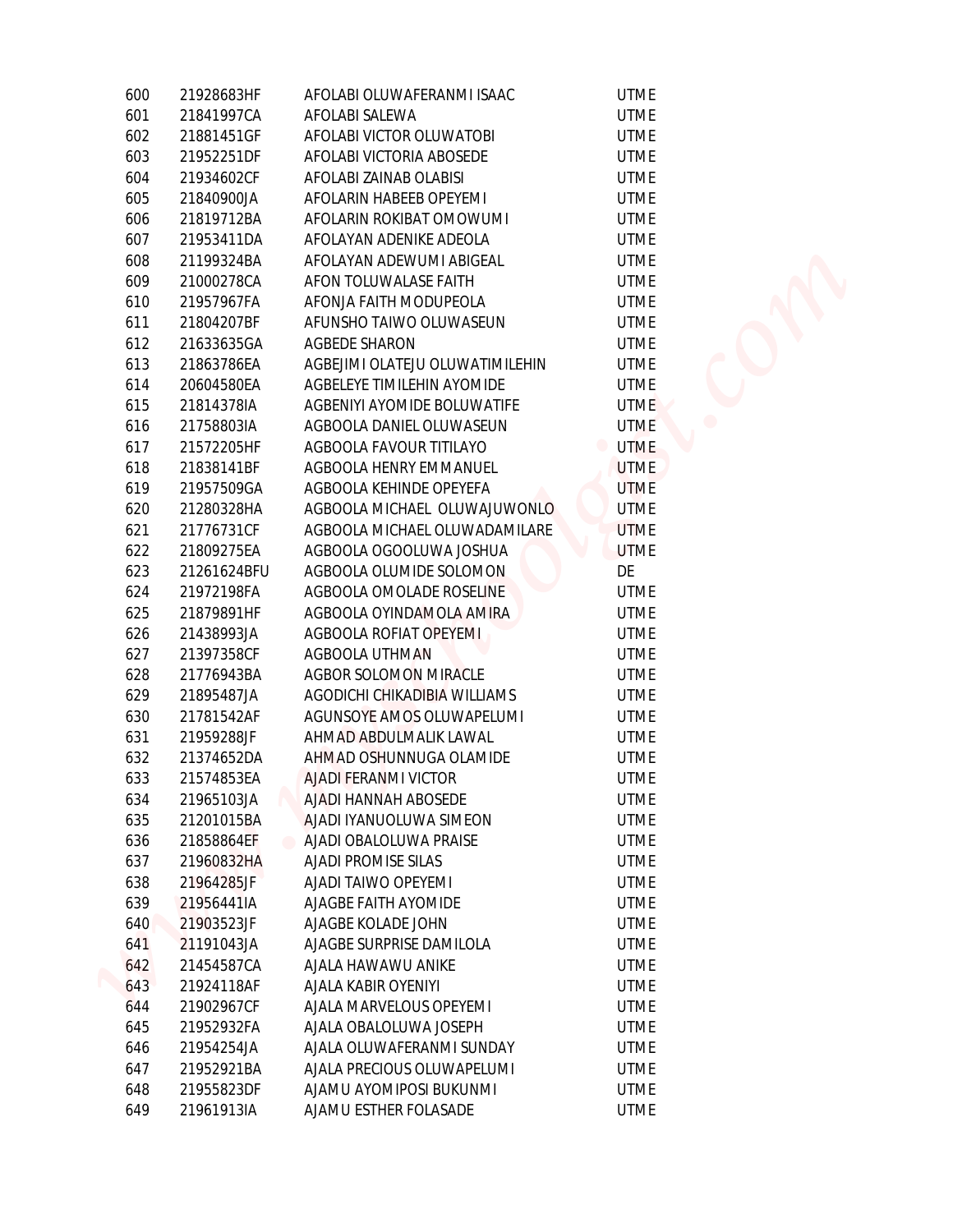| | | | |
|---|---|---|---|
| 600 | 21928683HF | AFOLABI OLUWAFERANMI ISAAC | UTME |
| 601 | 21841997CA | AFOLABI SALEWA | UTME |
| 602 | 21881451GF | AFOLABI VICTOR OLUWATOBI | UTME |
| 603 | 21952251DF | AFOLABI VICTORIA ABOSEDE | UTME |
| 604 | 21934602CF | AFOLABI ZAINAB OLABISI | UTME |
| 605 | 21840900JA | AFOLARIN HABEEB OPEYEMI | UTME |
| 606 | 21819712BA | AFOLARIN ROKIBAT OMOWUMI | UTME |
| 607 | 21953411DA | AFOLAYAN ADENIKE ADEOLA | UTME |
| 608 | 21199324BA | AFOLAYAN ADEWUMI ABIGEAL | UTME |
| 609 | 21000278CA | AFON TOLUWALASE FAITH | UTME |
| 610 | 21957967FA | AFONJA FAITH MODUPEOLA | UTME |
| 611 | 21804207BF | AFUNSHO TAIWO OLUWASEUN | UTME |
| 612 | 21633635GA | AGBEDE SHARON | UTME |
| 613 | 21863786EA | AGBEJIMI OLATEJU OLUWATIMILEHIN | UTME |
| 614 | 20604580EA | AGBELEYE TIMILEHIN AYOMIDE | UTME |
| 615 | 21814378IA | AGBENIYI AYOMIDE BOLUWATIFE | UTME |
| 616 | 21758803IA | AGBOOLA DANIEL OLUWASEUN | UTME |
| 617 | 21572205HF | AGBOOLA FAVOUR TITILAYO | UTME |
| 618 | 21838141BF | AGBOOLA HENRY EMMANUEL | UTME |
| 619 | 21957509GA | AGBOOLA KEHINDE OPEYEFA | UTME |
| 620 | 21280328HA | AGBOOLA MICHAEL OLUWAJUWONLO | UTME |
| 621 | 21776731CF | AGBOOLA MICHAEL OLUWADAMILARE | UTME |
| 622 | 21809275EA | AGBOOLA OGOOLUWA JOSHUA | UTME |
| 623 | 21261624BFU | AGBOOLA OLUMIDE SOLOMON | DE |
| 624 | 21972198FA | AGBOOLA OMOLADE ROSELINE | UTME |
| 625 | 21879891HF | AGBOOLA OYINDAMOLA AMIRA | UTME |
| 626 | 21438993JA | AGBOOLA ROFIAT OPEYEMI | UTME |
| 627 | 21397358CF | AGBOOLA UTHMAN | UTME |
| 628 | 21776943BA | AGBOR SOLOMON MIRACLE | UTME |
| 629 | 21895487JA | AGODICHI CHIKADIBIA WILLIAMS | UTME |
| 630 | 21781542AF | AGUNSOYE AMOS OLUWAPELUMI | UTME |
| 631 | 21959288JF | AHMAD ABDULMALIK LAWAL | UTME |
| 632 | 21374652DA | AHMAD OSHUNNUGA OLAMIDE | UTME |
| 633 | 21574853EA | AJADI FERANMI VICTOR | UTME |
| 634 | 21965103JA | AJADI HANNAH ABOSEDE | UTME |
| 635 | 21201015BA | AJADI IYANUOLUWA SIMEON | UTME |
| 636 | 21858864EF | AJADI OBALOLUWA PRAISE | UTME |
| 637 | 21960832HA | AJADI PROMISE SILAS | UTME |
| 638 | 21964285JF | AJADI TAIWO OPEYEMI | UTME |
| 639 | 21956441IA | AJAGBE FAITH AYOMIDE | UTME |
| 640 | 21903523JF | AJAGBE KOLADE JOHN | UTME |
| 641 | 21191043JA | AJAGBE SURPRISE DAMILOLA | UTME |
| 642 | 21454587CA | AJALA HAWAWU ANIKE | UTME |
| 643 | 21924118AF | AJALA KABIR OYENIYI | UTME |
| 644 | 21902967CF | AJALA MARVELOUS OPEYEMI | UTME |
| 645 | 21952932FA | AJALA OBALOLUWA JOSEPH | UTME |
| 646 | 21954254JA | AJALA OLUWAFERANMI SUNDAY | UTME |
| 647 | 21952921BA | AJALA PRECIOUS OLUWAPELUMI | UTME |
| 648 | 21955823DF | AJAMU AYOMIPOSI BUKUNMI | UTME |
| 649 | 21961913IA | AJAMU ESTHER FOLASADE | UTME |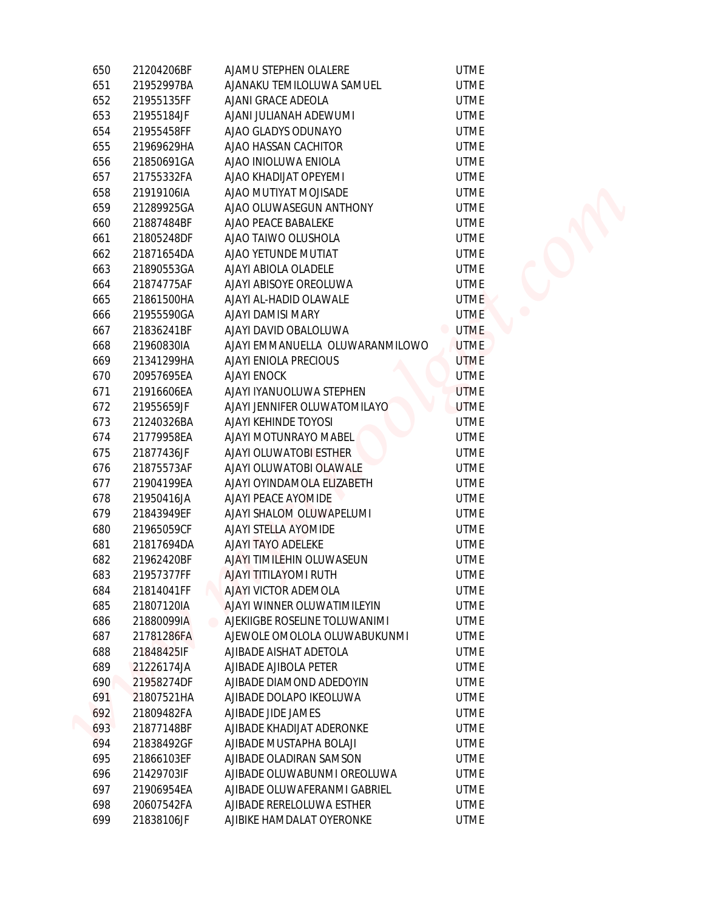| | | | |
|---|---|---|---|
| 650 | 21204206BF | AJAMU STEPHEN OLALERE | UTME |
| 651 | 21952997BA | AJANAKU TEMILOLUWA SAMUEL | UTME |
| 652 | 21955135FF | AJANI GRACE ADEOLA | UTME |
| 653 | 21955184JF | AJANI JULIANAH ADEWUMI | UTME |
| 654 | 21955458FF | AJAO GLADYS ODUNAYO | UTME |
| 655 | 21969629HA | AJAO HASSAN CACHITOR | UTME |
| 656 | 21850691GA | AJAO INIOLUWA ENIOLA | UTME |
| 657 | 21755332FA | AJAO KHADIJAT OPEYEMI | UTME |
| 658 | 21919106IA | AJAO MUTIYAT MOJISADE | UTME |
| 659 | 21289925GA | AJAO OLUWASEGUN ANTHONY | UTME |
| 660 | 21887484BF | AJAO PEACE BABALEKE | UTME |
| 661 | 21805248DF | AJAO TAIWO OLUSHOLA | UTME |
| 662 | 21871654DA | AJAO YETUNDE MUTIAT | UTME |
| 663 | 21890553GA | AJAYI ABIOLA OLADELE | UTME |
| 664 | 21874775AF | AJAYI ABISOYE OREOLUWA | UTME |
| 665 | 21861500HA | AJAYI AL-HADID OLAWALE | UTME |
| 666 | 21955590GA | AJAYI DAMISI MARY | UTME |
| 667 | 21836241BF | AJAYI DAVID OBALOLUWA | UTME |
| 668 | 21960830IA | AJAYI EMMANUELLA OLUWARANMILOWO | UTME |
| 669 | 21341299HA | AJAYI ENIOLA PRECIOUS | UTME |
| 670 | 20957695EA | AJAYI ENOCK | UTME |
| 671 | 21916606EA | AJAYI IYANUOLUWA STEPHEN | UTME |
| 672 | 21955659JF | AJAYI JENNIFER OLUWATOMILAYO | UTME |
| 673 | 21240326BA | AJAYI KEHINDE TOYOSI | UTME |
| 674 | 21779958EA | AJAYI MOTUNRAYO MABEL | UTME |
| 675 | 21877436JF | AJAYI OLUWATOBI ESTHER | UTME |
| 676 | 21875573AF | AJAYI OLUWATOBI OLAWALE | UTME |
| 677 | 21904199EA | AJAYI OYINDAMOLA ELIZABETH | UTME |
| 678 | 21950416JA | AJAYI PEACE AYOMIDE | UTME |
| 679 | 21843949EF | AJAYI SHALOM OLUWAPELUMI | UTME |
| 680 | 21965059CF | AJAYI STELLA AYOMIDE | UTME |
| 681 | 21817694DA | AJAYI TAYO ADELEKE | UTME |
| 682 | 21962420BF | AJAYI TIMILEHIN OLUWASEUN | UTME |
| 683 | 21957377FF | AJAYI TITILAYOMI RUTH | UTME |
| 684 | 21814041FF | AJAYI VICTOR ADEMOLA | UTME |
| 685 | 21807120IA | AJAYI WINNER OLUWATIMILEYIN | UTME |
| 686 | 21880099IA | AJEKIIGBE ROSELINE TOLUWANIMI | UTME |
| 687 | 21781286FA | AJEWOLE OMOLOLA OLUWABUKUNMI | UTME |
| 688 | 21848425IF | AJIBADE AISHAT ADETOLA | UTME |
| 689 | 21226174JA | AJIBADE AJIBOLA PETER | UTME |
| 690 | 21958274DF | AJIBADE DIAMOND ADEDOYIN | UTME |
| 691 | 21807521HA | AJIBADE DOLAPO IKEOLUWA | UTME |
| 692 | 21809482FA | AJIBADE JIDE JAMES | UTME |
| 693 | 21877148BF | AJIBADE KHADIJAT ADERONKE | UTME |
| 694 | 21838492GF | AJIBADE MUSTAPHA BOLAJI | UTME |
| 695 | 21866103EF | AJIBADE OLADIRAN SAMSON | UTME |
| 696 | 21429703IF | AJIBADE OLUWABUNMI OREOLUWA | UTME |
| 697 | 21906954EA | AJIBADE OLUWAFERANMI GABRIEL | UTME |
| 698 | 20607542FA | AJIBADE RERELOLUWA ESTHER | UTME |
| 699 | 21838106JF | AJIBIKE HAMDALAT OYERONKE | UTME |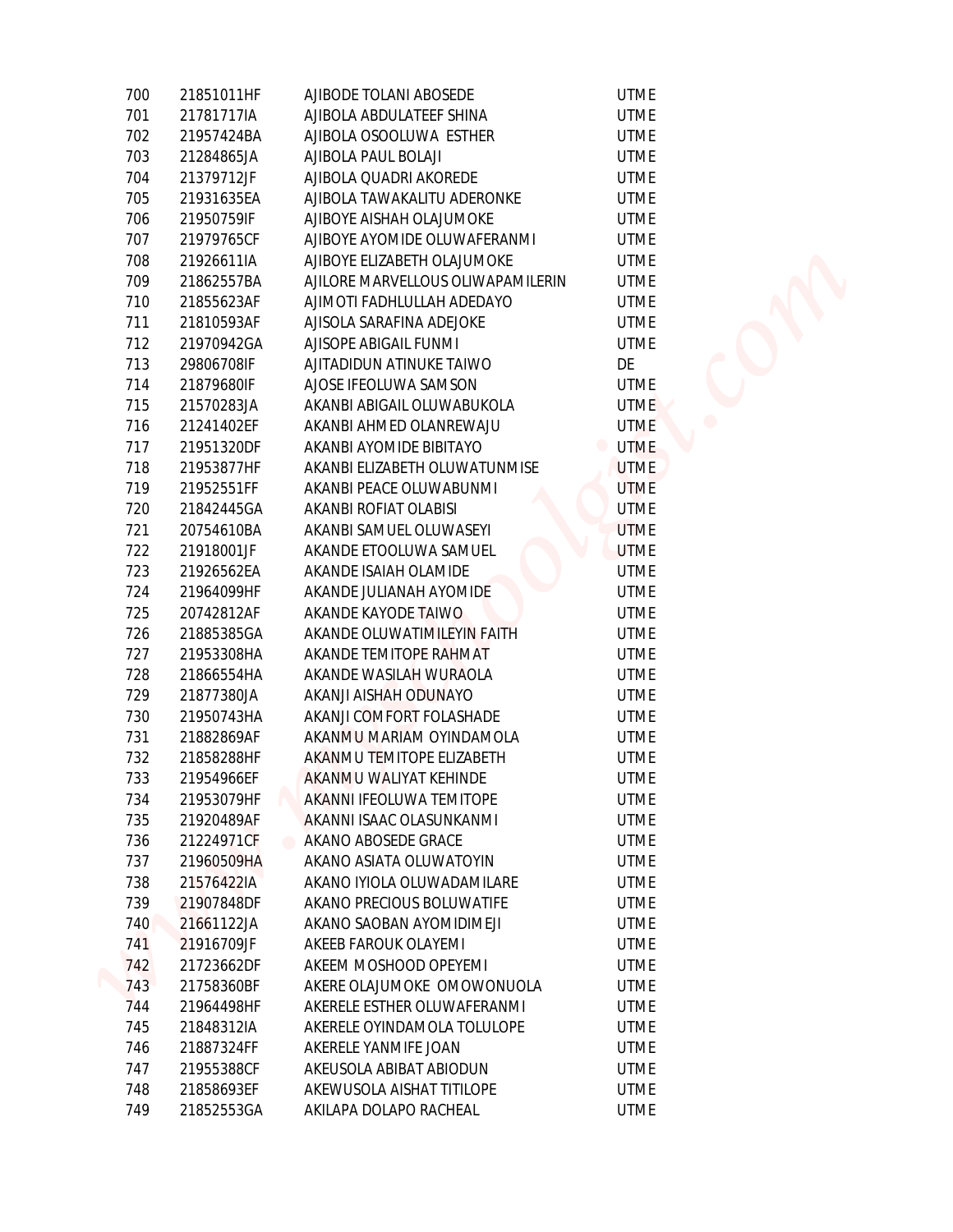| | | | |
|---|---|---|---|
| 700 | 21851011HF | AJIBODE TOLANI ABOSEDE | UTME |
| 701 | 21781717IA | AJIBOLA ABDULATEEF SHINA | UTME |
| 702 | 21957424BA | AJIBOLA OSOOLUWA ESTHER | UTME |
| 703 | 21284865JA | AJIBOLA PAUL BOLAJI | UTME |
| 704 | 21379712JF | AJIBOLA QUADRI AKOREDE | UTME |
| 705 | 21931635EA | AJIBOLA TAWAKALITU ADERONKE | UTME |
| 706 | 21950759IF | AJIBOYE AISHAH OLAJUMOKE | UTME |
| 707 | 21979765CF | AJIBOYE AYOMIDE OLUWAFERANMI | UTME |
| 708 | 21926611IA | AJIBOYE ELIZABETH OLAJUMOKE | UTME |
| 709 | 21862557BA | AJILORE MARVELLOUS OLIWAPAMILERIN | UTME |
| 710 | 21855623AF | AJIMOTI FADHLULLAH ADEDAYO | UTME |
| 711 | 21810593AF | AJISOLA SARAFINA ADEJOKE | UTME |
| 712 | 21970942GA | AJISOPE ABIGAIL FUNMI | UTME |
| 713 | 29806708IF | AJITADIDUN ATINUKE TAIWO | DE |
| 714 | 21879680IF | AJOSE IFEOLUWA SAMSON | UTME |
| 715 | 21570283JA | AKANBI ABIGAIL OLUWABUKOLA | UTME |
| 716 | 21241402EF | AKANBI AHMED OLANREWAJU | UTME |
| 717 | 21951320DF | AKANBI AYOMIDE BIBITAYO | UTME |
| 718 | 21953877HF | AKANBI ELIZABETH OLUWATUNMISE | UTME |
| 719 | 21952551FF | AKANBI PEACE OLUWABUNMI | UTME |
| 720 | 21842445GA | AKANBI ROFIAT OLABISI | UTME |
| 721 | 20754610BA | AKANBI SAMUEL OLUWASEYI | UTME |
| 722 | 21918001JF | AKANDE ETOOLUWA SAMUEL | UTME |
| 723 | 21926562EA | AKANDE ISAIAH OLAMIDE | UTME |
| 724 | 21964099HF | AKANDE JULIANAH AYOMIDE | UTME |
| 725 | 20742812AF | AKANDE KAYODE TAIWO | UTME |
| 726 | 21885385GA | AKANDE OLUWATIMILEYIN FAITH | UTME |
| 727 | 21953308HA | AKANDE TEMITOPE RAHMAT | UTME |
| 728 | 21866554HA | AKANDE WASILAH WURAOLA | UTME |
| 729 | 21877380JA | AKANJI AISHAH ODUNAYO | UTME |
| 730 | 21950743HA | AKANJI COMFORT FOLASHADE | UTME |
| 731 | 21882869AF | AKANMU MARIAM OYINDAMOLA | UTME |
| 732 | 21858288HF | AKANMU TEMITOPE ELIZABETH | UTME |
| 733 | 21954966EF | AKANMU WALIYAT KEHINDE | UTME |
| 734 | 21953079HF | AKANNI IFEOLUWA TEMITOPE | UTME |
| 735 | 21920489AF | AKANNI ISAAC OLASUNKANMI | UTME |
| 736 | 21224971CF | AKANO ABOSEDE GRACE | UTME |
| 737 | 21960509HA | AKANO ASIATA OLUWATOYIN | UTME |
| 738 | 21576422IA | AKANO IYIOLA OLUWADAMILARE | UTME |
| 739 | 21907848DF | AKANO PRECIOUS BOLUWATIFE | UTME |
| 740 | 21661122JA | AKANO SAOBAN AYOMIDIMEJI | UTME |
| 741 | 21916709JF | AKEEB FAROUK OLAYEMI | UTME |
| 742 | 21723662DF | AKEEM MOSHOOD OPEYEMI | UTME |
| 743 | 21758360BF | AKERE OLAJUMOKE OMOWONUOLA | UTME |
| 744 | 21964498HF | AKERELE ESTHER OLUWAFERANMI | UTME |
| 745 | 21848312IA | AKERELE OYINDAMOLA TOLULOPE | UTME |
| 746 | 21887324FF | AKERELE YANMIFE JOAN | UTME |
| 747 | 21955388CF | AKEUSOLA ABIBAT ABIODUN | UTME |
| 748 | 21858693EF | AKEWUSOLA AISHAT TITILOPE | UTME |
| 749 | 21852553GA | AKILAPA DOLAPO RACHEAL | UTME |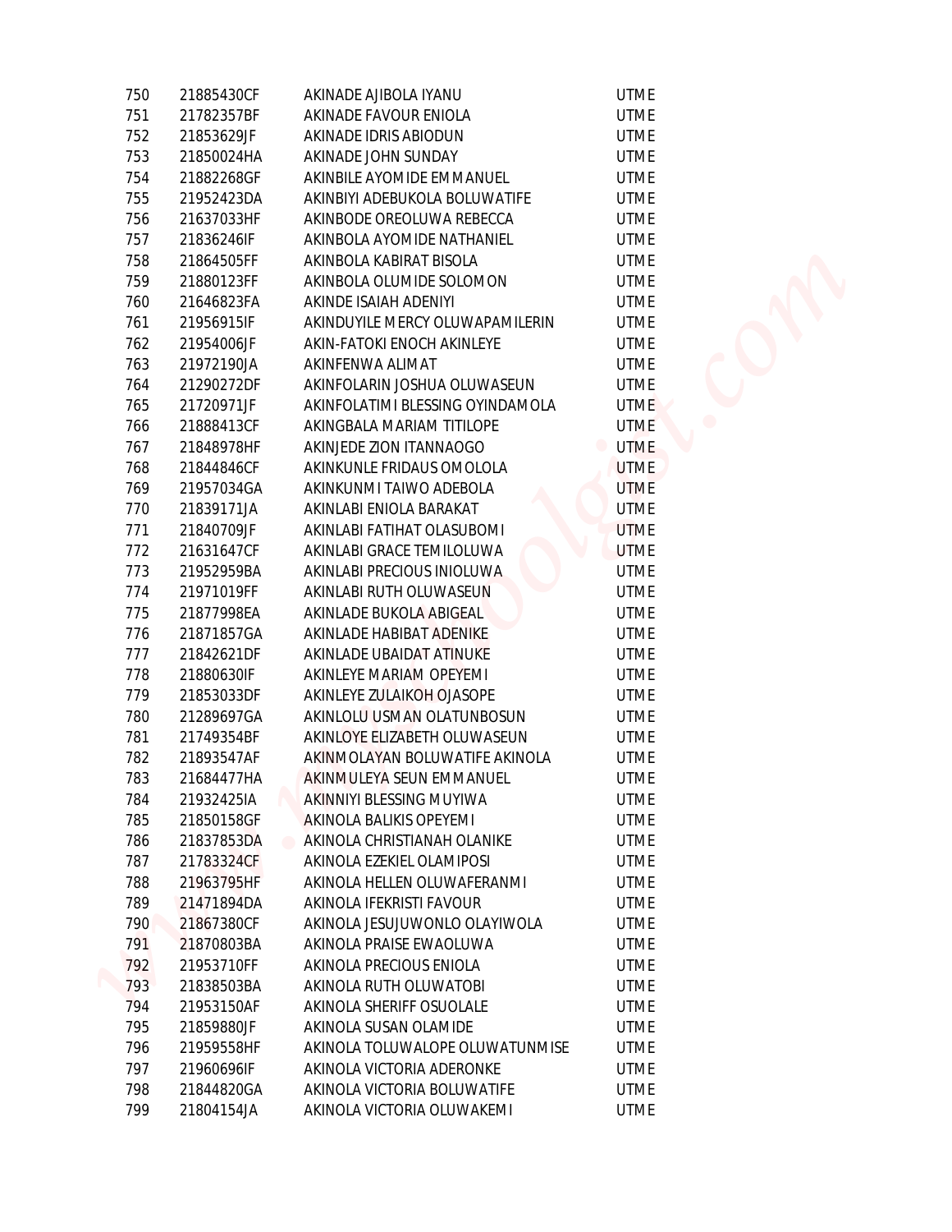| | | | |
|---|---|---|---|
| 750 | 21885430CF | AKINADE AJIBOLA IYANU | UTME |
| 751 | 21782357BF | AKINADE FAVOUR ENIOLA | UTME |
| 752 | 21853629JF | AKINADE IDRIS ABIODUN | UTME |
| 753 | 21850024HA | AKINADE JOHN SUNDAY | UTME |
| 754 | 21882268GF | AKINBILE AYOMIDE EMMANUEL | UTME |
| 755 | 21952423DA | AKINBIYI ADEBUKOLA BOLUWATIFE | UTME |
| 756 | 21637033HF | AKINBODE OREOLUWA REBECCA | UTME |
| 757 | 21836246IF | AKINBOLA AYOMIDE NATHANIEL | UTME |
| 758 | 21864505FF | AKINBOLA KABIRAT BISOLA | UTME |
| 759 | 21880123FF | AKINBOLA OLUMIDE SOLOMON | UTME |
| 760 | 21646823FA | AKINDE ISAIAH ADENIYI | UTME |
| 761 | 21956915IF | AKINDUYILE MERCY OLUWAPAMILERIN | UTME |
| 762 | 21954006JF | AKIN-FATOKI ENOCH AKINLEYE | UTME |
| 763 | 21972190JA | AKINFENWA ALIMAT | UTME |
| 764 | 21290272DF | AKINFOLARIN JOSHUA OLUWASEUN | UTME |
| 765 | 21720971JF | AKINFOLATIMI BLESSING OYINDAMOLA | UTME |
| 766 | 21888413CF | AKINGBALA MARIAM TITILOPE | UTME |
| 767 | 21848978HF | AKINJEDE ZION ITANNAOGO | UTME |
| 768 | 21844846CF | AKINKUNLE FRIDAUS OMOLOLA | UTME |
| 769 | 21957034GA | AKINKUNMI TAIWO ADEBOLA | UTME |
| 770 | 21839171JA | AKINLABI ENIOLA BARAKAT | UTME |
| 771 | 21840709JF | AKINLABI FATIHAT OLASUBOMI | UTME |
| 772 | 21631647CF | AKINLABI GRACE TEMILOLUWA | UTME |
| 773 | 21952959BA | AKINLABI PRECIOUS INIOLUWA | UTME |
| 774 | 21971019FF | AKINLABI RUTH OLUWASEUN | UTME |
| 775 | 21877998EA | AKINLADE BUKOLA ABIGEAL | UTME |
| 776 | 21871857GA | AKINLADE HABIBAT ADENIKE | UTME |
| 777 | 21842621DF | AKINLADE UBAIDAT ATINUKE | UTME |
| 778 | 21880630IF | AKINLEYE MARIAM OPEYEMI | UTME |
| 779 | 21853033DF | AKINLEYE ZULAIKOH OJASOPE | UTME |
| 780 | 21289697GA | AKINLOLU USMAN OLATUNBOSUN | UTME |
| 781 | 21749354BF | AKINLOYE ELIZABETH OLUWASEUN | UTME |
| 782 | 21893547AF | AKINMOLAYAN BOLUWATIFE AKINOLA | UTME |
| 783 | 21684477HA | AKINMULEYA SEUN EMMANUEL | UTME |
| 784 | 21932425IA | AKINNIYI BLESSING MUYIWA | UTME |
| 785 | 21850158GF | AKINOLA BALIKIS OPEYEMI | UTME |
| 786 | 21837853DA | AKINOLA CHRISTIANAH OLANIKE | UTME |
| 787 | 21783324CF | AKINOLA EZEKIEL OLAMIPOSI | UTME |
| 788 | 21963795HF | AKINOLA HELLEN OLUWAFERANMI | UTME |
| 789 | 21471894DA | AKINOLA IFEKRISTI FAVOUR | UTME |
| 790 | 21867380CF | AKINOLA JESUJUWONLO OLAYIWOLA | UTME |
| 791 | 21870803BA | AKINOLA PRAISE EWAOLUWA | UTME |
| 792 | 21953710FF | AKINOLA PRECIOUS ENIOLA | UTME |
| 793 | 21838503BA | AKINOLA RUTH OLUWATOBI | UTME |
| 794 | 21953150AF | AKINOLA SHERIFF OSUOLALE | UTME |
| 795 | 21859880JF | AKINOLA SUSAN OLAMIDE | UTME |
| 796 | 21959558HF | AKINOLA TOLUWALOPE OLUWATUNMISE | UTME |
| 797 | 21960696IF | AKINOLA VICTORIA ADERONKE | UTME |
| 798 | 21844820GA | AKINOLA VICTORIA BOLUWATIFE | UTME |
| 799 | 21804154JA | AKINOLA VICTORIA OLUWAKEMI | UTME |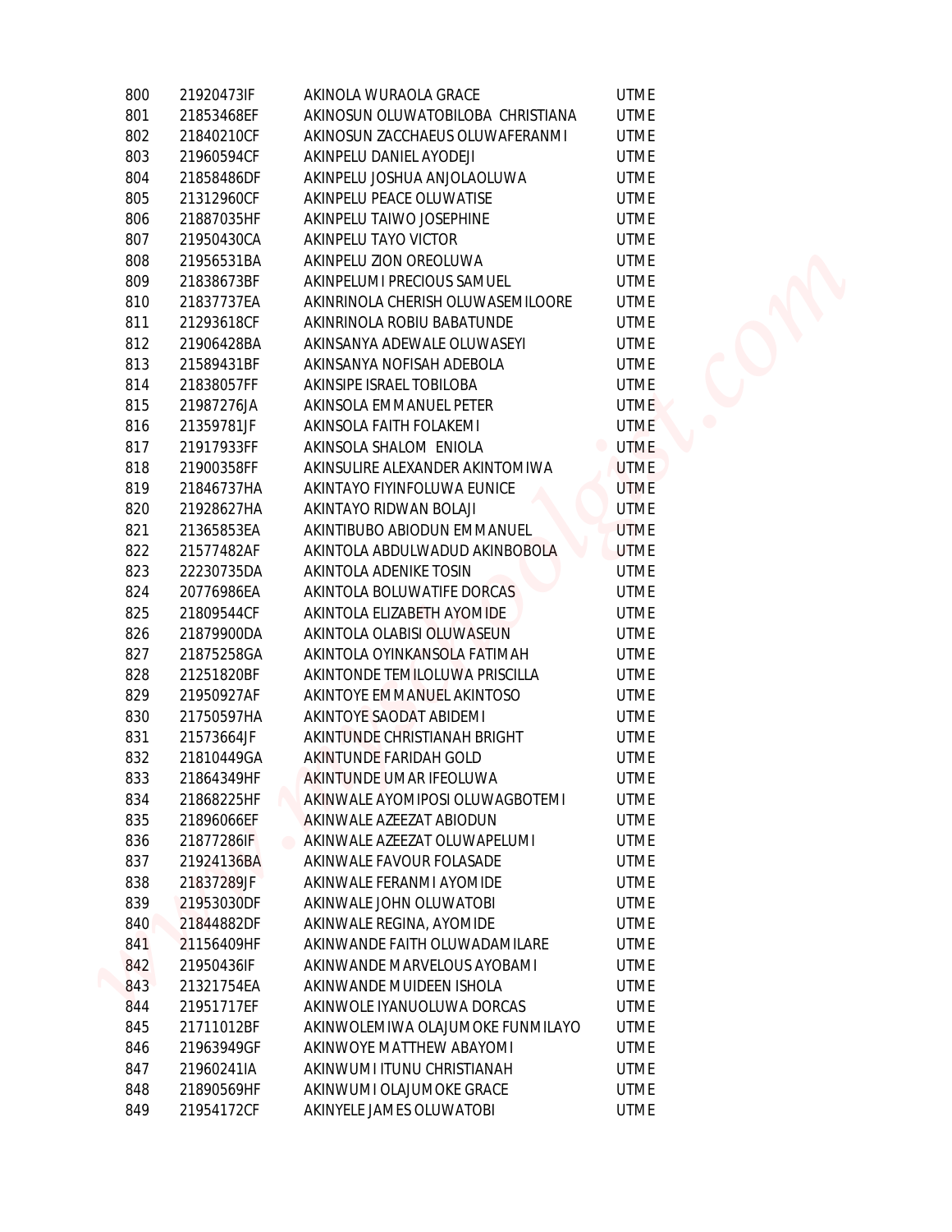| | | | |
|---|---|---|---|
| 800 | 21920473IF | AKINOLA WURAOLA GRACE | UTME |
| 801 | 21853468EF | AKINOSUN OLUWATOBILOBA CHRISTIANA | UTME |
| 802 | 21840210CF | AKINOSUN ZACCHAEUS OLUWAFERANMI | UTME |
| 803 | 21960594CF | AKINPELU DANIEL AYODEJI | UTME |
| 804 | 21858486DF | AKINPELU JOSHUA ANJOLAOLUWA | UTME |
| 805 | 21312960CF | AKINPELU PEACE OLUWATISE | UTME |
| 806 | 21887035HF | AKINPELU TAIWO JOSEPHINE | UTME |
| 807 | 21950430CA | AKINPELU TAYO VICTOR | UTME |
| 808 | 21956531BA | AKINPELU ZION OREOLUWA | UTME |
| 809 | 21838673BF | AKINPELUMI PRECIOUS SAMUEL | UTME |
| 810 | 21837737EA | AKINRINOLA CHERISH OLUWASEMILOORE | UTME |
| 811 | 21293618CF | AKINRINOLA ROBIU BABATUNDE | UTME |
| 812 | 21906428BA | AKINSANYA ADEWALE OLUWASEYI | UTME |
| 813 | 21589431BF | AKINSANYA NOFISAH ADEBOLA | UTME |
| 814 | 21838057FF | AKINSIPE ISRAEL TOBILOBA | UTME |
| 815 | 21987276JA | AKINSOLA EMMANUEL PETER | UTME |
| 816 | 21359781JF | AKINSOLA FAITH FOLAKEMI | UTME |
| 817 | 21917933FF | AKINSOLA SHALOM ENIOLA | UTME |
| 818 | 21900358FF | AKINSULIRE ALEXANDER AKINTOMIWA | UTME |
| 819 | 21846737HA | AKINTAYO FIYINFOLUWA EUNICE | UTME |
| 820 | 21928627HA | AKINTAYO RIDWAN BOLAJI | UTME |
| 821 | 21365853EA | AKINTIBUBO ABIODUN EMMANUEL | UTME |
| 822 | 21577482AF | AKINTOLA ABDULWADUD AKINBOBOLA | UTME |
| 823 | 22230735DA | AKINTOLA ADENIKE TOSIN | UTME |
| 824 | 20776986EA | AKINTOLA BOLUWATIFE DORCAS | UTME |
| 825 | 21809544CF | AKINTOLA ELIZABETH AYOMIDE | UTME |
| 826 | 21879900DA | AKINTOLA OLABISI OLUWASEUN | UTME |
| 827 | 21875258GA | AKINTOLA OYINKANSOLA FATIMAH | UTME |
| 828 | 21251820BF | AKINTONDE TEMILOLUWA PRISCILLA | UTME |
| 829 | 21950927AF | AKINTOYE EMMANUEL AKINTOSO | UTME |
| 830 | 21750597HA | AKINTOYE SAODAT ABIDEMI | UTME |
| 831 | 21573664JF | AKINTUNDE CHRISTIANAH BRIGHT | UTME |
| 832 | 21810449GA | AKINTUNDE FARIDAH GOLD | UTME |
| 833 | 21864349HF | AKINTUNDE UMAR IFEOLUWA | UTME |
| 834 | 21868225HF | AKINWALE AYOMIPOSI OLUWAGBOTEMI | UTME |
| 835 | 21896066EF | AKINWALE AZEEZAT ABIODUN | UTME |
| 836 | 21877286IF | AKINWALE AZEEZAT OLUWAPELUMI | UTME |
| 837 | 21924136BA | AKINWALE FAVOUR FOLASADE | UTME |
| 838 | 21837289JF | AKINWALE FERANMI AYOMIDE | UTME |
| 839 | 21953030DF | AKINWALE JOHN OLUWATOBI | UTME |
| 840 | 21844882DF | AKINWALE REGINA, AYOMIDE | UTME |
| 841 | 21156409HF | AKINWANDE FAITH OLUWADAMILARE | UTME |
| 842 | 21950436IF | AKINWANDE MARVELOUS AYOBAMI | UTME |
| 843 | 21321754EA | AKINWANDE MUIDEEN ISHOLA | UTME |
| 844 | 21951717EF | AKINWOLE IYANUOLUWA DORCAS | UTME |
| 845 | 21711012BF | AKINWOLEMIWA OLAJUMOKE FUNMILAYO | UTME |
| 846 | 21963949GF | AKINWOYE MATTHEW ABAYOMI | UTME |
| 847 | 21960241IA | AKINWUMI ITUNU CHRISTIANAH | UTME |
| 848 | 21890569HF | AKINWUMI OLAJUMOKE GRACE | UTME |
| 849 | 21954172CF | AKINYELE JAMES OLUWATOBI | UTME |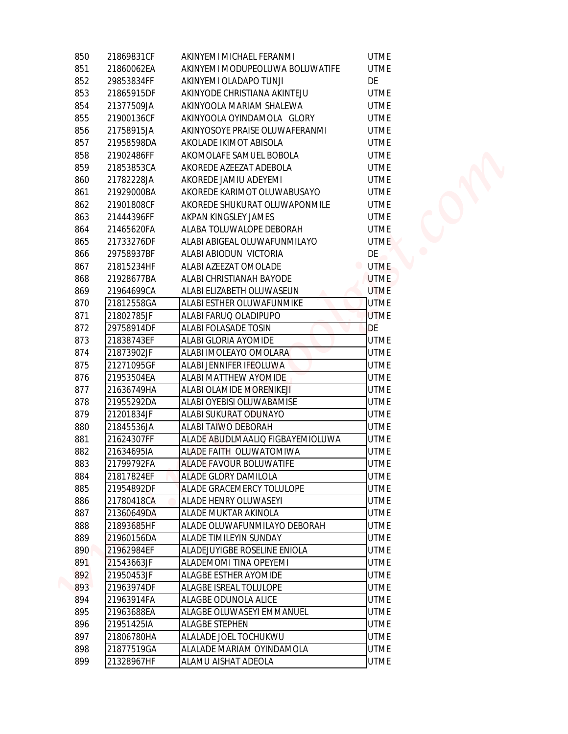| | | | |
|---|---|---|---|
| 850 | 21869831CF | AKINYEMI MICHAEL FERANMI | UTME |
| 851 | 21860062EA | AKINYEMI MODUPEOLUWA BOLUWATIFE | UTME |
| 852 | 29853834FF | AKINYEMI OLADAPO TUNJI | DE |
| 853 | 21865915DF | AKINYODE CHRISTIANA AKINTEJU | UTME |
| 854 | 21377509JA | AKINYOOLA MARIAM SHALEWA | UTME |
| 855 | 21900136CF | AKINYOOLA OYINDAMOLA GLORY | UTME |
| 856 | 21758915JA | AKINYOSOYE PRAISE OLUWAFERANMI | UTME |
| 857 | 21958598DA | AKOLADE IKIMOT ABISOLA | UTME |
| 858 | 21902486FF | AKOMOLAFE SAMUEL BOBOLA | UTME |
| 859 | 21853853CA | AKOREDE AZEEZAT ADEBOLA | UTME |
| 860 | 21782228JA | AKOREDE JAMIU ADEYEMI | UTME |
| 861 | 21929000BA | AKOREDE KARIMOT OLUWABUSAYO | UTME |
| 862 | 21901808CF | AKOREDE SHUKURAT OLUWAPONMILE | UTME |
| 863 | 21444396FF | AKPAN KINGSLEY JAMES | UTME |
| 864 | 21465620FA | ALABA TOLUWALOPE DEBORAH | UTME |
| 865 | 21733276DF | ALABI ABIGEAL OLUWAFUNMILAYO | UTME |
| 866 | 29758937BF | ALABI ABIODUN VICTORIA | DE |
| 867 | 21815234HF | ALABI AZEEZAT OMOLADE | UTME |
| 868 | 21928677BA | ALABI CHRISTIANAH BAYODE | UTME |
| 869 | 21964699CA | ALABI ELIZABETH OLUWASEUN | UTME |
| 870 | 21812558GA | ALABI ESTHER OLUWAFUNMIKE | UTME |
| 871 | 21802785JF | ALABI FARUQ OLADIPUPO | UTME |
| 872 | 29758914DF | ALABI FOLASADE TOSIN | DE |
| 873 | 21838743EF | ALABI GLORIA AYOMIDE | UTME |
| 874 | 21873902JF | ALABI IMOLEAYO OMOLARA | UTME |
| 875 | 21271095GF | ALABI JENNIFER IFEOLUWA | UTME |
| 876 | 21953504EA | ALABI MATTHEW AYOMIDE | UTME |
| 877 | 21636749HA | ALABI OLAMIDE MORENIKEJI | UTME |
| 878 | 21955292DA | ALABI OYEBISI OLUWABAMISE | UTME |
| 879 | 21201834JF | ALABI SUKURAT ODUNAYO | UTME |
| 880 | 21845536JA | ALABI TAIWO DEBORAH | UTME |
| 881 | 21624307FF | ALADE ABUDLMAALIQ FIGBAYEMIOLUWA | UTME |
| 882 | 21634695IA | ALADE FAITH OLUWATOMIWA | UTME |
| 883 | 21799792FA | ALADE FAVOUR BOLUWATIFE | UTME |
| 884 | 21817824EF | ALADE GLORY DAMILOLA | UTME |
| 885 | 21954892DF | ALADE GRACEMERCY TOLULOPE | UTME |
| 886 | 21780418CA | ALADE HENRY OLUWASEYI | UTME |
| 887 | 21360649DA | ALADE MUKTAR AKINOLA | UTME |
| 888 | 21893685HF | ALADE OLUWAFUNMILAYO DEBORAH | UTME |
| 889 | 21960156DA | ALADE TIMILEYIN SUNDAY | UTME |
| 890 | 21962984EF | ALADEJUYIGBE ROSELINE ENIOLA | UTME |
| 891 | 21543663JF | ALADEMOMI TINA OPEYEMI | UTME |
| 892 | 21950453JF | ALAGBE ESTHER AYOMIDE | UTME |
| 893 | 21963974DF | ALAGBE ISREAL TOLULOPE | UTME |
| 894 | 21963914FA | ALAGBE ODUNOLA ALICE | UTME |
| 895 | 21963688EA | ALAGBE OLUWASEYI EMMANUEL | UTME |
| 896 | 21951425IA | ALAGBE STEPHEN | UTME |
| 897 | 21806780HA | ALALADE JOEL TOCHUKWU | UTME |
| 898 | 21877519GA | ALALADE MARIAM OYINDAMOLA | UTME |
| 899 | 21328967HF | ALAMU AISHAT ADEOLA | UTME |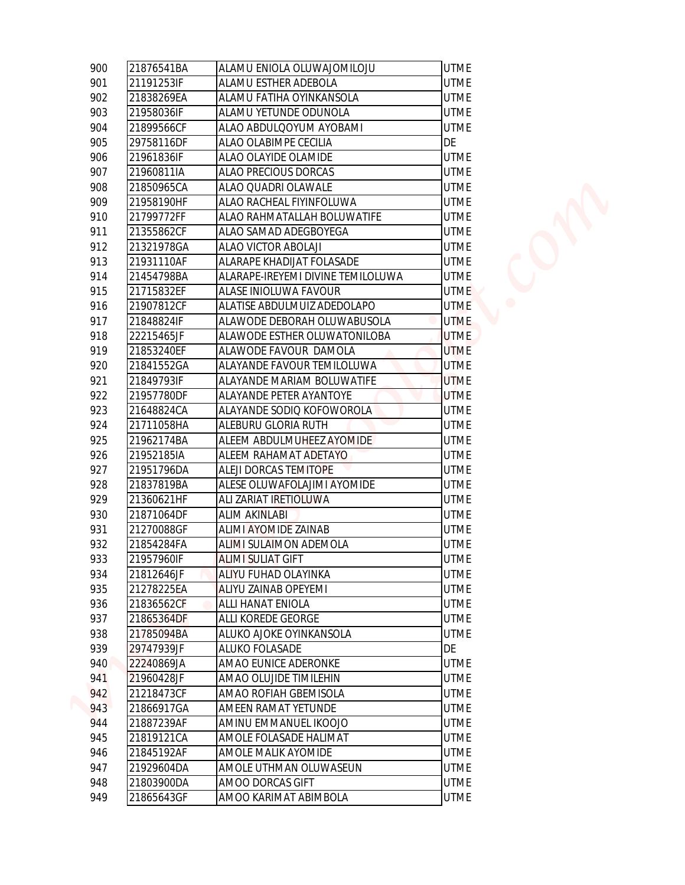| | | | |
|---|---|---|---|
| 900 | 21876541BA | ALAMU ENIOLA OLUWAJOMILOJU | UTME |
| 901 | 21191253IF | ALAMU ESTHER ADEBOLA | UTME |
| 902 | 21838269EA | ALAMU FATIHA OYINKANSOLA | UTME |
| 903 | 21958036IF | ALAMU YETUNDE ODUNOLA | UTME |
| 904 | 21899566CF | ALAO ABDULQOYUM AYOBAMI | UTME |
| 905 | 29758116DF | ALAO OLABIMPE CECILIA | DE |
| 906 | 21961836IF | ALAO OLAYIDE OLAMIDE | UTME |
| 907 | 21960811IA | ALAO PRECIOUS DORCAS | UTME |
| 908 | 21850965CA | ALAO QUADRI OLAWALE | UTME |
| 909 | 21958190HF | ALAO RACHEAL FIYINFOLUWA | UTME |
| 910 | 21799772FF | ALAO RAHMATALLAH BOLUWATIFE | UTME |
| 911 | 21355862CF | ALAO SAMAD ADEGBOYEGA | UTME |
| 912 | 21321978GA | ALAO VICTOR ABOLAJI | UTME |
| 913 | 21931110AF | ALARAPE KHADIJAT FOLASADE | UTME |
| 914 | 21454798BA | ALARAPE-IREYEMI DIVINE TEMILOLUWA | UTME |
| 915 | 21715832EF | ALASE INIOLUWA FAVOUR | UTME |
| 916 | 21907812CF | ALATISE ABDULMUIZ ADEDOLAPO | UTME |
| 917 | 21848824IF | ALAWODE DEBORAH OLUWABUSOLA | UTME |
| 918 | 22215465JF | ALAWODE ESTHER OLUWATONILOBA | UTME |
| 919 | 21853240EF | ALAWODE FAVOUR DAMOLA | UTME |
| 920 | 21841552GA | ALAYANDE FAVOUR TEMILOLUWA | UTME |
| 921 | 21849793IF | ALAYANDE MARIAM BOLUWATIFE | UTME |
| 922 | 21957780DF | ALAYANDE PETER AYANTOYE | UTME |
| 923 | 21648824CA | ALAYANDE SODIQ KOFOWOROLA | UTME |
| 924 | 21711058HA | ALEBURU GLORIA RUTH | UTME |
| 925 | 21962174BA | ALEEM ABDULMUHEEZ AYOMIDE | UTME |
| 926 | 21952185IA | ALEEM RAHAMAT ADETAYO | UTME |
| 927 | 21951796DA | ALEJI DORCAS TEMITOPE | UTME |
| 928 | 21837819BA | ALESE OLUWAFOLAJIMI AYOMIDE | UTME |
| 929 | 21360621HF | ALI ZARIAT IRETIOLUWA | UTME |
| 930 | 21871064DF | ALIM AKINLABI | UTME |
| 931 | 21270088GF | ALIMI AYOMIDE ZAINAB | UTME |
| 932 | 21854284FA | ALIMI SULAIMON ADEMOLA | UTME |
| 933 | 21957960IF | ALIMI SULIAT GIFT | UTME |
| 934 | 21812646JF | ALIYU FUHAD OLAYINKA | UTME |
| 935 | 21278225EA | ALIYU ZAINAB OPEYEMI | UTME |
| 936 | 21836562CF | ALLI HANAT ENIOLA | UTME |
| 937 | 21865364DF | ALLI KOREDE GEORGE | UTME |
| 938 | 21785094BA | ALUKO AJOKE OYINKANSOLA | UTME |
| 939 | 29747939JF | ALUKO FOLASADE | DE |
| 940 | 22240869JA | AMAO EUNICE ADERONKE | UTME |
| 941 | 21960428JF | AMAO OLUJIDE TIMILEHIN | UTME |
| 942 | 21218473CF | AMAO ROFIAH GBEMISOLA | UTME |
| 943 | 21866917GA | AMEEN RAMAT YETUNDE | UTME |
| 944 | 21887239AF | AMINU EMMANUEL IKOOJO | UTME |
| 945 | 21819121CA | AMOLE FOLASADE HALIMAT | UTME |
| 946 | 21845192AF | AMOLE MALIK AYOMIDE | UTME |
| 947 | 21929604DA | AMOLE UTHMAN OLUWASEUN | UTME |
| 948 | 21803900DA | AMOO DORCAS GIFT | UTME |
| 949 | 21865643GF | AMOO KARIMAT ABIMBOLA | UTME |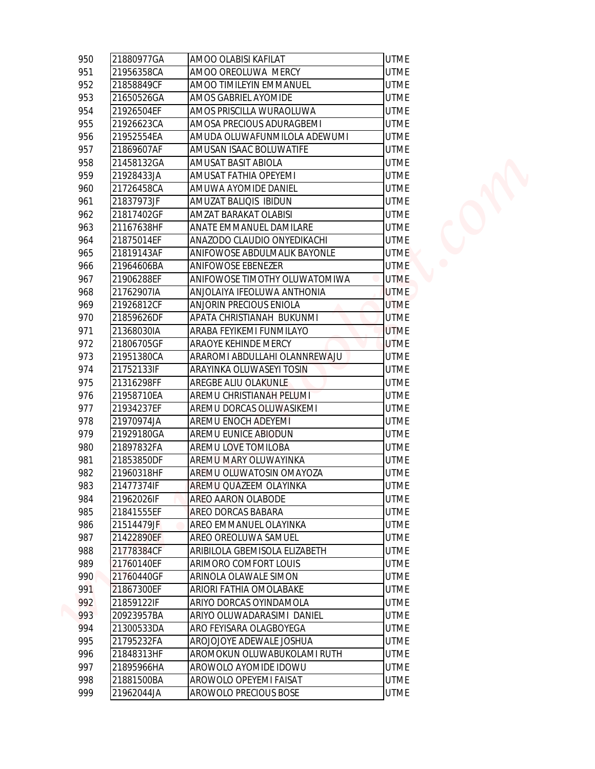| 950 | 21880977GA | AMOO OLABISI KAFILAT | UTME |
|---|---|---|---|
| 951 | 21956358CA | AMOO OREOLUWA MERCY | UTME |
| 952 | 21858849CF | AMOO TIMILEYIN EMMANUEL | UTME |
| 953 | 21650526GA | AMOS GABRIEL AYOMIDE | UTME |
| 954 | 21926504EF | AMOS PRISCILLA WURAOLUWA | UTME |
| 955 | 21926623CA | AMOSA PRECIOUS ADURAGBEMI | UTME |
| 956 | 21952554EA | AMUDA OLUWAFUNMILOLA ADEWUMI | UTME |
| 957 | 21869607AF | AMUSAN ISAAC BOLUWATIFE | UTME |
| 958 | 21458132GA | AMUSAT BASIT ABIOLA | UTME |
| 959 | 21928433JA | AMUSAT FATHIA OPEYEMI | UTME |
| 960 | 21726458CA | AMUWA AYOMIDE DANIEL | UTME |
| 961 | 21837973JF | AMUZAT BALIQIS IBIDUN | UTME |
| 962 | 21817402GF | AMZAT BARAKAT OLABISI | UTME |
| 963 | 21167638HF | ANATE EMMANUEL DAMILARE | UTME |
| 964 | 21875014EF | ANAZODO CLAUDIO ONYEDIKACHI | UTME |
| 965 | 21819143AF | ANIFOWOSE ABDULMALIK BAYONLE | UTME |
| 966 | 21964606BA | ANIFOWOSE EBENEZER | UTME |
| 967 | 21906288EF | ANIFOWOSE TIMOTHY OLUWATOMIWA | UTME |
| 968 | 21762907IA | ANJOLAIYA IFEOLUWA ANTHONIA | UTME |
| 969 | 21926812CF | ANJORIN PRECIOUS ENIOLA | UTME |
| 970 | 21859626DF | APATA CHRISTIANAH BUKUNMI | UTME |
| 971 | 21368030IA | ARABA FEYIKEMI FUNMILAYO | UTME |
| 972 | 21806705GF | ARAOYE KEHINDE MERCY | UTME |
| 973 | 21951380CA | ARAROMI ABDULLAHI OLANNREWAJU | UTME |
| 974 | 21752133IF | ARAYINKA OLUWASEYI TOSIN | UTME |
| 975 | 21316298FF | AREGBE ALIU OLAKUNLE | UTME |
| 976 | 21958710EA | AREMU CHRISTIANAH PELUMI | UTME |
| 977 | 21934237EF | AREMU DORCAS OLUWASIKEMI | UTME |
| 978 | 21970974JA | AREMU ENOCH ADEYEMI | UTME |
| 979 | 21929180GA | AREMU EUNICE ABIODUN | UTME |
| 980 | 21897832FA | AREMU LOVE TOMILOBA | UTME |
| 981 | 21853850DF | AREMU MARY OLUWAYINKA | UTME |
| 982 | 21960318HF | AREMU OLUWATOSIN OMAYOZA | UTME |
| 983 | 21477374IF | AREMU QUAZEEM OLAYINKA | UTME |
| 984 | 21962026IF | AREO AARON OLABODE | UTME |
| 985 | 21841555EF | AREO DORCAS BABARA | UTME |
| 986 | 21514479JF | AREO EMMANUEL OLAYINKA | UTME |
| 987 | 21422890EF | AREO OREOLUWA SAMUEL | UTME |
| 988 | 21778384CF | ARIBILOLA GBEMISOLA ELIZABETH | UTME |
| 989 | 21760140EF | ARIMORO COMFORT LOUIS | UTME |
| 990 | 21760440GF | ARINOLA OLAWALE SIMON | UTME |
| 991 | 21867300EF | ARIORI FATHIA OMOLABAKE | UTME |
| 992 | 21859122IF | ARIYO DORCAS OYINDAMOLA | UTME |
| 993 | 20923957BA | ARIYO OLUWADARASIMI DANIEL | UTME |
| 994 | 21300533DA | ARO FEYISARA OLAGBOYEGA | UTME |
| 995 | 21795232FA | AROJOJOYE ADEWALE JOSHUA | UTME |
| 996 | 21848313HF | AROMOKUN OLUWABUKOLAMI RUTH | UTME |
| 997 | 21895966HA | AROWOLO AYOMIDE IDOWU | UTME |
| 998 | 21881500BA | AROWOLO OPEYEMI FAISAT | UTME |
| 999 | 21962044JA | AROWOLO PRECIOUS BOSE | UTME |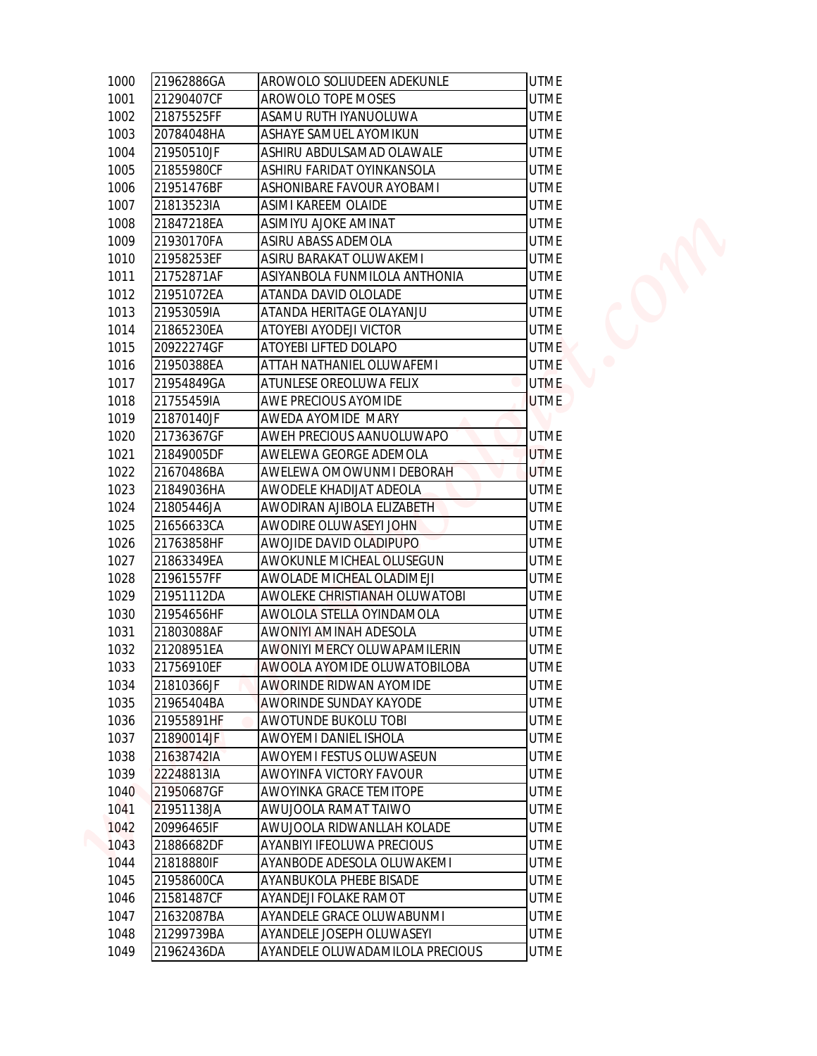| | | | |
|---|---|---|---|
| 1000 | 21962886GA | AROWOLO SOLIUDEEN ADEKUNLE | UTME |
| 1001 | 21290407CF | AROWOLO TOPE MOSES | UTME |
| 1002 | 21875525FF | ASAMU RUTH IYANUOLUWA | UTME |
| 1003 | 20784048HA | ASHAYE SAMUEL AYOMIKUN | UTME |
| 1004 | 21950510JF | ASHIRU ABDULSAMAD OLAWALE | UTME |
| 1005 | 21855980CF | ASHIRU FARIDAT OYINKANSOLA | UTME |
| 1006 | 21951476BF | ASHONIBARE FAVOUR AYOBAMI | UTME |
| 1007 | 21813523IA | ASIMI KAREEM OLAIDE | UTME |
| 1008 | 21847218EA | ASIMIYU AJOKE AMINAT | UTME |
| 1009 | 21930170FA | ASIRU ABASS ADEMOLA | UTME |
| 1010 | 21958253EF | ASIRU BARAKAT OLUWAKEMI | UTME |
| 1011 | 21752871AF | ASIYANBOLA FUNMILOLA ANTHONIA | UTME |
| 1012 | 21951072EA | ATANDA DAVID OLOLADE | UTME |
| 1013 | 21953059IA | ATANDA HERITAGE OLAYANJU | UTME |
| 1014 | 21865230EA | ATOYEBI AYODEJI VICTOR | UTME |
| 1015 | 20922274GF | ATOYEBI LIFTED DOLAPO | UTME |
| 1016 | 21950388EA | ATTAH NATHANIEL OLUWAFEMI | UTME |
| 1017 | 21954849GA | ATUNLESE OREOLUWA FELIX | UTME |
| 1018 | 21755459IA | AWE PRECIOUS AYOMIDE | UTME |
| 1019 | 21870140JF | AWEDA AYOMIDE MARY | |
| 1020 | 21736367GF | AWEH PRECIOUS AANUOLUWAPO | UTME |
| 1021 | 21849005DF | AWELEWA GEORGE ADEMOLA | UTME |
| 1022 | 21670486BA | AWELEWA OMOWUNMI DEBORAH | UTME |
| 1023 | 21849036HA | AWODELE KHADIJAT ADEOLA | UTME |
| 1024 | 21805446JA | AWODIRAN AJIBOLA ELIZABETH | UTME |
| 1025 | 21656633CA | AWODIRE OLUWASEYI JOHN | UTME |
| 1026 | 21763858HF | AWOJIDE DAVID OLADIPUPO | UTME |
| 1027 | 21863349EA | AWOKUNLE MICHEAL OLUSEGUN | UTME |
| 1028 | 21961557FF | AWOLADE MICHEAL OLADIMEJI | UTME |
| 1029 | 21951112DA | AWOLEKE CHRISTIANAH OLUWATOBI | UTME |
| 1030 | 21954656HF | AWOLOLA STELLA OYINDAMOLA | UTME |
| 1031 | 21803088AF | AWONIYI AMINAH ADESOLA | UTME |
| 1032 | 21208951EA | AWONIYI MERCY OLUWAPAMILERIN | UTME |
| 1033 | 21756910EF | AWOOLA AYOMIDE OLUWATOBILOBA | UTME |
| 1034 | 21810366JF | AWORINDE RIDWAN AYOMIDE | UTME |
| 1035 | 21965404BA | AWORINDE SUNDAY KAYODE | UTME |
| 1036 | 21955891HF | AWOTUNDE BUKOLU TOBI | UTME |
| 1037 | 21890014JF | AWOYEMI DANIEL ISHOLA | UTME |
| 1038 | 21638742IA | AWOYEMI FESTUS OLUWASEUN | UTME |
| 1039 | 22248813IA | AWOYINFA VICTORY FAVOUR | UTME |
| 1040 | 21950687GF | AWOYINKA GRACE TEMITOPE | UTME |
| 1041 | 21951138JA | AWUJOOLA RAMAT TAIWO | UTME |
| 1042 | 20996465IF | AWUJOOLA RIDWANLLAH KOLADE | UTME |
| 1043 | 21886682DF | AYANBIYI IFEOLUWA PRECIOUS | UTME |
| 1044 | 21818880IF | AYANBODE ADESOLA OLUWAKEMI | UTME |
| 1045 | 21958600CA | AYANBUKOLA PHEBE BISADE | UTME |
| 1046 | 21581487CF | AYANDEJI FOLAKE RAMOT | UTME |
| 1047 | 21632087BA | AYANDELE GRACE OLUWABUNMI | UTME |
| 1048 | 21299739BA | AYANDELE JOSEPH OLUWASEYI | UTME |
| 1049 | 21962436DA | AYANDELE OLUWADAMILOLA PRECIOUS | UTME |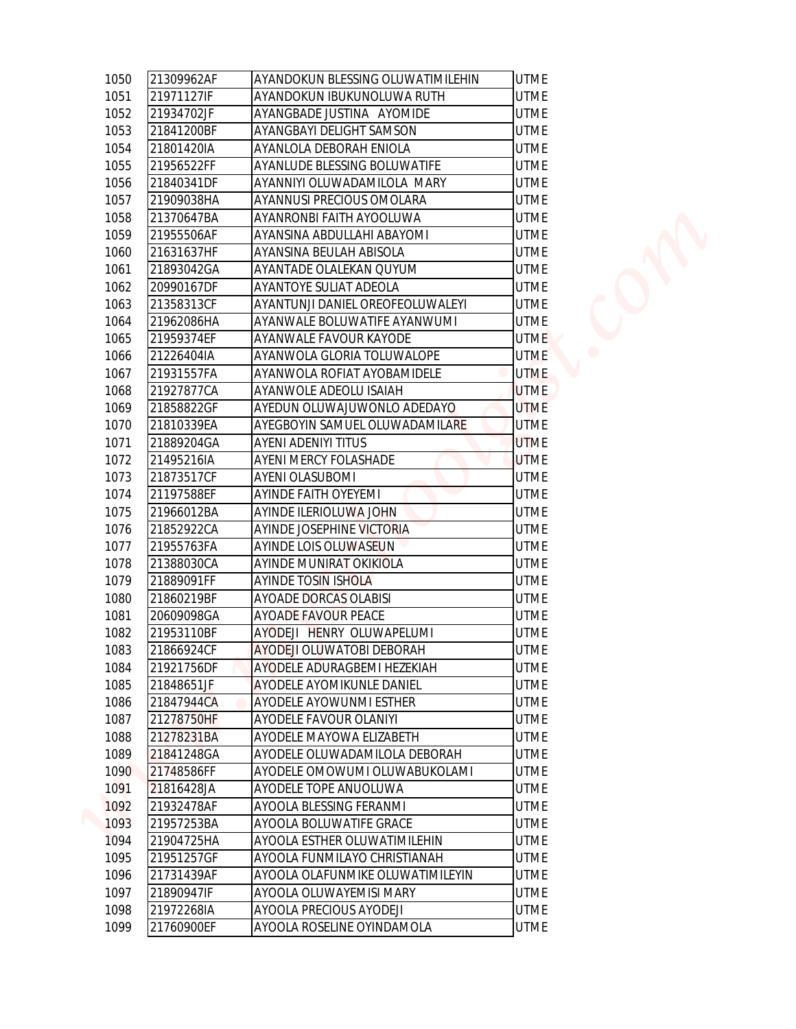| | | | |
|---|---|---|---|
| 1050 | 21309962AF | AYANDOKUN BLESSING OLUWATIMILEHIN | UTME |
| 1051 | 21971127IF | AYANDOKUN IBUKUNOLUWA RUTH | UTME |
| 1052 | 21934702JF | AYANGBADE JUSTINA AYOMIDE | UTME |
| 1053 | 21841200BF | AYANGBAYI DELIGHT SAMSON | UTME |
| 1054 | 21801420IA | AYANLOLA DEBORAH ENIOLA | UTME |
| 1055 | 21956522FF | AYANLUDE BLESSING BOLUWATIFE | UTME |
| 1056 | 21840341DF | AYANNIYI OLUWADAMILOLA MARY | UTME |
| 1057 | 21909038HA | AYANNUSI PRECIOUS OMOLARA | UTME |
| 1058 | 21370647BA | AYANRONBI FAITH AYOOLUWA | UTME |
| 1059 | 21955506AF | AYANSINA ABDULLAHI ABAYOMI | UTME |
| 1060 | 21631637HF | AYANSINA BEULAH ABISOLA | UTME |
| 1061 | 21893042GA | AYANTADE OLALEKAN QUYUM | UTME |
| 1062 | 20990167DF | AYANTOYE SULIAT ADEOLA | UTME |
| 1063 | 21358313CF | AYANTUNJI DANIEL OREOFEOLUWALEYI | UTME |
| 1064 | 21962086HA | AYANWALE BOLUWATIFE AYANWUMI | UTME |
| 1065 | 21959374EF | AYANWALE FAVOUR KAYODE | UTME |
| 1066 | 21226404IA | AYANWOLA GLORIA TOLUWALOPE | UTME |
| 1067 | 21931557FA | AYANWOLA ROFIAT AYOBAMIDELE | UTME |
| 1068 | 21927877CA | AYANWOLE ADEOLU ISAIAH | UTME |
| 1069 | 21858822GF | AYEDUN OLUWAJUWONLO ADEDAYO | UTME |
| 1070 | 21810339EA | AYEGBOYIN SAMUEL OLUWADAMILARE | UTME |
| 1071 | 21889204GA | AYENI ADENIYI TITUS | UTME |
| 1072 | 21495216IA | AYENI MERCY FOLASHADE | UTME |
| 1073 | 21873517CF | AYENI OLASUBOMI | UTME |
| 1074 | 21197588EF | AYINDE FAITH OYEYEMI | UTME |
| 1075 | 21966012BA | AYINDE ILERIOLUWA JOHN | UTME |
| 1076 | 21852922CA | AYINDE JOSEPHINE VICTORIA | UTME |
| 1077 | 21955763FA | AYINDE LOIS OLUWASEUN | UTME |
| 1078 | 21388030CA | AYINDE MUNIRAT OKIKIOLA | UTME |
| 1079 | 21889091FF | AYINDE TOSIN ISHOLA | UTME |
| 1080 | 21860219BF | AYOADE DORCAS OLABISI | UTME |
| 1081 | 20609098GA | AYOADE FAVOUR PEACE | UTME |
| 1082 | 21953110BF | AYODEJI HENRY OLUWAPELUMI | UTME |
| 1083 | 21866924CF | AYODEJI OLUWATOBI DEBORAH | UTME |
| 1084 | 21921756DF | AYODELE ADURAGBEMI HEZEKIAH | UTME |
| 1085 | 21848651JF | AYODELE AYOMIKUNLE DANIEL | UTME |
| 1086 | 21847944CA | AYODELE AYOWUNMI ESTHER | UTME |
| 1087 | 21278750HF | AYODELE FAVOUR OLANIYI | UTME |
| 1088 | 21278231BA | AYODELE MAYOWA ELIZABETH | UTME |
| 1089 | 21841248GA | AYODELE OLUWADAMILOLA DEBORAH | UTME |
| 1090 | 21748586FF | AYODELE OMOWUMI OLUWABUKOLAMI | UTME |
| 1091 | 21816428JA | AYODELE TOPE ANUOLUWA | UTME |
| 1092 | 21932478AF | AYOOLA BLESSING FERANMI | UTME |
| 1093 | 21957253BA | AYOOLA BOLUWATIFE GRACE | UTME |
| 1094 | 21904725HA | AYOOLA ESTHER OLUWATIMILEHIN | UTME |
| 1095 | 21951257GF | AYOOLA FUNMILAYO CHRISTIANAH | UTME |
| 1096 | 21731439AF | AYOOLA OLAFUNMIKE OLUWATIMILEYIN | UTME |
| 1097 | 21890947IF | AYOOLA OLUWAYEMISI MARY | UTME |
| 1098 | 21972268IA | AYOOLA PRECIOUS AYODEJI | UTME |
| 1099 | 21760900EF | AYOOLA ROSELINE OYINDAMOLA | UTME |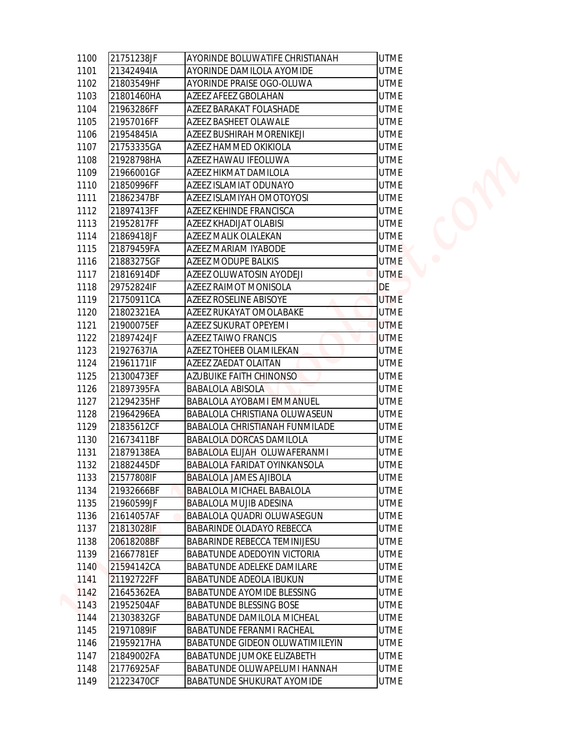| 1100 | 21751238JF | AYORINDE BOLUWATIFE CHRISTIANAH | UTME |
|---|---|---|---|
| 1101 | 21342494IA | AYORINDE DAMILOLA AYOMIDE | UTME |
| 1102 | 21803549HF | AYORINDE PRAISE OGO-OLUWA | UTME |
| 1103 | 21801460HA | AZEEZ AFEEZ GBOLAHAN | UTME |
| 1104 | 21963286FF | AZEEZ BARAKAT FOLASHADE | UTME |
| 1105 | 21957016FF | AZEEZ BASHEET OLAWALE | UTME |
| 1106 | 21954845IA | AZEEZ BUSHIRAH MORENIKEJI | UTME |
| 1107 | 21753335GA | AZEEZ HAMMED OKIKIOLA | UTME |
| 1108 | 21928798HA | AZEEZ HAWAU IFEOLUWA | UTME |
| 1109 | 21966001GF | AZEEZ HIKMAT DAMILOLA | UTME |
| 1110 | 21850996FF | AZEEZ ISLAMIAT ODUNAYO | UTME |
| 1111 | 21862347BF | AZEEZ ISLAMIYAH OMOTOYOSI | UTME |
| 1112 | 21897413FF | AZEEZ KEHINDE FRANCISCA | UTME |
| 1113 | 21952817FF | AZEEZ KHADIJAT OLABISI | UTME |
| 1114 | 21869418JF | AZEEZ MALIK OLALEKAN | UTME |
| 1115 | 21879459FA | AZEEZ MARIAM IYABODE | UTME |
| 1116 | 21883275GF | AZEEZ MODUPE BALKIS | UTME |
| 1117 | 21816914DF | AZEEZ OLUWATOSIN AYODEJI | UTME |
| 1118 | 29752824IF | AZEEZ RAIMOT MONISOLA | DE |
| 1119 | 21750911CA | AZEEZ ROSELINE ABISOYE | UTME |
| 1120 | 21802321EA | AZEEZ RUKAYAT OMOLABAKE | UTME |
| 1121 | 21900075EF | AZEEZ SUKURAT OPEYEMI | UTME |
| 1122 | 21897424JF | AZEEZ TAIWO FRANCIS | UTME |
| 1123 | 21927637IA | AZEEZ TOHEEB OLAMILEKAN | UTME |
| 1124 | 21961171IF | AZEEZ ZAEDAT OLAITAN | UTME |
| 1125 | 21300473EF | AZUBUIKE FAITH CHINONSO | UTME |
| 1126 | 21897395FA | BABALOLA ABISOLA | UTME |
| 1127 | 21294235HF | BABALOLA AYOBAMI EMMANUEL | UTME |
| 1128 | 21964296EA | BABALOLA CHRISTIANA OLUWASEUN | UTME |
| 1129 | 21835612CF | BABALOLA CHRISTIANAH FUNMILADE | UTME |
| 1130 | 21673411BF | BABALOLA DORCAS DAMILOLA | UTME |
| 1131 | 21879138EA | BABALOLA ELIJAH OLUWAFERANMI | UTME |
| 1132 | 21882445DF | BABALOLA FARIDAT OYINKANSOLA | UTME |
| 1133 | 21577808IF | BABALOLA JAMES AJIBOLA | UTME |
| 1134 | 21932666BF | BABALOLA MICHAEL BABALOLA | UTME |
| 1135 | 21960599JF | BABALOLA MUJIB ADESINA | UTME |
| 1136 | 21614057AF | BABALOLA QUADRI OLUWASEGUN | UTME |
| 1137 | 21813028IF | BABARINDE OLADAYO REBECCA | UTME |
| 1138 | 20618208BF | BABARINDE REBECCA TEMINIJESU | UTME |
| 1139 | 21667781EF | BABATUNDE ADEDOYIN VICTORIA | UTME |
| 1140 | 21594142CA | BABATUNDE ADELEKE DAMILARE | UTME |
| 1141 | 21192722FF | BABATUNDE ADEOLA IBUKUN | UTME |
| 1142 | 21645362EA | BABATUNDE AYOMIDE BLESSING | UTME |
| 1143 | 21952504AF | BABATUNDE BLESSING BOSE | UTME |
| 1144 | 21303832GF | BABATUNDE DAMILOLA MICHEAL | UTME |
| 1145 | 21971089IF | BABATUNDE FERANMI RACHEAL | UTME |
| 1146 | 21959217HA | BABATUNDE GIDEON OLUWATIMILEYIN | UTME |
| 1147 | 21849002FA | BABATUNDE JUMOKE ELIZABETH | UTME |
| 1148 | 21776925AF | BABATUNDE OLUWAPELUMI HANNAH | UTME |
| 1149 | 21223470CF | BABATUNDE SHUKURAT AYOMIDE | UTME |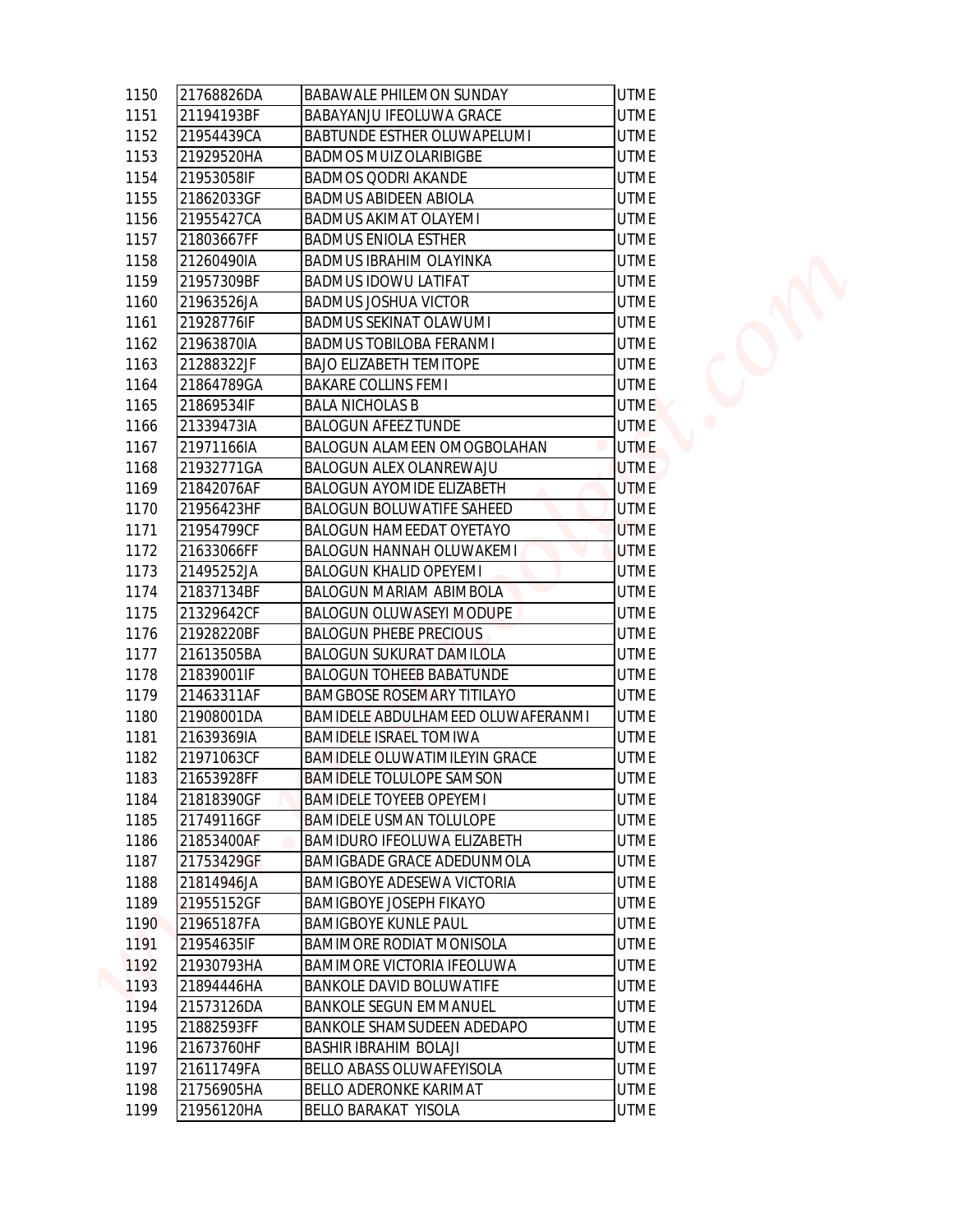| | | | |
|---|---|---|---|
| 1150 | 21768826DA | BABAWALE PHILEMON SUNDAY | UTME |
| 1151 | 21194193BF | BABAYANJU IFEOLUWA GRACE | UTME |
| 1152 | 21954439CA | BABTUNDE ESTHER OLUWAPELUMI | UTME |
| 1153 | 21929520HA | BADMOS MUIZ OLARIBIGBE | UTME |
| 1154 | 21953058IF | BADMOS QODRI AKANDE | UTME |
| 1155 | 21862033GF | BADMUS ABIDEEN ABIOLA | UTME |
| 1156 | 21955427CA | BADMUS AKIMAT OLAYEMI | UTME |
| 1157 | 21803667FF | BADMUS ENIOLA ESTHER | UTME |
| 1158 | 21260490IA | BADMUS IBRAHIM OLAYINKA | UTME |
| 1159 | 21957309BF | BADMUS IDOWU LATIFAT | UTME |
| 1160 | 21963526JA | BADMUS JOSHUA VICTOR | UTME |
| 1161 | 21928776IF | BADMUS SEKINAT OLAWUMI | UTME |
| 1162 | 21963870IA | BADMUS TOBILOBA FERANMI | UTME |
| 1163 | 21288322JF | BAJO ELIZABETH TEMITOPE | UTME |
| 1164 | 21864789GA | BAKARE COLLINS FEMI | UTME |
| 1165 | 21869534IF | BALA NICHOLAS B | UTME |
| 1166 | 21339473IA | BALOGUN AFEEZ TUNDE | UTME |
| 1167 | 21971166IA | BALOGUN ALAMEEN OMOGBOLAHAN | UTME |
| 1168 | 21932771GA | BALOGUN ALEX OLANREWAJU | UTME |
| 1169 | 21842076AF | BALOGUN AYOMIDE ELIZABETH | UTME |
| 1170 | 21956423HF | BALOGUN BOLUWATIFE SAHEED | UTME |
| 1171 | 21954799CF | BALOGUN HAMEEDAT OYETAYO | UTME |
| 1172 | 21633066FF | BALOGUN HANNAH OLUWAKEMI | UTME |
| 1173 | 21495252JA | BALOGUN KHALID OPEYEMI | UTME |
| 1174 | 21837134BF | BALOGUN MARIAM ABIMBOLA | UTME |
| 1175 | 21329642CF | BALOGUN OLUWASEYI MODUPE | UTME |
| 1176 | 21928220BF | BALOGUN PHEBE PRECIOUS | UTME |
| 1177 | 21613505BA | BALOGUN SUKURAT DAMILOLA | UTME |
| 1178 | 21839001IF | BALOGUN TOHEEB BABATUNDE | UTME |
| 1179 | 21463311AF | BAMGBOSE ROSEMARY TITILAYO | UTME |
| 1180 | 21908001DA | BAMIDELE ABDULHAMEED OLUWAFERANMI | UTME |
| 1181 | 21639369IA | BAMIDELE ISRAEL TOMIWA | UTME |
| 1182 | 21971063CF | BAMIDELE OLUWATIMILEYIN GRACE | UTME |
| 1183 | 21653928FF | BAMIDELE TOLULOPE SAMSON | UTME |
| 1184 | 21818390GF | BAMIDELE TOYEEB OPEYEMI | UTME |
| 1185 | 21749116GF | BAMIDELE USMAN TOLULOPE | UTME |
| 1186 | 21853400AF | BAMIDURO IFEOLUWA ELIZABETH | UTME |
| 1187 | 21753429GF | BAMIGBADE GRACE ADEDUNMOLA | UTME |
| 1188 | 21814946JA | BAMIGBOYE ADESEWA VICTORIA | UTME |
| 1189 | 21955152GF | BAMIGBOYE JOSEPH FIKAYO | UTME |
| 1190 | 21965187FA | BAMIGBOYE KUNLE PAUL | UTME |
| 1191 | 21954635IF | BAMIMORE RODIAT MONISOLA | UTME |
| 1192 | 21930793HA | BAMIMORE VICTORIA IFEOLUWA | UTME |
| 1193 | 21894446HA | BANKOLE DAVID BOLUWATIFE | UTME |
| 1194 | 21573126DA | BANKOLE SEGUN EMMANUEL | UTME |
| 1195 | 21882593FF | BANKOLE SHAMSUDEEN ADEDAPO | UTME |
| 1196 | 21673760HF | BASHIR IBRAHIM BOLAJI | UTME |
| 1197 | 21611749FA | BELLO ABASS OLUWAFEYISOLA | UTME |
| 1198 | 21756905HA | BELLO ADERONKE KARIMAT | UTME |
| 1199 | 21956120HA | BELLO BARAKAT YISOLA | UTME |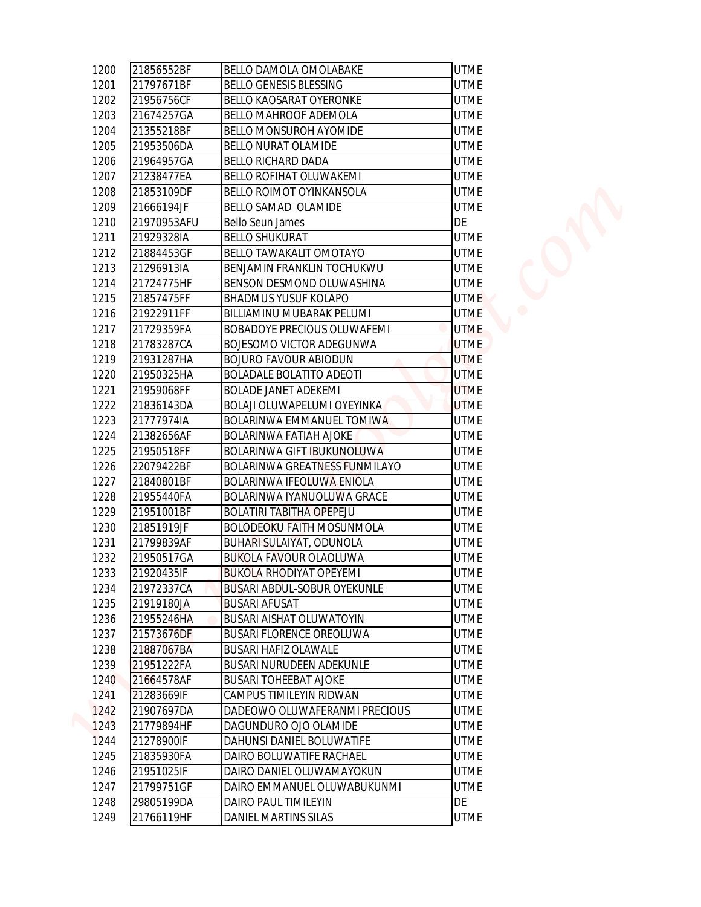| | | | |
|---|---|---|---|
| 1200 | 21856552BF | BELLO DAMOLA OMOLABAKE | UTME |
| 1201 | 21797671BF | BELLO GENESIS BLESSING | UTME |
| 1202 | 21956756CF | BELLO KAOSARAT OYERONKE | UTME |
| 1203 | 21674257GA | BELLO MAHROOF ADEMOLA | UTME |
| 1204 | 21355218BF | BELLO MONSUROH AYOMIDE | UTME |
| 1205 | 21953506DA | BELLO NURAT OLAMIDE | UTME |
| 1206 | 21964957GA | BELLO RICHARD DADA | UTME |
| 1207 | 21238477EA | BELLO ROFIHAT OLUWAKEMI | UTME |
| 1208 | 21853109DF | BELLO ROIMOT OYINKANSOLA | UTME |
| 1209 | 21666194JF | BELLO SAMAD OLAMIDE | UTME |
| 1210 | 21970953AFU | Bello Seun James | DE |
| 1211 | 21929328IA | BELLO SHUKURAT | UTME |
| 1212 | 21884453GF | BELLO TAWAKALIT OMOTAYO | UTME |
| 1213 | 21296913IA | BENJAMIN FRANKLIN TOCHUKWU | UTME |
| 1214 | 21724775HF | BENSON DESMOND OLUWASHINA | UTME |
| 1215 | 21857475FF | BHADMUS YUSUF KOLAPO | UTME |
| 1216 | 21922911FF | BILLIAMINU MUBARAK PELUMI | UTME |
| 1217 | 21729359FA | BOBADOYE PRECIOUS OLUWAFEMI | UTME |
| 1218 | 21783287CA | BOJESOMO VICTOR ADEGUNWA | UTME |
| 1219 | 21931287HA | BOJURO FAVOUR ABIODUN | UTME |
| 1220 | 21950325HA | BOLADALE BOLATITO ADEOTI | UTME |
| 1221 | 21959068FF | BOLADE JANET ADEKEMI | UTME |
| 1222 | 21836143DA | BOLAJI OLUWAPELUMI OYEYINKA | UTME |
| 1223 | 21777974IA | BOLARINWA EMMANUEL TOMIWA | UTME |
| 1224 | 21382656AF | BOLARINWA FATIAH AJOKE | UTME |
| 1225 | 21950518FF | BOLARINWA GIFT IBUKUNOLUWA | UTME |
| 1226 | 22079422BF | BOLARINWA GREATNESS FUNMILAYO | UTME |
| 1227 | 21840801BF | BOLARINWA IFEOLUWA ENIOLA | UTME |
| 1228 | 21955440FA | BOLARINWA IYANUOLUWA GRACE | UTME |
| 1229 | 21951001BF | BOLATIRI TABITHA OPEPEJU | UTME |
| 1230 | 21851919JF | BOLODEOKU FAITH MOSUNMOLA | UTME |
| 1231 | 21799839AF | BUHARI SULAIYAT, ODUNOLA | UTME |
| 1232 | 21950517GA | BUKOLA FAVOUR OLAOLUWA | UTME |
| 1233 | 21920435IF | BUKOLA RHODIYAT OPEYEMI | UTME |
| 1234 | 21972337CA | BUSARI ABDUL-SOBUR OYEKUNLE | UTME |
| 1235 | 21919180JA | BUSARI AFUSAT | UTME |
| 1236 | 21955246HA | BUSARI AISHAT OLUWATOYIN | UTME |
| 1237 | 21573676DF | BUSARI FLORENCE OREOLUWA | UTME |
| 1238 | 21887067BA | BUSARI HAFIZ OLAWALE | UTME |
| 1239 | 21951222FA | BUSARI NURUDEEN ADEKUNLE | UTME |
| 1240 | 21664578AF | BUSARI TOHEEBAT AJOKE | UTME |
| 1241 | 21283669IF | CAMPUS TIMILEYIN RIDWAN | UTME |
| 1242 | 21907697DA | DADEOWO OLUWAFERANMI PRECIOUS | UTME |
| 1243 | 21779894HF | DAGUNDURO OJO OLAMIDE | UTME |
| 1244 | 21278900IF | DAHUNSI DANIEL BOLUWATIFE | UTME |
| 1245 | 21835930FA | DAIRO BOLUWATIFE RACHAEL | UTME |
| 1246 | 21951025IF | DAIRO DANIEL OLUWAMAYOKUN | UTME |
| 1247 | 21799751GF | DAIRO EMMANUEL OLUWABUKUNMI | UTME |
| 1248 | 29805199DA | DAIRO PAUL TIMILEYIN | DE |
| 1249 | 21766119HF | DANIEL MARTINS SILAS | UTME |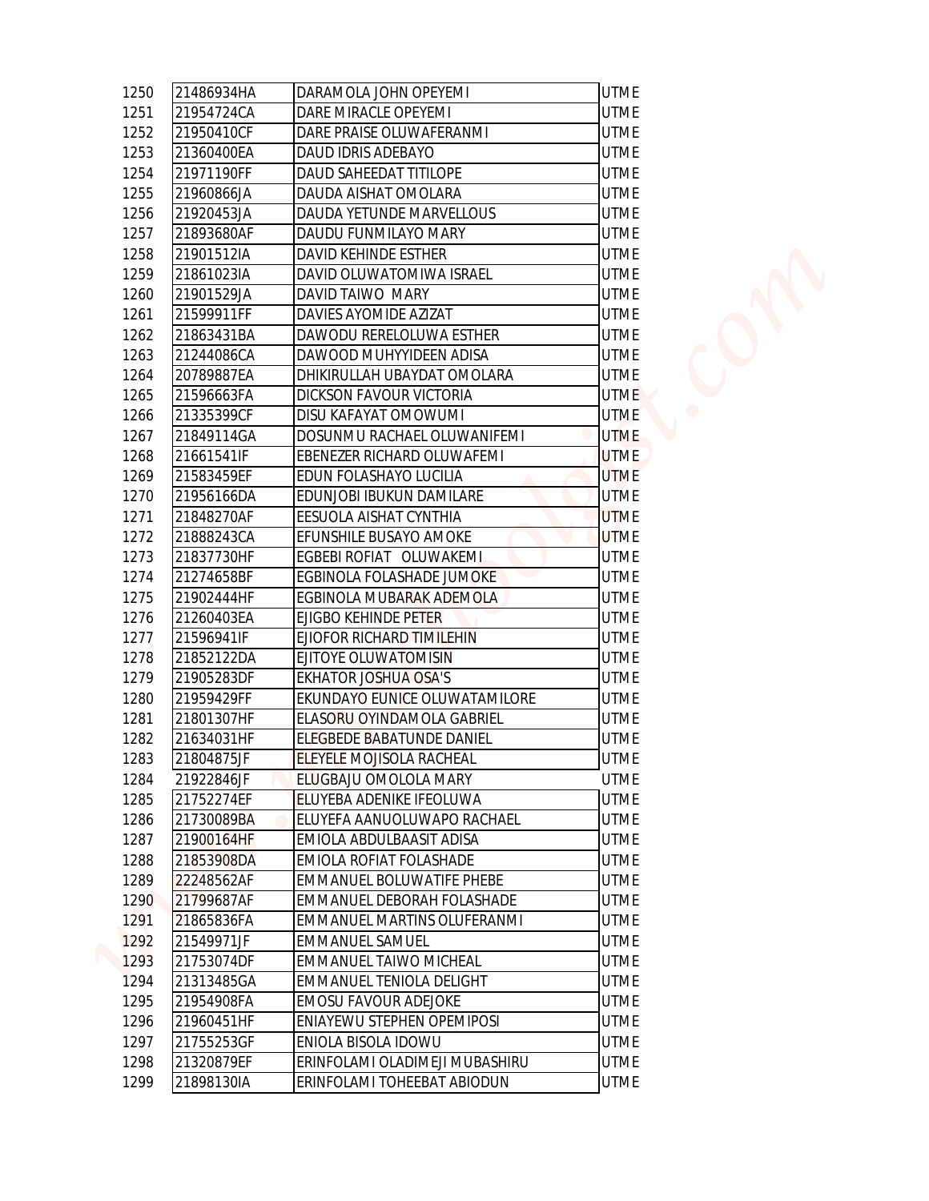| | | | |
|---|---|---|---|
| 1250 | 21486934HA | DARAMOLA JOHN OPEYEMI | UTME |
| 1251 | 21954724CA | DARE MIRACLE OPEYEMI | UTME |
| 1252 | 21950410CF | DARE PRAISE OLUWAFERANMI | UTME |
| 1253 | 21360400EA | DAUD IDRIS ADEBAYO | UTME |
| 1254 | 21971190FF | DAUD SAHEEDAT TITILOPE | UTME |
| 1255 | 21960866JA | DAUDA AISHAT OMOLARA | UTME |
| 1256 | 21920453JA | DAUDA YETUNDE MARVELLOUS | UTME |
| 1257 | 21893680AF | DAUDU FUNMILAYO MARY | UTME |
| 1258 | 21901512IA | DAVID KEHINDE ESTHER | UTME |
| 1259 | 21861023IA | DAVID OLUWATOMIWA ISRAEL | UTME |
| 1260 | 21901529JA | DAVID TAIWO MARY | UTME |
| 1261 | 21599911FF | DAVIES AYOMIDE AZIZAT | UTME |
| 1262 | 21863431BA | DAWODU RERELOLUWA ESTHER | UTME |
| 1263 | 21244086CA | DAWOOD MUHYYIDEEN ADISA | UTME |
| 1264 | 20789887EA | DHIKIRULLAH UBAYDAT OMOLARA | UTME |
| 1265 | 21596663FA | DICKSON FAVOUR VICTORIA | UTME |
| 1266 | 21335399CF | DISU KAFAYAT OMOWUMI | UTME |
| 1267 | 21849114GA | DOSUNMU RACHAEL OLUWANIFEMI | UTME |
| 1268 | 21661541IF | EBENEZER RICHARD OLUWAFEMI | UTME |
| 1269 | 21583459EF | EDUN FOLASHAYO LUCILIA | UTME |
| 1270 | 21956166DA | EDUNJOBI IBUKUN DAMILARE | UTME |
| 1271 | 21848270AF | EESUOLA AISHAT CYNTHIA | UTME |
| 1272 | 21888243CA | EFUNSHILE BUSAYO AMOKE | UTME |
| 1273 | 21837730HF | EGBEBI ROFIAT OLUWAKEMI | UTME |
| 1274 | 21274658BF | EGBINOLA FOLASHADE JUMOKE | UTME |
| 1275 | 21902444HF | EGBINOLA MUBARAK ADEMOLA | UTME |
| 1276 | 21260403EA | EJIGBO KEHINDE PETER | UTME |
| 1277 | 21596941IF | EJIOFOR RICHARD TIMILEHIN | UTME |
| 1278 | 21852122DA | EJITOYE OLUWATOMISIN | UTME |
| 1279 | 21905283DF | EKHATOR JOSHUA OSA'S | UTME |
| 1280 | 21959429FF | EKUNDAYO EUNICE OLUWATAMILORE | UTME |
| 1281 | 21801307HF | ELASORU OYINDAMOLA GABRIEL | UTME |
| 1282 | 21634031HF | ELEGBEDE BABATUNDE DANIEL | UTME |
| 1283 | 21804875JF | ELEYELE MOJISOLA RACHEAL | UTME |
| 1284 | 21922846JF | ELUGBAJU OMOLOLA MARY | UTME |
| 1285 | 21752274EF | ELUYEBA ADENIKE IFEOLUWA | UTME |
| 1286 | 21730089BA | ELUYEFA AANUOLUWAPO RACHAEL | UTME |
| 1287 | 21900164HF | EMIOLA ABDULBAASIT ADISA | UTME |
| 1288 | 21853908DA | EMIOLA ROFIAT FOLASHADE | UTME |
| 1289 | 22248562AF | EMMANUEL BOLUWATIFE PHEBE | UTME |
| 1290 | 21799687AF | EMMANUEL DEBORAH FOLASHADE | UTME |
| 1291 | 21865836FA | EMMANUEL MARTINS OLUFERANMI | UTME |
| 1292 | 21549971JF | EMMANUEL SAMUEL | UTME |
| 1293 | 21753074DF | EMMANUEL TAIWO MICHEAL | UTME |
| 1294 | 21313485GA | EMMANUEL TENIOLA DELIGHT | UTME |
| 1295 | 21954908FA | EMOSU FAVOUR ADEJOKE | UTME |
| 1296 | 21960451HF | ENIAYEWU STEPHEN OPEMIPOSI | UTME |
| 1297 | 21755253GF | ENIOLA BISOLA IDOWU | UTME |
| 1298 | 21320879EF | ERINFOLAMI OLADIMEJI MUBASHIRU | UTME |
| 1299 | 21898130IA | ERINFOLAMI TOHEEBAT ABIODUN | UTME |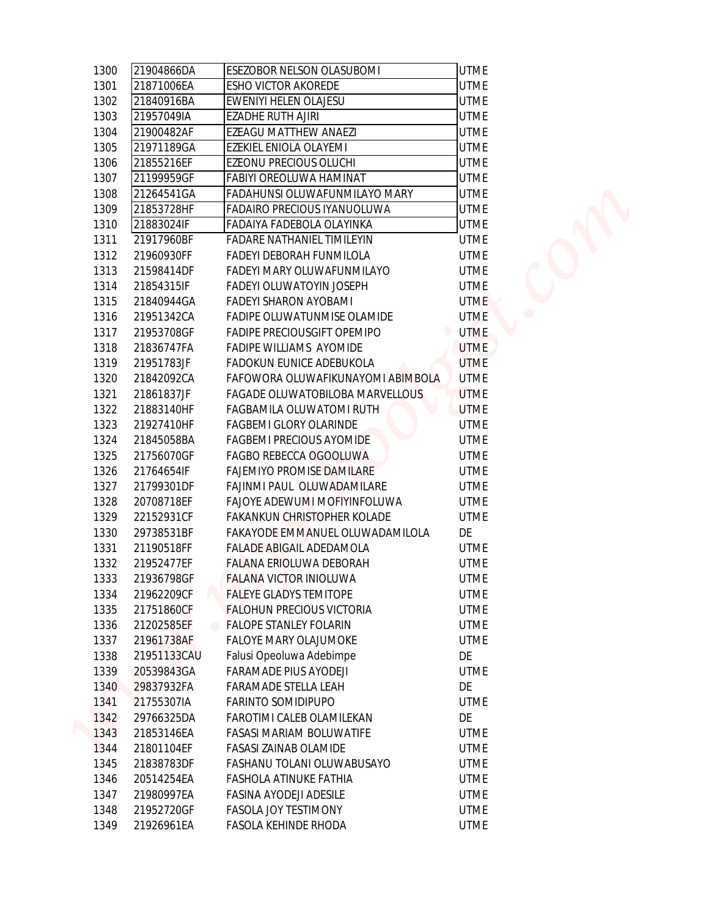| | | | |
|---|---|---|---|
| 1300 | 21904866DA | ESEZOBOR NELSON OLASUBOMI | UTME |
| 1301 | 21871006EA | ESHO VICTOR AKOREDE | UTME |
| 1302 | 21840916BA | EWENIYI HELEN OLAJESU | UTME |
| 1303 | 21957049IA | EZADHE RUTH AJIRI | UTME |
| 1304 | 21900482AF | EZEAGU MATTHEW ANAEZI | UTME |
| 1305 | 21971189GA | EZEKIEL ENIOLA OLAYEMI | UTME |
| 1306 | 21855216EF | EZEONU PRECIOUS OLUCHI | UTME |
| 1307 | 21199959GF | FABIYI OREOLUWA HAMINAT | UTME |
| 1308 | 21264541GA | FADAHUNSI OLUWAFUNMILAYO MARY | UTME |
| 1309 | 21853728HF | FADAIRO PRECIOUS IYANUOLUWA | UTME |
| 1310 | 21883024IF | FADAIYA FADEBOLA OLAYINKA | UTME |
| 1311 | 21917960BF | FADARE NATHANIEL TIMILEYIN | UTME |
| 1312 | 21960930FF | FADEYI DEBORAH FUNMILOLA | UTME |
| 1313 | 21598414DF | FADEYI MARY OLUWAFUNMILAYO | UTME |
| 1314 | 21854315IF | FADEYI OLUWATOYIN JOSEPH | UTME |
| 1315 | 21840944GA | FADEYI SHARON AYOBAMI | UTME |
| 1316 | 21951342CA | FADIPE OLUWATUNMISE OLAMIDE | UTME |
| 1317 | 21953708GF | FADIPE PRECIOUSGIFT OPEMIPO | UTME |
| 1318 | 21836747FA | FADIPE WILLIAMS AYOMIDE | UTME |
| 1319 | 21951783JF | FADOKUN EUNICE ADEBUKOLA | UTME |
| 1320 | 21842092CA | FAFOWORA OLUWAFIKUNAYOMI ABIMBOLA | UTME |
| 1321 | 21861837JF | FAGADE OLUWATOBILOBA MARVELLOUS | UTME |
| 1322 | 21883140HF | FAGBAMILA OLUWATOMI RUTH | UTME |
| 1323 | 21927410HF | FAGBEMI GLORY OLARINDE | UTME |
| 1324 | 21845058BA | FAGBEMI PRECIOUS AYOMIDE | UTME |
| 1325 | 21756070GF | FAGBO REBECCA OGOOLUWA | UTME |
| 1326 | 21764654IF | FAJEMIYO PROMISE DAMILARE | UTME |
| 1327 | 21799301DF | FAJINMI PAUL OLUWADAMILARE | UTME |
| 1328 | 20708718EF | FAJOYE ADEWUMI MOFIYINFOLUWA | UTME |
| 1329 | 22152931CF | FAKANKUN CHRISTOPHER KOLADE | UTME |
| 1330 | 29738531BF | FAKAYODE EMMANUEL OLUWADAMILOLA | DE |
| 1331 | 21190518FF | FALADE ABIGAIL ADEDAMOLA | UTME |
| 1332 | 21952477EF | FALANA ERIOLUWA DEBORAH | UTME |
| 1333 | 21936798GF | FALANA VICTOR INIOLUWA | UTME |
| 1334 | 21962209CF | FALEYE GLADYS TEMITOPE | UTME |
| 1335 | 21751860CF | FALOHUN PRECIOUS VICTORIA | UTME |
| 1336 | 21202585EF | FALOPE STANLEY FOLARIN | UTME |
| 1337 | 21961738AF | FALOYE MARY OLAJUMOKE | UTME |
| 1338 | 21951133CAU | Falusi Opeoluwa Adebimpe | DE |
| 1339 | 20539843GA | FARAMADE PIUS AYODEJI | UTME |
| 1340 | 29837932FA | FARAMADE STELLA LEAH | DE |
| 1341 | 21755307IA | FARINTO SOMIDIPUPO | UTME |
| 1342 | 29766325DA | FAROTIMI CALEB OLAMILEKAN | DE |
| 1343 | 21853146EA | FASASI MARIAM BOLUWATIFE | UTME |
| 1344 | 21801104EF | FASASI ZAINAB OLAMIDE | UTME |
| 1345 | 21838783DF | FASHANU TOLANI OLUWABUSAYO | UTME |
| 1346 | 20514254EA | FASHOLA ATINUKE FATHIA | UTME |
| 1347 | 21980997EA | FASINA AYODEJI ADESILE | UTME |
| 1348 | 21952720GF | FASOLA JOY TESTIMONY | UTME |
| 1349 | 21926961EA | FASOLA KEHINDE RHODA | UTME |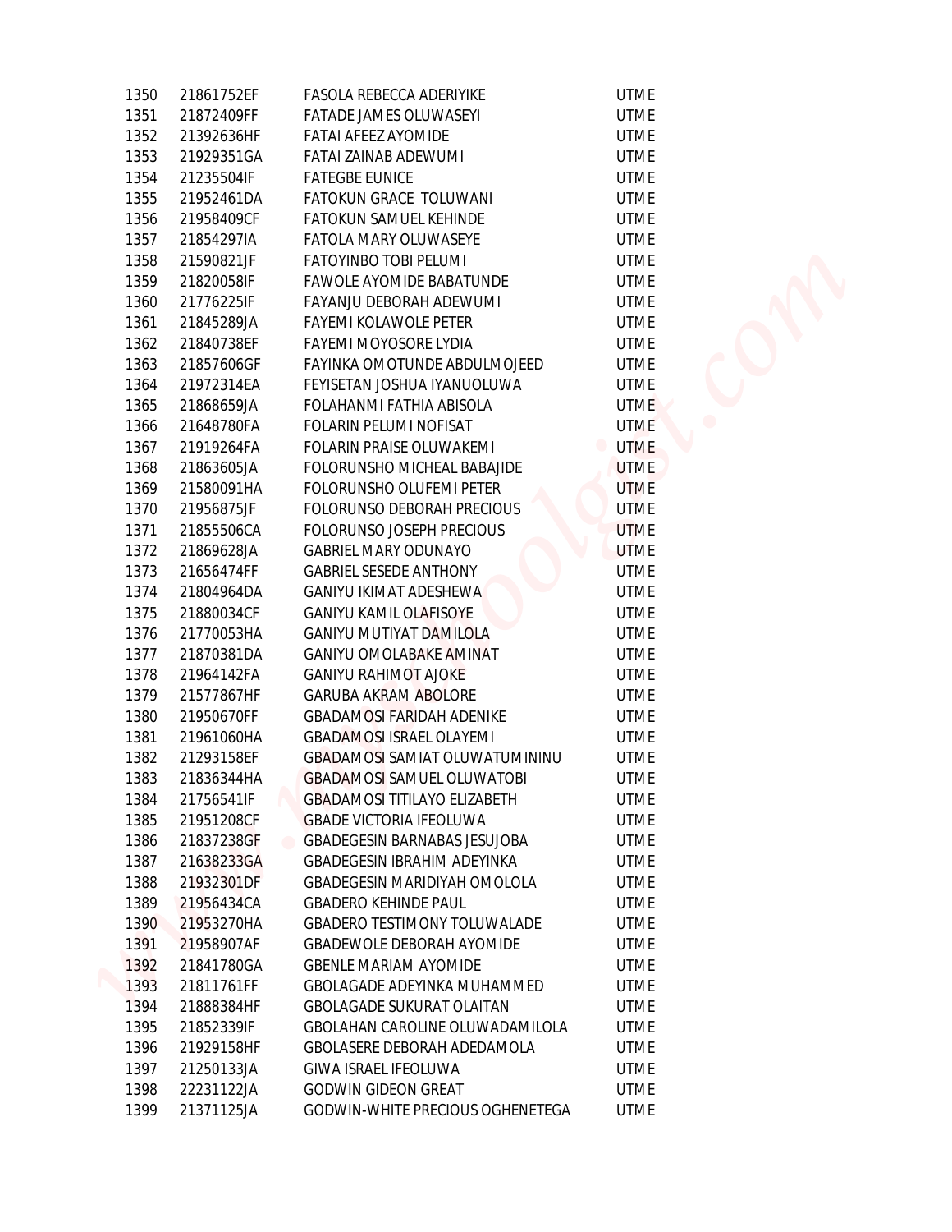| | | | |
|---|---|---|---|
| 1350 | 21861752EF | FASOLA REBECCA ADERIYIKE | UTME |
| 1351 | 21872409FF | FATADE JAMES OLUWASEYI | UTME |
| 1352 | 21392636HF | FATAI AFEEZ AYOMIDE | UTME |
| 1353 | 21929351GA | FATAI ZAINAB ADEWUMI | UTME |
| 1354 | 21235504IF | FATEGBE EUNICE | UTME |
| 1355 | 21952461DA | FATOKUN GRACE TOLUWANI | UTME |
| 1356 | 21958409CF | FATOKUN SAMUEL KEHINDE | UTME |
| 1357 | 21854297IA | FATOLA MARY OLUWASEYE | UTME |
| 1358 | 21590821JF | FATOYINBO TOBI PELUMI | UTME |
| 1359 | 21820058IF | FAWOLE AYOMIDE BABATUNDE | UTME |
| 1360 | 21776225IF | FAYANJU DEBORAH ADEWUMI | UTME |
| 1361 | 21845289JA | FAYEMI KOLAWOLE PETER | UTME |
| 1362 | 21840738EF | FAYEMI MOYOSORE LYDIA | UTME |
| 1363 | 21857606GF | FAYINKA OMOTUNDE ABDULMOJEED | UTME |
| 1364 | 21972314EA | FEYISETAN JOSHUA IYANUOLUWA | UTME |
| 1365 | 21868659JA | FOLAHANMI FATHIA ABISOLA | UTME |
| 1366 | 21648780FA | FOLARIN PELUMI NOFISAT | UTME |
| 1367 | 21919264FA | FOLARIN PRAISE OLUWAKEMI | UTME |
| 1368 | 21863605JA | FOLORUNSHO MICHEAL BABAJIDE | UTME |
| 1369 | 21580091HA | FOLORUNSHO OLUFEMI PETER | UTME |
| 1370 | 21956875JF | FOLORUNSO DEBORAH PRECIOUS | UTME |
| 1371 | 21855506CA | FOLORUNSO JOSEPH PRECIOUS | UTME |
| 1372 | 21869628JA | GABRIEL MARY ODUNAYO | UTME |
| 1373 | 21656474FF | GABRIEL SESEDE ANTHONY | UTME |
| 1374 | 21804964DA | GANIYU IKIMAT ADESHEWA | UTME |
| 1375 | 21880034CF | GANIYU KAMIL OLAFISOYE | UTME |
| 1376 | 21770053HA | GANIYU MUTIYAT DAMILOLA | UTME |
| 1377 | 21870381DA | GANIYU OMOLABAKE AMINAT | UTME |
| 1378 | 21964142FA | GANIYU RAHIMOT AJOKE | UTME |
| 1379 | 21577867HF | GARUBA AKRAM ABOLORE | UTME |
| 1380 | 21950670FF | GBADAMOSI FARIDAH ADENIKE | UTME |
| 1381 | 21961060HA | GBADAMOSI ISRAEL OLAYEMI | UTME |
| 1382 | 21293158EF | GBADAMOSI SAMIAT OLUWATUMININU | UTME |
| 1383 | 21836344HA | GBADAMOSI SAMUEL OLUWATOBI | UTME |
| 1384 | 21756541IF | GBADAMOSI TITILAYO ELIZABETH | UTME |
| 1385 | 21951208CF | GBADE VICTORIA IFEOLUWA | UTME |
| 1386 | 21837238GF | GBADEGESIN BARNABAS JESUJOBA | UTME |
| 1387 | 21638233GA | GBADEGESIN IBRAHIM ADEYINKA | UTME |
| 1388 | 21932301DF | GBADEGESIN MARIDIYAH OMOLOLA | UTME |
| 1389 | 21956434CA | GBADERO KEHINDE PAUL | UTME |
| 1390 | 21953270HA | GBADERO TESTIMONY TOLUWALADE | UTME |
| 1391 | 21958907AF | GBADEWOLE DEBORAH AYOMIDE | UTME |
| 1392 | 21841780GA | GBENLE MARIAM AYOMIDE | UTME |
| 1393 | 21811761FF | GBOLAGADE ADEYINKA MUHAMMED | UTME |
| 1394 | 21888384HF | GBOLAGADE SUKURAT OLAITAN | UTME |
| 1395 | 21852339IF | GBOLAHAN CAROLINE OLUWADAMILOLA | UTME |
| 1396 | 21929158HF | GBOLASERE DEBORAH ADEDAMOLA | UTME |
| 1397 | 21250133JA | GIWA ISRAEL IFEOLUWA | UTME |
| 1398 | 22231122JA | GODWIN GIDEON GREAT | UTME |
| 1399 | 21371125JA | GODWIN-WHITE PRECIOUS OGHENETEGA | UTME |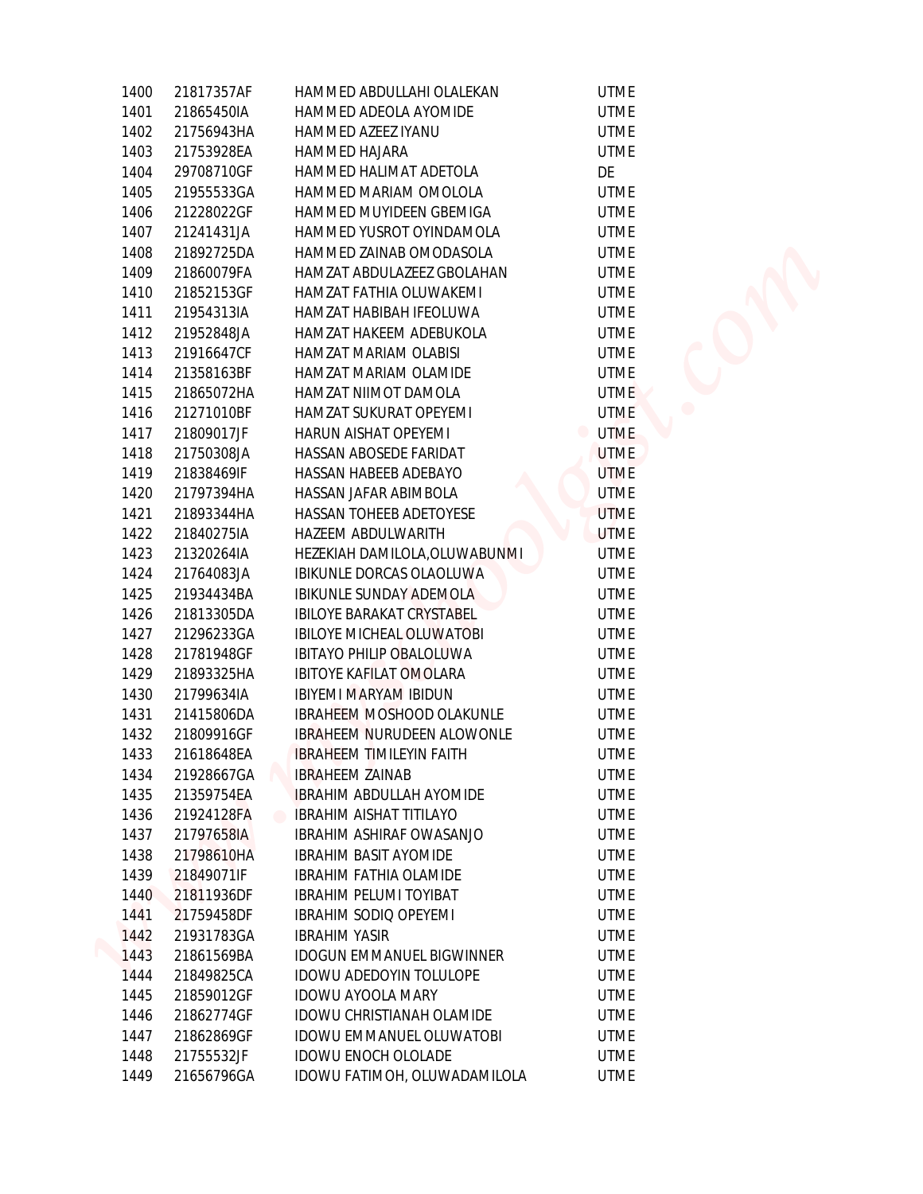| | | | |
|---|---|---|---|
| 1400 | 21817357AF | HAMMED ABDULLAHI OLALEKAN | UTME |
| 1401 | 21865450IA | HAMMED ADEOLA AYOMIDE | UTME |
| 1402 | 21756943HA | HAMMED AZEEZ IYANU | UTME |
| 1403 | 21753928EA | HAMMED HAJARA | UTME |
| 1404 | 29708710GF | HAMMED HALIMAT ADETOLA | DE |
| 1405 | 21955533GA | HAMMED MARIAM OMOLOLA | UTME |
| 1406 | 21228022GF | HAMMED MUYIDEEN GBEMIGA | UTME |
| 1407 | 21241431JA | HAMMED YUSROT OYINDAMOLA | UTME |
| 1408 | 21892725DA | HAMMED ZAINAB OMODASOLA | UTME |
| 1409 | 21860079FA | HAMZAT ABDULAZEEZ GBOLAHAN | UTME |
| 1410 | 21852153GF | HAMZAT FATHIA OLUWAKEMI | UTME |
| 1411 | 21954313IA | HAMZAT HABIBAH IFEOLUWA | UTME |
| 1412 | 21952848JA | HAMZAT HAKEEM ADEBUKOLA | UTME |
| 1413 | 21916647CF | HAMZAT MARIAM OLABISI | UTME |
| 1414 | 21358163BF | HAMZAT MARIAM OLAMIDE | UTME |
| 1415 | 21865072HA | HAMZAT NIIMOT DAMOLA | UTME |
| 1416 | 21271010BF | HAMZAT SUKURAT OPEYEMI | UTME |
| 1417 | 21809017JF | HARUN AISHAT OPEYEMI | UTME |
| 1418 | 21750308JA | HASSAN ABOSEDE FARIDAT | UTME |
| 1419 | 21838469IF | HASSAN HABEEB ADEBAYO | UTME |
| 1420 | 21797394HA | HASSAN JAFAR ABIMBOLA | UTME |
| 1421 | 21893344HA | HASSAN TOHEEB ADETOYESE | UTME |
| 1422 | 21840275IA | HAZEEM ABDULWARITH | UTME |
| 1423 | 21320264IA | HEZEKIAH DAMILOLA,OLUWABUNMI | UTME |
| 1424 | 21764083JA | IBIKUNLE DORCAS OLAOLUWA | UTME |
| 1425 | 21934434BA | IBIKUNLE SUNDAY ADEMOLA | UTME |
| 1426 | 21813305DA | IBILOYE BARAKAT CRYSTABEL | UTME |
| 1427 | 21296233GA | IBILOYE MICHEAL OLUWATOBI | UTME |
| 1428 | 21781948GF | IBITAYO PHILIP OBALOLUWA | UTME |
| 1429 | 21893325HA | IBITOYE KAFILAT OMOLARA | UTME |
| 1430 | 21799634IA | IBIYEMI MARYAM IBIDUN | UTME |
| 1431 | 21415806DA | IBRAHEEM MOSHOOD OLAKUNLE | UTME |
| 1432 | 21809916GF | IBRAHEEM NURUDEEN ALOWONLE | UTME |
| 1433 | 21618648EA | IBRAHEEM TIMILEYIN FAITH | UTME |
| 1434 | 21928667GA | IBRAHEEM ZAINAB | UTME |
| 1435 | 21359754EA | IBRAHIM ABDULLAH AYOMIDE | UTME |
| 1436 | 21924128FA | IBRAHIM AISHAT TITILAYO | UTME |
| 1437 | 21797658IA | IBRAHIM ASHIRAF OWASANJO | UTME |
| 1438 | 21798610HA | IBRAHIM BASIT AYOMIDE | UTME |
| 1439 | 21849071IF | IBRAHIM FATHIA OLAMIDE | UTME |
| 1440 | 21811936DF | IBRAHIM PELUMI TOYIBAT | UTME |
| 1441 | 21759458DF | IBRAHIM SODIQ OPEYEMI | UTME |
| 1442 | 21931783GA | IBRAHIM YASIR | UTME |
| 1443 | 21861569BA | IDOGUN EMMANUEL BIGWINNER | UTME |
| 1444 | 21849825CA | IDOWU ADEDOYIN TOLULOPE | UTME |
| 1445 | 21859012GF | IDOWU AYOOLA MARY | UTME |
| 1446 | 21862774GF | IDOWU CHRISTIANAH OLAMIDE | UTME |
| 1447 | 21862869GF | IDOWU EMMANUEL OLUWATOBI | UTME |
| 1448 | 21755532JF | IDOWU ENOCH OLOLADE | UTME |
| 1449 | 21656796GA | IDOWU FATIMOH, OLUWADAMILOLA | UTME |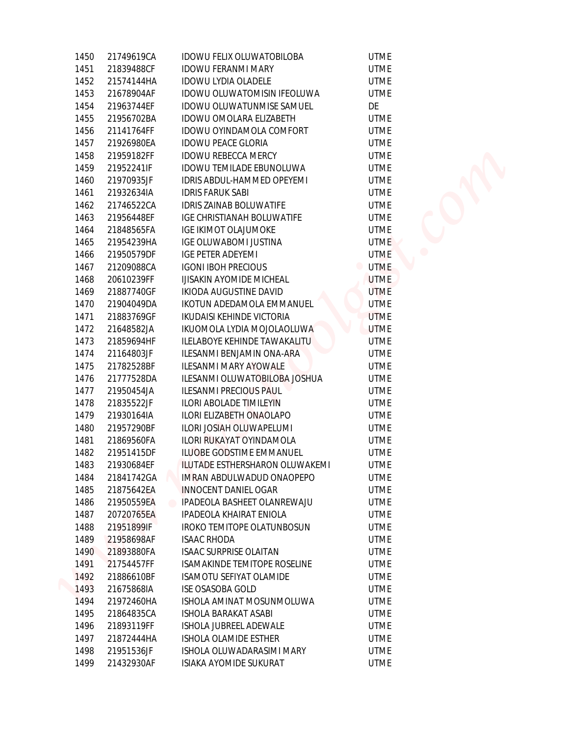| | | | |
|---|---|---|---|
| 1450 | 21749619CA | IDOWU FELIX OLUWATOBILOBA | UTME |
| 1451 | 21839488CF | IDOWU FERANMI MARY | UTME |
| 1452 | 21574144HA | IDOWU LYDIA OLADELE | UTME |
| 1453 | 21678904AF | IDOWU OLUWATOMISIN IFEOLUWA | UTME |
| 1454 | 21963744EF | IDOWU OLUWATUNMISE SAMUEL | DE |
| 1455 | 21956702BA | IDOWU OMOLARA ELIZABETH | UTME |
| 1456 | 21141764FF | IDOWU OYINDAMOLA COMFORT | UTME |
| 1457 | 21926980EA | IDOWU PEACE GLORIA | UTME |
| 1458 | 21959182FF | IDOWU REBECCA MERCY | UTME |
| 1459 | 21952241IF | IDOWU TEMILADE EBUNOLUWA | UTME |
| 1460 | 21970935JF | IDRIS ABDUL-HAMMED OPEYEMI | UTME |
| 1461 | 21932634IA | IDRIS FARUK SABI | UTME |
| 1462 | 21746522CA | IDRIS ZAINAB BOLUWATIFE | UTME |
| 1463 | 21956448EF | IGE CHRISTIANAH BOLUWATIFE | UTME |
| 1464 | 21848565FA | IGE IKIMOT OLAJUMOKE | UTME |
| 1465 | 21954239HA | IGE OLUWABOMI JUSTINA | UTME |
| 1466 | 21950579DF | IGE PETER ADEYEMI | UTME |
| 1467 | 21209088CA | IGONI IBOH PRECIOUS | UTME |
| 1468 | 20610239FF | IJISAKIN AYOMIDE MICHEAL | UTME |
| 1469 | 21887740GF | IKIODA AUGUSTINE DAVID | UTME |
| 1470 | 21904049DA | IKOTUN ADEDAMOLA EMMANUEL | UTME |
| 1471 | 21883769GF | IKUDAISI KEHINDE VICTORIA | UTME |
| 1472 | 21648582JA | IKUOMOLA LYDIA MOJOLAOLUWA | UTME |
| 1473 | 21859694HF | ILELABOYE KEHINDE TAWAKALITU | UTME |
| 1474 | 21164803JF | ILESANMI BENJAMIN ONA-ARA | UTME |
| 1475 | 21782528BF | ILESANMI MARY AYOWALE | UTME |
| 1476 | 21777528DA | ILESANMI OLUWATOBILOBA JOSHUA | UTME |
| 1477 | 21950454JA | ILESANMI PRECIOUS PAUL | UTME |
| 1478 | 21835522JF | ILORI ABOLADE TIMILEYIN | UTME |
| 1479 | 21930164IA | ILORI ELIZABETH ONAOLAPO | UTME |
| 1480 | 21957290BF | ILORI JOSIAH OLUWAPELUMI | UTME |
| 1481 | 21869560FA | ILORI RUKAYAT OYINDAMOLA | UTME |
| 1482 | 21951415DF | ILUOBE GODSTIME EMMANUEL | UTME |
| 1483 | 21930684EF | ILUTADE ESTHERSHARON OLUWAKEMI | UTME |
| 1484 | 21841742GA | IMRAN ABDULWADUD ONAOPEPO | UTME |
| 1485 | 21875642EA | INNOCENT DANIEL OGAR | UTME |
| 1486 | 21950559EA | IPADEOLA BASHEET OLANREWAJU | UTME |
| 1487 | 20720765EA | IPADEOLA KHAIRAT ENIOLA | UTME |
| 1488 | 21951899IF | IROKO TEMITOPE OLATUNBOSUN | UTME |
| 1489 | 21958698AF | ISAAC RHODA | UTME |
| 1490 | 21893880FA | ISAAC SURPRISE OLAITAN | UTME |
| 1491 | 21754457FF | ISAMAKINDE TEMITOPE ROSELINE | UTME |
| 1492 | 21886610BF | ISAMOTU SEFIYAT OLAMIDE | UTME |
| 1493 | 21675868IA | ISE OSASOBA GOLD | UTME |
| 1494 | 21972460HA | ISHOLA AMINAT MOSUNMOLUWA | UTME |
| 1495 | 21864835CA | ISHOLA BARAKAT ASABI | UTME |
| 1496 | 21893119FF | ISHOLA JUBREEL ADEWALE | UTME |
| 1497 | 21872444HA | ISHOLA OLAMIDE ESTHER | UTME |
| 1498 | 21951536JF | ISHOLA OLUWADARASIMI MARY | UTME |
| 1499 | 21432930AF | ISIAKA AYOMIDE SUKURAT | UTME |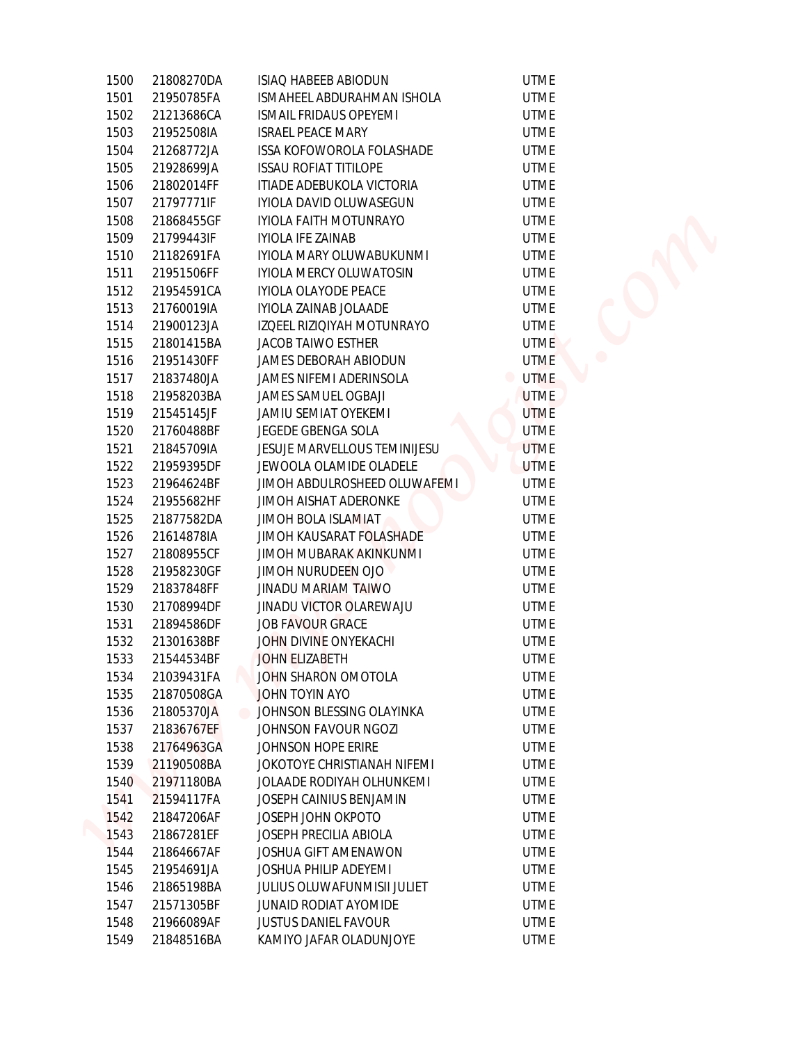| | | | |
|---|---|---|---|
| 1500 | 21808270DA | ISIAQ HABEEB ABIODUN | UTME |
| 1501 | 21950785FA | ISMAHEEL ABDURAHMAN ISHOLA | UTME |
| 1502 | 21213686CA | ISMAIL FRIDAUS OPEYEMI | UTME |
| 1503 | 21952508IA | ISRAEL PEACE MARY | UTME |
| 1504 | 21268772JA | ISSA KOFOWOROLA FOLASHADE | UTME |
| 1505 | 21928699JA | ISSAU ROFIAT TITILOPE | UTME |
| 1506 | 21802014FF | ITIADE ADEBUKOLA VICTORIA | UTME |
| 1507 | 21797771IF | IYIOLA DAVID OLUWASEGUN | UTME |
| 1508 | 21868455GF | IYIOLA FAITH MOTUNRAYO | UTME |
| 1509 | 21799443IF | IYIOLA IFE ZAINAB | UTME |
| 1510 | 21182691FA | IYIOLA MARY OLUWABUKUNMI | UTME |
| 1511 | 21951506FF | IYIOLA MERCY OLUWATOSIN | UTME |
| 1512 | 21954591CA | IYIOLA OLAYODE PEACE | UTME |
| 1513 | 21760019IA | IYIOLA ZAINAB JOLAADE | UTME |
| 1514 | 21900123JA | IZQEEL RIZIQIYAH MOTUNRAYO | UTME |
| 1515 | 21801415BA | JACOB TAIWO ESTHER | UTME |
| 1516 | 21951430FF | JAMES DEBORAH ABIODUN | UTME |
| 1517 | 21837480JA | JAMES NIFEMI ADERINSOLA | UTME |
| 1518 | 21958203BA | JAMES SAMUEL OGBAJI | UTME |
| 1519 | 21545145JF | JAMIU SEMIAT OYEKEMI | UTME |
| 1520 | 21760488BF | JEGEDE GBENGA SOLA | UTME |
| 1521 | 21845709IA | JESUJE MARVELLOUS TEMINIJESU | UTME |
| 1522 | 21959395DF | JEWOOLA OLAMIDE OLADELE | UTME |
| 1523 | 21964624BF | JIMOH ABDULROSHEED OLUWAFEMI | UTME |
| 1524 | 21955682HF | JIMOH AISHAT ADERONKE | UTME |
| 1525 | 21877582DA | JIMOH BOLA ISLAMIAT | UTME |
| 1526 | 21614878IA | JIMOH KAUSARAT FOLASHADE | UTME |
| 1527 | 21808955CF | JIMOH MUBARAK AKINKUNMI | UTME |
| 1528 | 21958230GF | JIMOH NURUDEEN OJO | UTME |
| 1529 | 21837848FF | JINADU MARIAM TAIWO | UTME |
| 1530 | 21708994DF | JINADU VICTOR OLAREWAJU | UTME |
| 1531 | 21894586DF | JOB FAVOUR GRACE | UTME |
| 1532 | 21301638BF | JOHN DIVINE ONYEKACHI | UTME |
| 1533 | 21544534BF | JOHN ELIZABETH | UTME |
| 1534 | 21039431FA | JOHN SHARON OMOTOLA | UTME |
| 1535 | 21870508GA | JOHN TOYIN AYO | UTME |
| 1536 | 21805370JA | JOHNSON BLESSING OLAYINKA | UTME |
| 1537 | 21836767EF | JOHNSON FAVOUR NGOZI | UTME |
| 1538 | 21764963GA | JOHNSON HOPE ERIRE | UTME |
| 1539 | 21190508BA | JOKOTOYE CHRISTIANAH NIFEMI | UTME |
| 1540 | 21971180BA | JOLAADE RODIYAH OLHUNKEMI | UTME |
| 1541 | 21594117FA | JOSEPH CAINIUS BENJAMIN | UTME |
| 1542 | 21847206AF | JOSEPH JOHN OKPOTO | UTME |
| 1543 | 21867281EF | JOSEPH PRECILIA ABIOLA | UTME |
| 1544 | 21864667AF | JOSHUA GIFT AMENAWON | UTME |
| 1545 | 21954691JA | JOSHUA PHILIP ADEYEMI | UTME |
| 1546 | 21865198BA | JULIUS OLUWAFUNMISII JULIET | UTME |
| 1547 | 21571305BF | JUNAID RODIAT AYOMIDE | UTME |
| 1548 | 21966089AF | JUSTUS DANIEL FAVOUR | UTME |
| 1549 | 21848516BA | KAMIYO JAFAR OLADUNJOYE | UTME |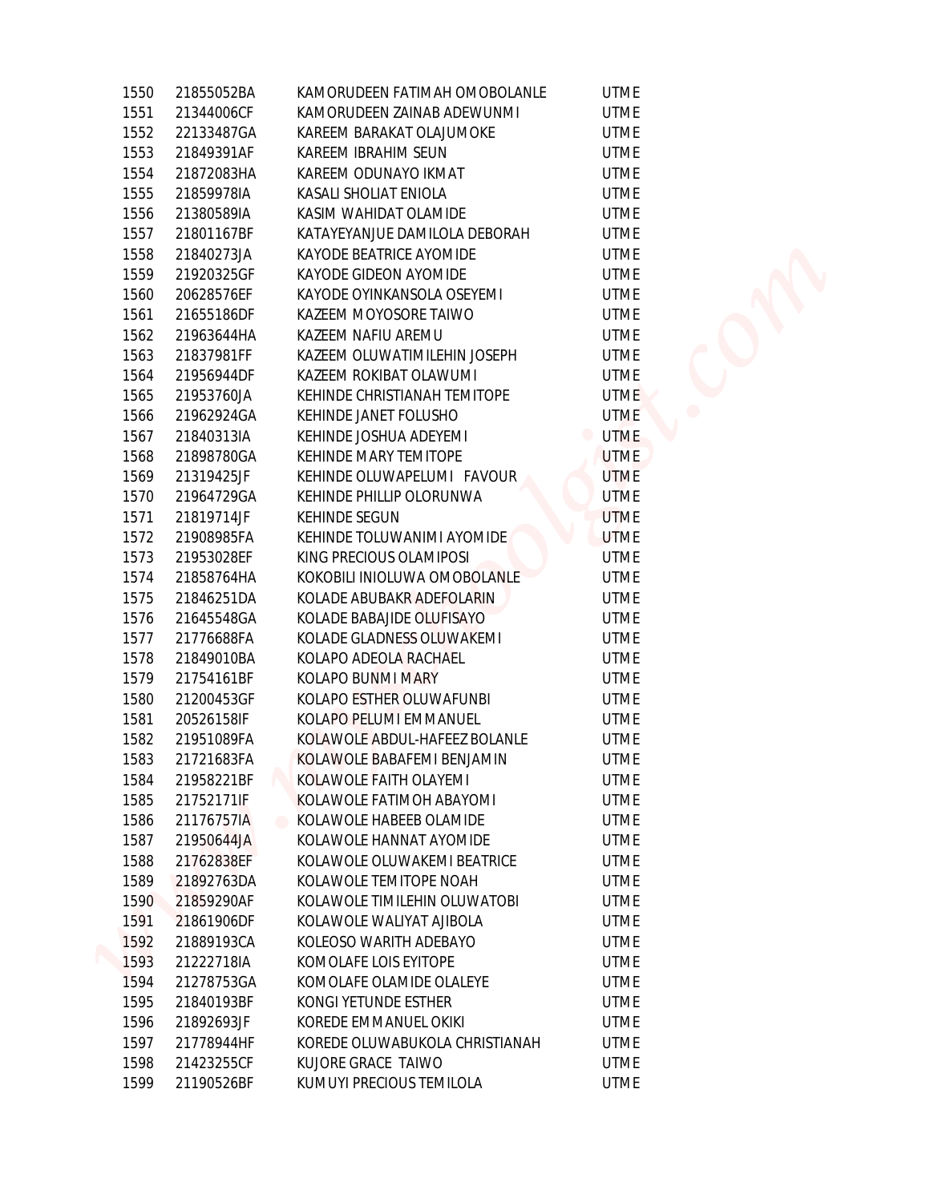| | | | |
|---|---|---|---|
| 1550 | 21855052BA | KAMORUDEEN FATIMAH OMOBOLANLE | UTME |
| 1551 | 21344006CF | KAMORUDEEN ZAINAB ADEWUNMI | UTME |
| 1552 | 22133487GA | KAREEM BARAKAT OLAJUMOKE | UTME |
| 1553 | 21849391AF | KAREEM IBRAHIM SEUN | UTME |
| 1554 | 21872083HA | KAREEM ODUNAYO IKMAT | UTME |
| 1555 | 21859978IA | KASALI SHOLIAT ENIOLA | UTME |
| 1556 | 21380589IA | KASIM WAHIDAT OLAMIDE | UTME |
| 1557 | 21801167BF | KATAYEYANJUE DAMILOLA DEBORAH | UTME |
| 1558 | 21840273JA | KAYODE BEATRICE AYOMIDE | UTME |
| 1559 | 21920325GF | KAYODE GIDEON AYOMIDE | UTME |
| 1560 | 20628576EF | KAYODE OYINKANSOLA OSEYEMI | UTME |
| 1561 | 21655186DF | KAZEEM MOYOSORE TAIWO | UTME |
| 1562 | 21963644HA | KAZEEM NAFIU AREMU | UTME |
| 1563 | 21837981FF | KAZEEM OLUWATIMILEHIN JOSEPH | UTME |
| 1564 | 21956944DF | KAZEEM ROKIBAT OLAWUMI | UTME |
| 1565 | 21953760JA | KEHINDE CHRISTIANAH TEMITOPE | UTME |
| 1566 | 21962924GA | KEHINDE JANET FOLUSHO | UTME |
| 1567 | 21840313IA | KEHINDE JOSHUA ADEYEMI | UTME |
| 1568 | 21898780GA | KEHINDE MARY TEMITOPE | UTME |
| 1569 | 21319425JF | KEHINDE OLUWAPELUMI FAVOUR | UTME |
| 1570 | 21964729GA | KEHINDE PHILLIP OLORUNWA | UTME |
| 1571 | 21819714JF | KEHINDE SEGUN | UTME |
| 1572 | 21908985FA | KEHINDE TOLUWANIMI AYOMIDE | UTME |
| 1573 | 21953028EF | KING PRECIOUS OLAMIPOSI | UTME |
| 1574 | 21858764HA | KOKOBILI INIOLUWA OMOBOLANLE | UTME |
| 1575 | 21846251DA | KOLADE ABUBAKR ADEFOLARIN | UTME |
| 1576 | 21645548GA | KOLADE BABAJIDE OLUFISAYO | UTME |
| 1577 | 21776688FA | KOLADE GLADNESS OLUWAKEMI | UTME |
| 1578 | 21849010BA | KOLAPO ADEOLA RACHAEL | UTME |
| 1579 | 21754161BF | KOLAPO BUNMI MARY | UTME |
| 1580 | 21200453GF | KOLAPO ESTHER OLUWAFUNBI | UTME |
| 1581 | 20526158IF | KOLAPO PELUMI EMMANUEL | UTME |
| 1582 | 21951089FA | KOLAWOLE ABDUL-HAFEEZ BOLANLE | UTME |
| 1583 | 21721683FA | KOLAWOLE BABAFEMI BENJAMIN | UTME |
| 1584 | 21958221BF | KOLAWOLE FAITH OLAYEMI | UTME |
| 1585 | 21752171IF | KOLAWOLE FATIMOH ABAYOMI | UTME |
| 1586 | 21176757IA | KOLAWOLE HABEEB OLAMIDE | UTME |
| 1587 | 21950644JA | KOLAWOLE HANNAT AYOMIDE | UTME |
| 1588 | 21762838EF | KOLAWOLE OLUWAKEMI BEATRICE | UTME |
| 1589 | 21892763DA | KOLAWOLE TEMITOPE NOAH | UTME |
| 1590 | 21859290AF | KOLAWOLE TIMILEHIN OLUWATOBI | UTME |
| 1591 | 21861906DF | KOLAWOLE WALIYAT AJIBOLA | UTME |
| 1592 | 21889193CA | KOLEOSO WARITH ADEBAYO | UTME |
| 1593 | 21222718IA | KOMOLAFE LOIS EYITOPE | UTME |
| 1594 | 21278753GA | KOMOLAFE OLAMIDE OLALEYE | UTME |
| 1595 | 21840193BF | KONGI YETUNDE ESTHER | UTME |
| 1596 | 21892693JF | KOREDE EMMANUEL OKIKI | UTME |
| 1597 | 21778944HF | KOREDE OLUWABUKOLA CHRISTIANAH | UTME |
| 1598 | 21423255CF | KUJORE GRACE TAIWO | UTME |
| 1599 | 21190526BF | KUMUYI PRECIOUS TEMILOLA | UTME |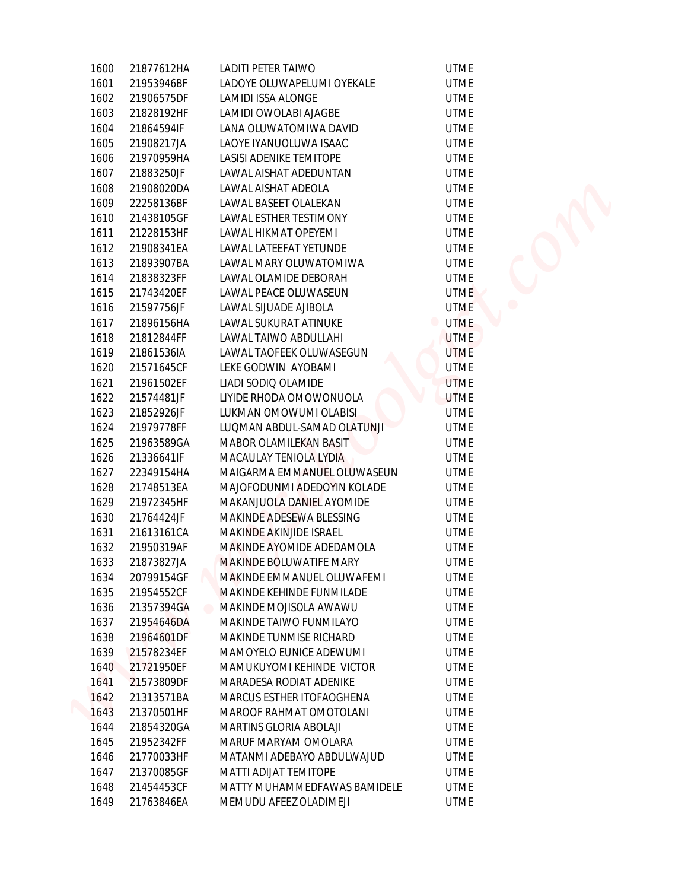| | | | |
|---|---|---|---|
| 1600 | 21877612HA | LADITI PETER TAIWO | UTME |
| 1601 | 21953946BF | LADOYE OLUWAPELUMI OYEKALE | UTME |
| 1602 | 21906575DF | LAMIDI ISSA ALONGE | UTME |
| 1603 | 21828192HF | LAMIDI OWOLABI AJAGBE | UTME |
| 1604 | 21864594IF | LANA OLUWATOMIWA DAVID | UTME |
| 1605 | 21908217JA | LAOYE IYANUOLUWA ISAAC | UTME |
| 1606 | 21970959HA | LASISI ADENIKE TEMITOPE | UTME |
| 1607 | 21883250JF | LAWAL AISHAT ADEDUNTAN | UTME |
| 1608 | 21908020DA | LAWAL AISHAT ADEOLA | UTME |
| 1609 | 22258136BF | LAWAL BASEET OLALEKAN | UTME |
| 1610 | 21438105GF | LAWAL ESTHER TESTIMONY | UTME |
| 1611 | 21228153HF | LAWAL HIKMAT OPEYEMI | UTME |
| 1612 | 21908341EA | LAWAL LATEEFAT YETUNDE | UTME |
| 1613 | 21893907BA | LAWAL MARY OLUWATOMIWA | UTME |
| 1614 | 21838323FF | LAWAL OLAMIDE DEBORAH | UTME |
| 1615 | 21743420EF | LAWAL PEACE OLUWASEUN | UTME |
| 1616 | 21597756JF | LAWAL SIJUADE AJIBOLA | UTME |
| 1617 | 21896156HA | LAWAL SUKURAT ATINUKE | UTME |
| 1618 | 21812844FF | LAWAL TAIWO ABDULLAHI | UTME |
| 1619 | 21861536IA | LAWAL TAOFEEK OLUWASEGUN | UTME |
| 1620 | 21571645CF | LEKE GODWIN AYOBAMI | UTME |
| 1621 | 21961502EF | LIADI SODIQ OLAMIDE | UTME |
| 1622 | 21574481JF | LIYIDE RHODA OMOWONUOLA | UTME |
| 1623 | 21852926JF | LUKMAN OMOWUMI OLABISI | UTME |
| 1624 | 21979778FF | LUQMAN ABDUL-SAMAD OLATUNJI | UTME |
| 1625 | 21963589GA | MABOR OLAMILEKAN BASIT | UTME |
| 1626 | 21336641IF | MACAULAY TENIOLA LYDIA | UTME |
| 1627 | 22349154HA | MAIGARMA EMMANUEL OLUWASEUN | UTME |
| 1628 | 21748513EA | MAJOFODUNMI ADEDOYIN KOLADE | UTME |
| 1629 | 21972345HF | MAKANJUOLA DANIEL AYOMIDE | UTME |
| 1630 | 21764424JF | MAKINDE ADESEWA BLESSING | UTME |
| 1631 | 21613161CA | MAKINDE AKINJIDE ISRAEL | UTME |
| 1632 | 21950319AF | MAKINDE AYOMIDE ADEDAMOLA | UTME |
| 1633 | 21873827JA | MAKINDE BOLUWATIFE MARY | UTME |
| 1634 | 20799154GF | MAKINDE EMMANUEL OLUWAFEMI | UTME |
| 1635 | 21954552CF | MAKINDE KEHINDE FUNMILADE | UTME |
| 1636 | 21357394GA | MAKINDE MOJISOLA AWAWU | UTME |
| 1637 | 21954646DA | MAKINDE TAIWO FUNMILAYO | UTME |
| 1638 | 21964601DF | MAKINDE TUNMISE RICHARD | UTME |
| 1639 | 21578234EF | MAMOYELO EUNICE ADEWUMI | UTME |
| 1640 | 21721950EF | MAMUKUYOMI KEHINDE VICTOR | UTME |
| 1641 | 21573809DF | MARADESA RODIAT ADENIKE | UTME |
| 1642 | 21313571BA | MARCUS ESTHER ITOFAOGHENA | UTME |
| 1643 | 21370501HF | MAROOF RAHMAT OMOTOLANI | UTME |
| 1644 | 21854320GA | MARTINS GLORIA ABOLAJI | UTME |
| 1645 | 21952342FF | MARUF MARYAM OMOLARA | UTME |
| 1646 | 21770033HF | MATANMI ADEBAYO ABDULWAJUD | UTME |
| 1647 | 21370085GF | MATTI ADIJAT TEMITOPE | UTME |
| 1648 | 21454453CF | MATTY MUHAMMEDFAWAS BAMIDELE | UTME |
| 1649 | 21763846EA | MEMUDU AFEEZ OLADIMEJI | UTME |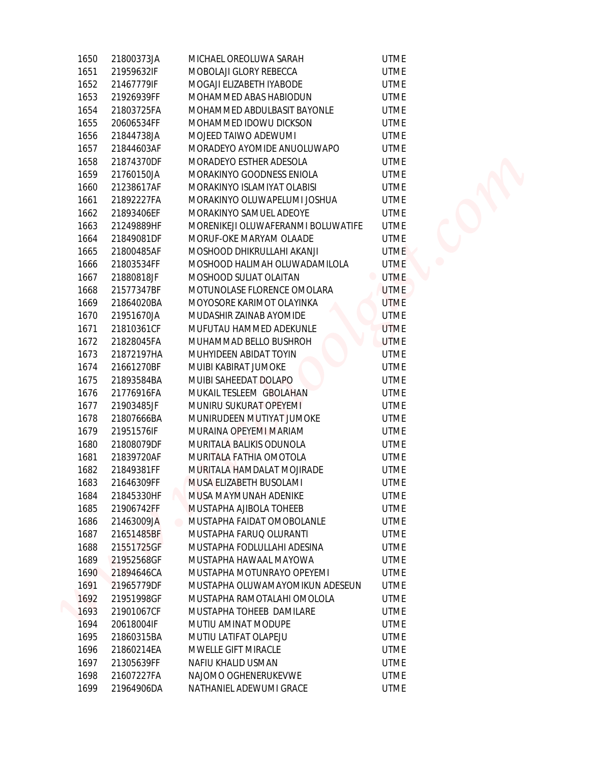| | | | |
|---|---|---|---|
| 1650 | 21800373JA | MICHAEL OREOLUWA SARAH | UTME |
| 1651 | 21959632IF | MOBOLAJI GLORY REBECCA | UTME |
| 1652 | 21467779IF | MOGAJI ELIZABETH IYABODE | UTME |
| 1653 | 21926939FF | MOHAMMED ABAS HABIODUN | UTME |
| 1654 | 21803725FA | MOHAMMED ABDULBASIT BAYONLE | UTME |
| 1655 | 20606534FF | MOHAMMED IDOWU DICKSON | UTME |
| 1656 | 21844738JA | MOJEED TAIWO ADEWUMI | UTME |
| 1657 | 21844603AF | MORADEYO AYOMIDE ANUOLUWAPO | UTME |
| 1658 | 21874370DF | MORADEYO ESTHER ADESOLA | UTME |
| 1659 | 21760150JA | MORAKINYO GOODNESS ENIOLA | UTME |
| 1660 | 21238617AF | MORAKINYO ISLAMIYAT OLABISI | UTME |
| 1661 | 21892227FA | MORAKINYO OLUWAPELUMI JOSHUA | UTME |
| 1662 | 21893406EF | MORAKINYO SAMUEL ADEOYE | UTME |
| 1663 | 21249889HF | MORENIKEJI OLUWAFERANMI BOLUWATIFE | UTME |
| 1664 | 21849081DF | MORUF-OKE MARYAM OLAADE | UTME |
| 1665 | 21800485AF | MOSHOOD DHIKRULLAHI AKANJI | UTME |
| 1666 | 21803534FF | MOSHOOD HALIMAH OLUWADAMILOLA | UTME |
| 1667 | 21880818JF | MOSHOOD SULIAT OLAITAN | UTME |
| 1668 | 21577347BF | MOTUNOLASE FLORENCE OMOLARA | UTME |
| 1669 | 21864020BA | MOYOSORE KARIMOT OLAYINKA | UTME |
| 1670 | 21951670JA | MUDASHIR ZAINAB AYOMIDE | UTME |
| 1671 | 21810361CF | MUFUTAU HAMMED ADEKUNLE | UTME |
| 1672 | 21828045FA | MUHAMMAD BELLO BUSHROH | UTME |
| 1673 | 21872197HA | MUHYIDEEN ABIDAT TOYIN | UTME |
| 1674 | 21661270BF | MUIBI KABIRAT JUMOKE | UTME |
| 1675 | 21893584BA | MUIBI SAHEEDAT DOLAPO | UTME |
| 1676 | 21776916FA | MUKAIL TESLEEM GBOLAHAN | UTME |
| 1677 | 21903485JF | MUNIRU SUKURAT OPEYEMI | UTME |
| 1678 | 21807666BA | MUNIRUDEEN MUTIYAT JUMOKE | UTME |
| 1679 | 21951576IF | MURAINA OPEYEMI MARIAM | UTME |
| 1680 | 21808079DF | MURITALA BALIKIS ODUNOLA | UTME |
| 1681 | 21839720AF | MURITALA FATHIA OMOTOLA | UTME |
| 1682 | 21849381FF | MURITALA HAMDALAT MOJIRADE | UTME |
| 1683 | 21646309FF | MUSA ELIZABETH BUSOLAMI | UTME |
| 1684 | 21845330HF | MUSA MAYMUNAH ADENIKE | UTME |
| 1685 | 21906742FF | MUSTAPHA AJIBOLA TOHEEB | UTME |
| 1686 | 21463009JA | MUSTAPHA FAIDAT OMOBOLANLE | UTME |
| 1687 | 21651485BF | MUSTAPHA FARUQ OLURANTI | UTME |
| 1688 | 21551725GF | MUSTAPHA FODLULLAHI ADESINA | UTME |
| 1689 | 21952568GF | MUSTAPHA HAWAAL MAYOWA | UTME |
| 1690 | 21894646CA | MUSTAPHA MOTUNRAYO OPEYEMI | UTME |
| 1691 | 21965779DF | MUSTAPHA OLUWAMAYOMIKUN ADESEUN | UTME |
| 1692 | 21951998GF | MUSTAPHA RAMOTALAHI OMOLOLA | UTME |
| 1693 | 21901067CF | MUSTAPHA TOHEEB DAMILARE | UTME |
| 1694 | 20618004IF | MUTIU AMINAT MODUPE | UTME |
| 1695 | 21860315BA | MUTIU LATIFAT OLAPEJU | UTME |
| 1696 | 21860214EA | MWELLE GIFT MIRACLE | UTME |
| 1697 | 21305639FF | NAFIU KHALID USMAN | UTME |
| 1698 | 21607227FA | NAJOMO OGHENERUKEVWE | UTME |
| 1699 | 21964906DA | NATHANIEL ADEWUMI GRACE | UTME |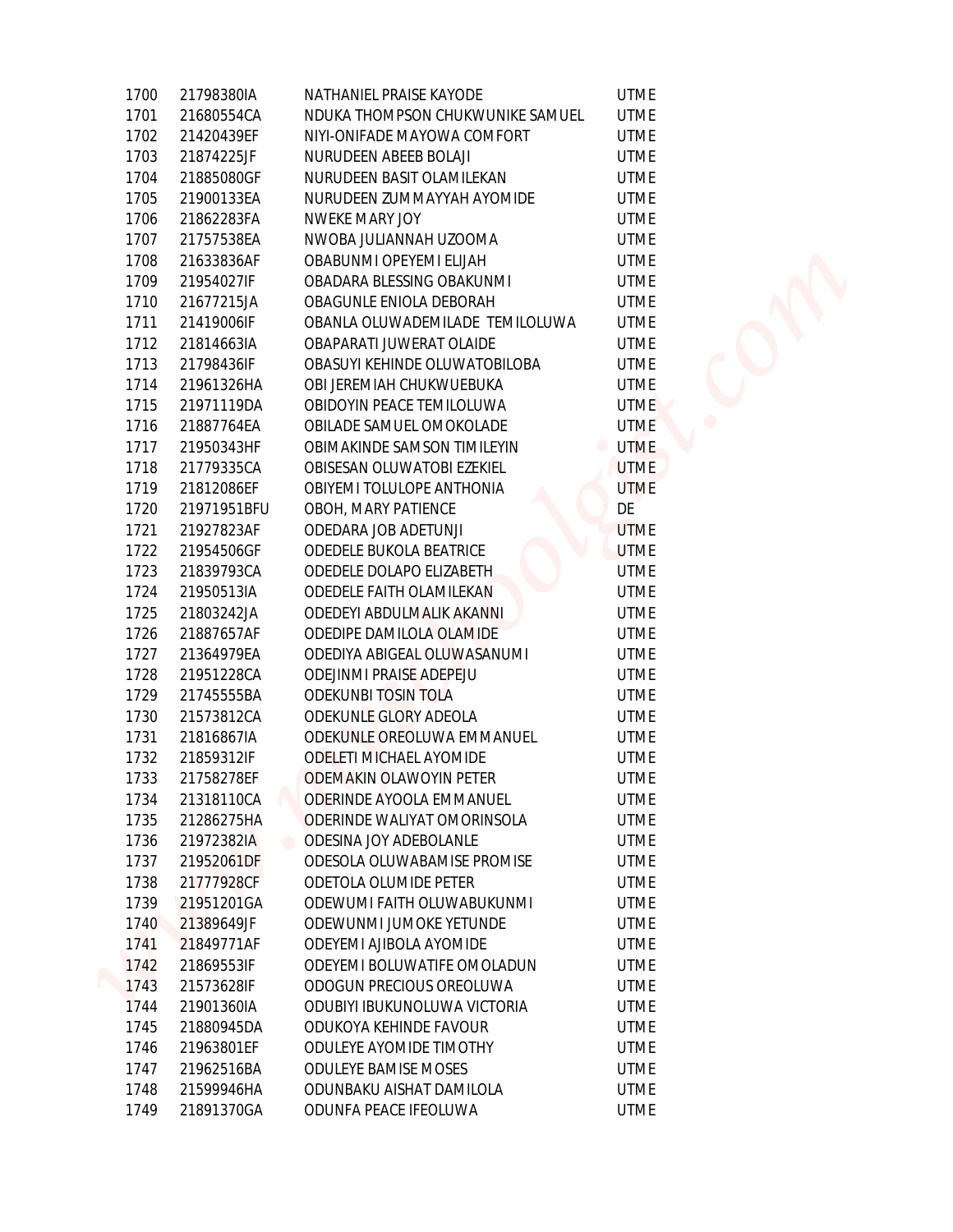| | | | |
|---|---|---|---|
| 1700 | 21798380IA | NATHANIEL PRAISE KAYODE | UTME |
| 1701 | 21680554CA | NDUKA THOMPSON CHUKWUNIKE SAMUEL | UTME |
| 1702 | 21420439EF | NIYI-ONIFADE MAYOWA COMFORT | UTME |
| 1703 | 21874225JF | NURUDEEN ABEEB BOLAJI | UTME |
| 1704 | 21885080GF | NURUDEEN BASIT OLAMILEKAN | UTME |
| 1705 | 21900133EA | NURUDEEN ZUMMAYYAH AYOMIDE | UTME |
| 1706 | 21862283FA | NWEKE MARY JOY | UTME |
| 1707 | 21757538EA | NWOBA JULIANNAH UZOOMA | UTME |
| 1708 | 21633836AF | OBABUNMI OPEYEMI ELIJAH | UTME |
| 1709 | 21954027IF | OBADARA BLESSING OBAKUNMI | UTME |
| 1710 | 21677215JA | OBAGUNLE ENIOLA DEBORAH | UTME |
| 1711 | 21419006IF | OBANLA OLUWADEMILADE TEMILOLUWA | UTME |
| 1712 | 21814663IA | OBAPARATI JUWERAT OLAIDE | UTME |
| 1713 | 21798436IF | OBASUYI KEHINDE OLUWATOBILOBA | UTME |
| 1714 | 21961326HA | OBI JEREMIAH CHUKWUEBUKA | UTME |
| 1715 | 21971119DA | OBIDOYIN PEACE TEMILOLUWA | UTME |
| 1716 | 21887764EA | OBILADE SAMUEL OMOKOLADE | UTME |
| 1717 | 21950343HF | OBIMAKINDE SAMSON TIMILEYIN | UTME |
| 1718 | 21779335CA | OBISESAN OLUWATOBI EZEKIEL | UTME |
| 1719 | 21812086EF | OBIYEMI TOLULOPE ANTHONIA | UTME |
| 1720 | 21971951BFU | OBOH, MARY PATIENCE | DE |
| 1721 | 21927823AF | ODEDARA JOB ADETUNJI | UTME |
| 1722 | 21954506GF | ODEDELE BUKOLA BEATRICE | UTME |
| 1723 | 21839793CA | ODEDELE DOLAPO ELIZABETH | UTME |
| 1724 | 21950513IA | ODEDELE FAITH OLAMILEKAN | UTME |
| 1725 | 21803242JA | ODEDEYI ABDULMALIK AKANNI | UTME |
| 1726 | 21887657AF | ODEDIPE DAMILOLA OLAMIDE | UTME |
| 1727 | 21364979EA | ODEDIYA ABIGEAL OLUWASANUMI | UTME |
| 1728 | 21951228CA | ODEJINMI PRAISE ADEPEJU | UTME |
| 1729 | 21745555BA | ODEKUNBI TOSIN TOLA | UTME |
| 1730 | 21573812CA | ODEKUNLE GLORY ADEOLA | UTME |
| 1731 | 21816867IA | ODEKUNLE OREOLUWA EMMANUEL | UTME |
| 1732 | 21859312IF | ODELETI MICHAEL AYOMIDE | UTME |
| 1733 | 21758278EF | ODEMAKIN OLAWOYIN PETER | UTME |
| 1734 | 21318110CA | ODERINDE AYOOLA EMMANUEL | UTME |
| 1735 | 21286275HA | ODERINDE WALIYAT OMORINSOLA | UTME |
| 1736 | 21972382IA | ODESINA JOY ADEBOLANLE | UTME |
| 1737 | 21952061DF | ODESOLA OLUWABAMISE PROMISE | UTME |
| 1738 | 21777928CF | ODETOLA OLUMIDE PETER | UTME |
| 1739 | 21951201GA | ODEWUMI FAITH OLUWABUKUNMI | UTME |
| 1740 | 21389649JF | ODEWUNMI JUMOKE YETUNDE | UTME |
| 1741 | 21849771AF | ODEYEMI AJIBOLA AYOMIDE | UTME |
| 1742 | 21869553IF | ODEYEMI BOLUWATIFE OMOLADUN | UTME |
| 1743 | 21573628IF | ODOGUN PRECIOUS OREOLUWA | UTME |
| 1744 | 21901360IA | ODUBIYI IBUKUNOLUWA VICTORIA | UTME |
| 1745 | 21880945DA | ODUKOYA KEHINDE FAVOUR | UTME |
| 1746 | 21963801EF | ODULEYE AYOMIDE TIMOTHY | UTME |
| 1747 | 21962516BA | ODULEYE BAMISE MOSES | UTME |
| 1748 | 21599946HA | ODUNBAKU AISHAT DAMILOLA | UTME |
| 1749 | 21891370GA | ODUNFA PEACE IFEOLUWA | UTME |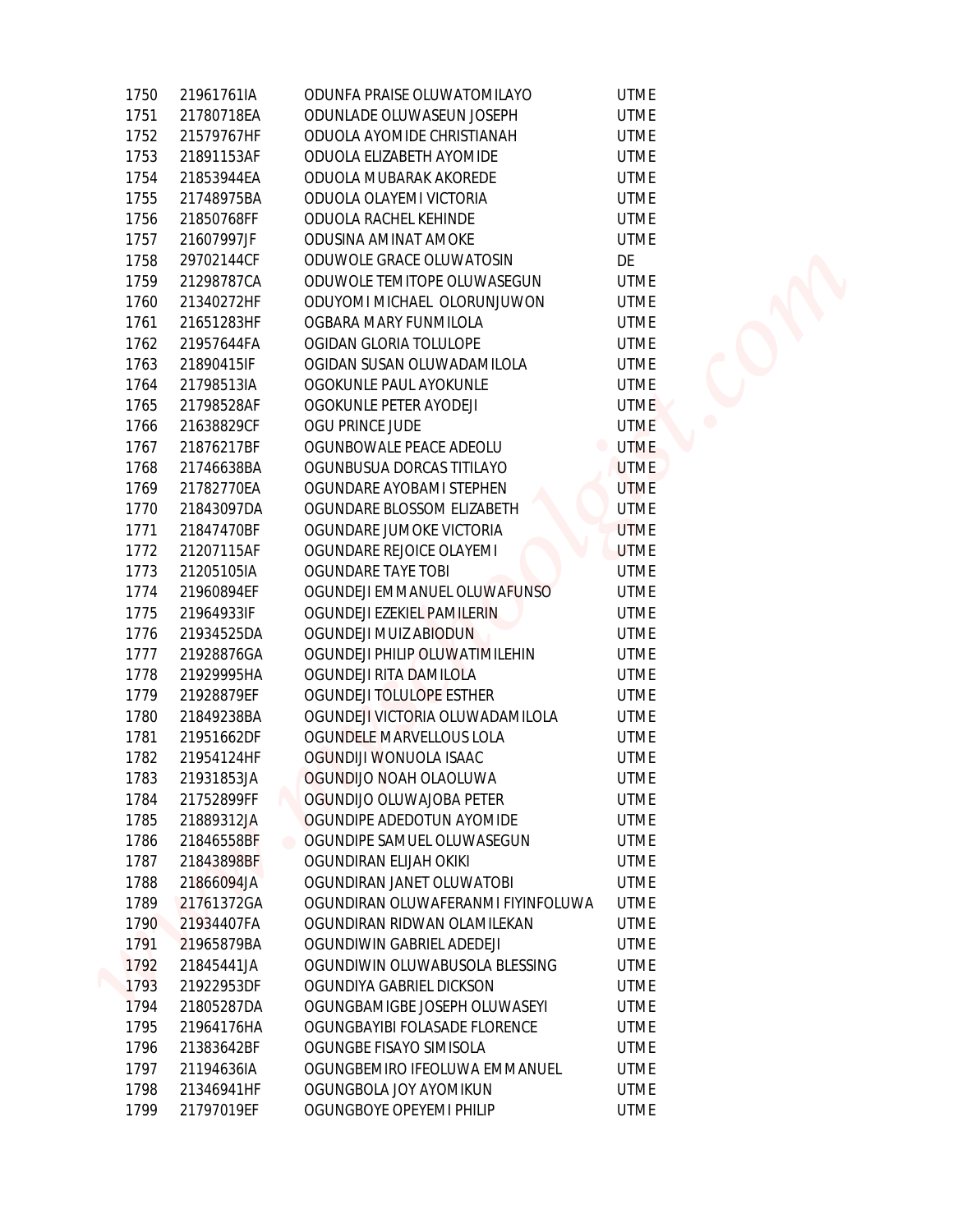| | | | |
|---|---|---|---|
| 1750 | 21961761IA | ODUNFA PRAISE OLUWATOMILAYO | UTME |
| 1751 | 21780718EA | ODUNLADE OLUWASEUN JOSEPH | UTME |
| 1752 | 21579767HF | ODUOLA AYOMIDE CHRISTIANAH | UTME |
| 1753 | 21891153AF | ODUOLA ELIZABETH AYOMIDE | UTME |
| 1754 | 21853944EA | ODUOLA MUBARAK AKOREDE | UTME |
| 1755 | 21748975BA | ODUOLA OLAYEMI VICTORIA | UTME |
| 1756 | 21850768FF | ODUOLA RACHEL KEHINDE | UTME |
| 1757 | 21607997JF | ODUSINA AMINAT AMOKE | UTME |
| 1758 | 29702144CF | ODUWOLE GRACE OLUWATOSIN | DE |
| 1759 | 21298787CA | ODUWOLE TEMITOPE OLUWASEGUN | UTME |
| 1760 | 21340272HF | ODUYOMI MICHAEL OLORUNJUWON | UTME |
| 1761 | 21651283HF | OGBARA MARY FUNMILOLA | UTME |
| 1762 | 21957644FA | OGIDAN GLORIA TOLULOPE | UTME |
| 1763 | 21890415IF | OGIDAN SUSAN OLUWADAMILOLA | UTME |
| 1764 | 21798513IA | OGOKUNLE PAUL AYOKUNLE | UTME |
| 1765 | 21798528AF | OGOKUNLE PETER AYODEJI | UTME |
| 1766 | 21638829CF | OGU PRINCE JUDE | UTME |
| 1767 | 21876217BF | OGUNBOWALE PEACE ADEOLU | UTME |
| 1768 | 21746638BA | OGUNBUSUA DORCAS TITILAYO | UTME |
| 1769 | 21782770EA | OGUNDARE AYOBAMI STEPHEN | UTME |
| 1770 | 21843097DA | OGUNDARE BLOSSOM ELIZABETH | UTME |
| 1771 | 21847470BF | OGUNDARE JUMOKE VICTORIA | UTME |
| 1772 | 21207115AF | OGUNDARE REJOICE OLAYEMI | UTME |
| 1773 | 21205105IA | OGUNDARE TAYE TOBI | UTME |
| 1774 | 21960894EF | OGUNDEJI EMMANUEL OLUWAFUNSO | UTME |
| 1775 | 21964933IF | OGUNDEJI EZEKIEL PAMILERIN | UTME |
| 1776 | 21934525DA | OGUNDEJI MUIZ ABIODUN | UTME |
| 1777 | 21928876GA | OGUNDEJI PHILIP OLUWATIMILEHIN | UTME |
| 1778 | 21929995HA | OGUNDEJI RITA DAMILOLA | UTME |
| 1779 | 21928879EF | OGUNDEJI TOLULOPE ESTHER | UTME |
| 1780 | 21849238BA | OGUNDEJI VICTORIA OLUWADAMILOLA | UTME |
| 1781 | 21951662DF | OGUNDELE MARVELLOUS LOLA | UTME |
| 1782 | 21954124HF | OGUNDIJI WONUOLA ISAAC | UTME |
| 1783 | 21931853JA | OGUNDIJO NOAH OLAOLUWA | UTME |
| 1784 | 21752899FF | OGUNDIJO OLUWAJOBA PETER | UTME |
| 1785 | 21889312JA | OGUNDIPE ADEDOTUN AYOMIDE | UTME |
| 1786 | 21846558BF | OGUNDIPE SAMUEL OLUWASEGUN | UTME |
| 1787 | 21843898BF | OGUNDIRAN ELIJAH OKIKI | UTME |
| 1788 | 21866094JA | OGUNDIRAN JANET OLUWATOBI | UTME |
| 1789 | 21761372GA | OGUNDIRAN OLUWAFERANMI FIYINFOLUWA | UTME |
| 1790 | 21934407FA | OGUNDIRAN RIDWAN OLAMILEKAN | UTME |
| 1791 | 21965879BA | OGUNDIWIN GABRIEL ADEDEJI | UTME |
| 1792 | 21845441JA | OGUNDIWIN OLUWABUSOLA BLESSING | UTME |
| 1793 | 21922953DF | OGUNDIYA GABRIEL DICKSON | UTME |
| 1794 | 21805287DA | OGUNGBAMIGBE JOSEPH OLUWASEYI | UTME |
| 1795 | 21964176HA | OGUNGBAYIBI FOLASADE FLORENCE | UTME |
| 1796 | 21383642BF | OGUNGBE FISAYO SIMISOLA | UTME |
| 1797 | 21194636IA | OGUNGBEMIRO IFEOLUWA EMMANUEL | UTME |
| 1798 | 21346941HF | OGUNGBOLA JOY AYOMIKUN | UTME |
| 1799 | 21797019EF | OGUNGBOYE OPEYEMI PHILIP | UTME |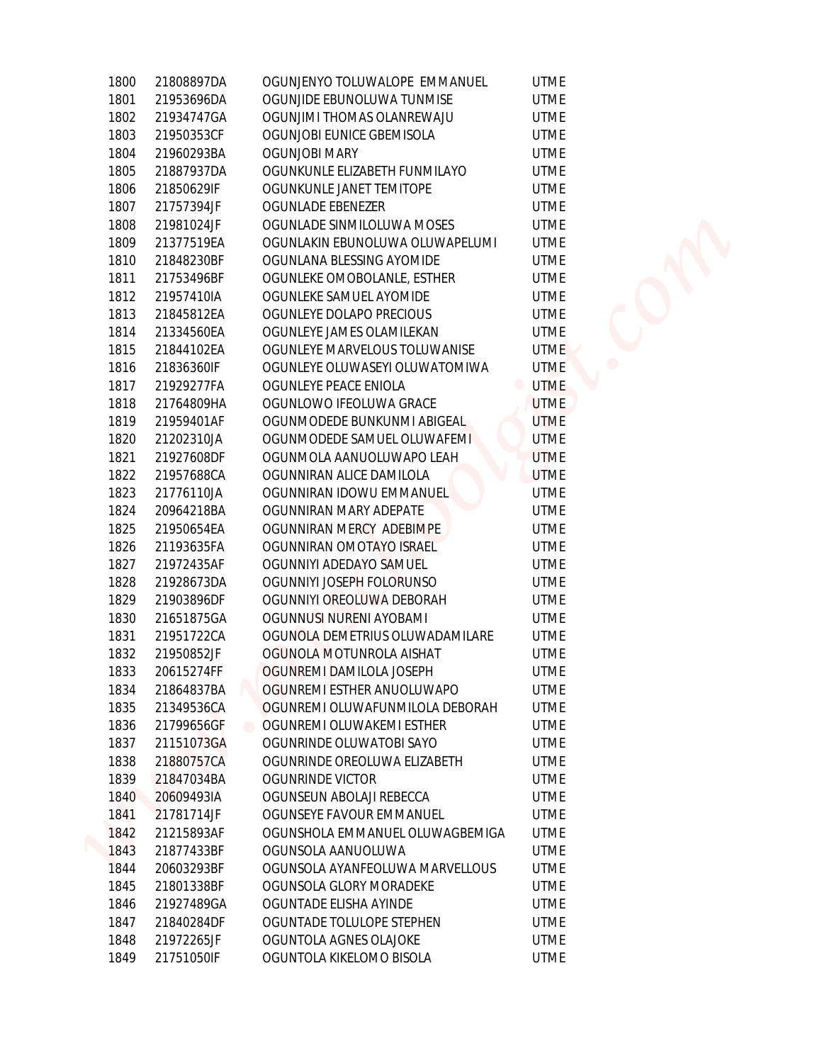| | | | |
|---|---|---|---|
| 1800 | 21808897DA | OGUNJENYO TOLUWALOPE EMMANUEL | UTME |
| 1801 | 21953696DA | OGUNJIDE EBUNOLUWA TUNMISE | UTME |
| 1802 | 21934747GA | OGUNJIMI THOMAS OLANREWAJU | UTME |
| 1803 | 21950353CF | OGUNJOBI EUNICE GBEMISOLA | UTME |
| 1804 | 21960293BA | OGUNJOBI MARY | UTME |
| 1805 | 21887937DA | OGUNKUNLE ELIZABETH FUNMILAYO | UTME |
| 1806 | 21850629IF | OGUNKUNLE JANET TEMITOPE | UTME |
| 1807 | 21757394JF | OGUNLADE EBENEZER | UTME |
| 1808 | 21981024JF | OGUNLADE SINMILOLUWA MOSES | UTME |
| 1809 | 21377519EA | OGUNLAKIN EBUNOLUWA OLUWAPELUMI | UTME |
| 1810 | 21848230BF | OGUNLANA BLESSING AYOMIDE | UTME |
| 1811 | 21753496BF | OGUNLEKE OMOBOLANLE, ESTHER | UTME |
| 1812 | 21957410IA | OGUNLEKE SAMUEL AYOMIDE | UTME |
| 1813 | 21845812EA | OGUNLEYE DOLAPO PRECIOUS | UTME |
| 1814 | 21334560EA | OGUNLEYE JAMES OLAMILEKAN | UTME |
| 1815 | 21844102EA | OGUNLEYE MARVELOUS TOLUWANISE | UTME |
| 1816 | 21836360IF | OGUNLEYE OLUWASEYI OLUWATOMIWA | UTME |
| 1817 | 21929277FA | OGUNLEYE PEACE ENIOLA | UTME |
| 1818 | 21764809HA | OGUNLOWO IFEOLUWA GRACE | UTME |
| 1819 | 21959401AF | OGUNMODEDE BUNKUNMI ABIGEAL | UTME |
| 1820 | 21202310JA | OGUNMODEDE SAMUEL OLUWAFEMI | UTME |
| 1821 | 21927608DF | OGUNMOLA AANUOLUWAPO LEAH | UTME |
| 1822 | 21957688CA | OGUNNIRAN ALICE DAMILOLA | UTME |
| 1823 | 21776110JA | OGUNNIRAN IDOWU EMMANUEL | UTME |
| 1824 | 20964218BA | OGUNNIRAN MARY ADEPATE | UTME |
| 1825 | 21950654EA | OGUNNIRAN MERCY ADEBIMPE | UTME |
| 1826 | 21193635FA | OGUNNIRAN OMOTAYO ISRAEL | UTME |
| 1827 | 21972435AF | OGUNNIYI ADEDAYO SAMUEL | UTME |
| 1828 | 21928673DA | OGUNNIYI JOSEPH FOLORUNSO | UTME |
| 1829 | 21903896DF | OGUNNIYI OREOLUWA DEBORAH | UTME |
| 1830 | 21651875GA | OGUNNUSI NURENI AYOBAMI | UTME |
| 1831 | 21951722CA | OGUNOLA DEMETRIUS OLUWADAMILARE | UTME |
| 1832 | 21950852JF | OGUNOLA MOTUNROLA AISHAT | UTME |
| 1833 | 20615274FF | OGUNREMI DAMILOLA JOSEPH | UTME |
| 1834 | 21864837BA | OGUNREMI ESTHER ANUOLUWAPO | UTME |
| 1835 | 21349536CA | OGUNREMI OLUWAFUNMILOLA DEBORAH | UTME |
| 1836 | 21799656GF | OGUNREMI OLUWAKEMI ESTHER | UTME |
| 1837 | 21151073GA | OGUNRINDE OLUWATOBI SAYO | UTME |
| 1838 | 21880757CA | OGUNRINDE OREOLUWA ELIZABETH | UTME |
| 1839 | 21847034BA | OGUNRINDE VICTOR | UTME |
| 1840 | 20609493IA | OGUNSEUN ABOLAJI REBECCA | UTME |
| 1841 | 21781714JF | OGUNSEYE FAVOUR EMMANUEL | UTME |
| 1842 | 21215893AF | OGUNSHOLA EMMANUEL OLUWAGBEMIGA | UTME |
| 1843 | 21877433BF | OGUNSOLA AANUOLUWA | UTME |
| 1844 | 20603293BF | OGUNSOLA AYANFEOLUWA MARVELLOUS | UTME |
| 1845 | 21801338BF | OGUNSOLA GLORY MORADEKE | UTME |
| 1846 | 21927489GA | OGUNTADE ELISHA AYINDE | UTME |
| 1847 | 21840284DF | OGUNTADE TOLULOPE STEPHEN | UTME |
| 1848 | 21972265JF | OGUNTOLA AGNES OLAJOKE | UTME |
| 1849 | 21751050IF | OGUNTOLA KIKELOMO BISOLA | UTME |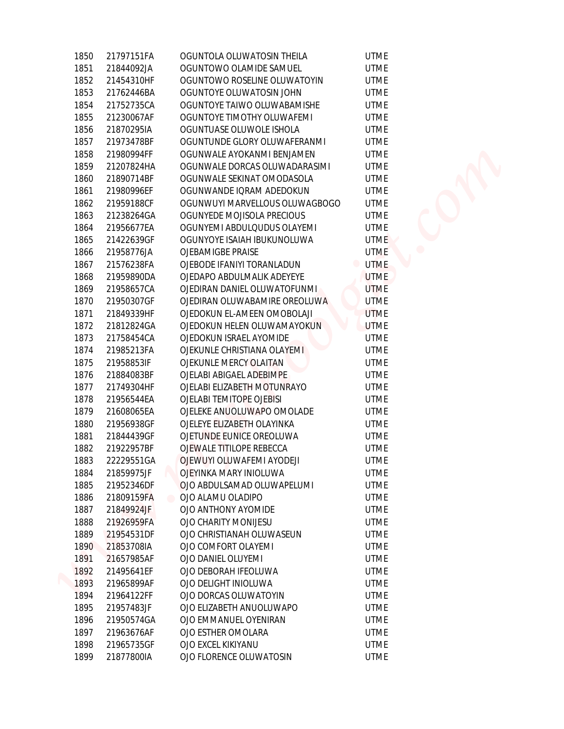| | | | |
|---|---|---|---|
| 1850 | 21797151FA | OGUNTOLA OLUWATOSIN THEILA | UTME |
| 1851 | 21844092JA | OGUNTOWO OLAMIDE SAMUEL | UTME |
| 1852 | 21454310HF | OGUNTOWO ROSELINE OLUWATOYIN | UTME |
| 1853 | 21762446BA | OGUNTOYE OLUWATOSIN JOHN | UTME |
| 1854 | 21752735CA | OGUNTOYE TAIWO OLUWABAMISHE | UTME |
| 1855 | 21230067AF | OGUNTOYE TIMOTHY OLUWAFEMI | UTME |
| 1856 | 21870295IA | OGUNTUASE OLUWOLE ISHOLA | UTME |
| 1857 | 21973478BF | OGUNTUNDE GLORY OLUWAFERANMI | UTME |
| 1858 | 21980994FF | OGUNWALE AYOKANMI BENJAMEN | UTME |
| 1859 | 21207824HA | OGUNWALE DORCAS OLUWADARASIMI | UTME |
| 1860 | 21890714BF | OGUNWALE SEKINAT OMODASOLA | UTME |
| 1861 | 21980996EF | OGUNWANDE IQRAM ADEDOKUN | UTME |
| 1862 | 21959188CF | OGUNWUYI MARVELLOUS OLUWAGBOGO | UTME |
| 1863 | 21238264GA | OGUNYEDE MOJISOLA PRECIOUS | UTME |
| 1864 | 21956677EA | OGUNYEMI ABDULQUDUS OLAYEMI | UTME |
| 1865 | 21422639GF | OGUNYOYE ISAIAH IBUKUNOLUWA | UTME |
| 1866 | 21958776JA | OJEBAMIGBE PRAISE | UTME |
| 1867 | 21576238FA | OJEBODE IFANIYI TORANLADUN | UTME |
| 1868 | 21959890DA | OJEDAPO ABDULMALIK ADEYEYE | UTME |
| 1869 | 21958657CA | OJEDIRAN DANIEL OLUWATOFUNMI | UTME |
| 1870 | 21950307GF | OJEDIRAN OLUWABAMIRE OREOLUWA | UTME |
| 1871 | 21849339HF | OJEDOKUN EL-AMEEN OMOBOLAJI | UTME |
| 1872 | 21812824GA | OJEDOKUN HELEN OLUWAMAYOKUN | UTME |
| 1873 | 21758454CA | OJEDOKUN ISRAEL AYOMIDE | UTME |
| 1874 | 21985213FA | OJEKUNLE CHRISTIANA OLAYEMI | UTME |
| 1875 | 21958853IF | OJEKUNLE MERCY OLAITAN | UTME |
| 1876 | 21884083BF | OJELABI ABIGAEL ADEBIMPE | UTME |
| 1877 | 21749304HF | OJELABI ELIZABETH MOTUNRAYO | UTME |
| 1878 | 21956544EA | OJELABI TEMITOPE OJEBISI | UTME |
| 1879 | 21608065EA | OJELEKE ANUOLUWAPO OMOLADE | UTME |
| 1880 | 21956938GF | OJELEYE ELIZABETH OLAYINKA | UTME |
| 1881 | 21844439GF | OJETUNDE EUNICE OREOLUWA | UTME |
| 1882 | 21922957BF | OJEWALE TITILOPE REBECCA | UTME |
| 1883 | 22229551GA | OJEWUYI OLUWAFEMI AYODEJI | UTME |
| 1884 | 21859975JF | OJEYINKA MARY INIOLUWA | UTME |
| 1885 | 21952346DF | OJO ABDULSAMAD OLUWAPELUMI | UTME |
| 1886 | 21809159FA | OJO ALAMU OLADIPO | UTME |
| 1887 | 21849924JF | OJO ANTHONY AYOMIDE | UTME |
| 1888 | 21926959FA | OJO CHARITY MONIJESU | UTME |
| 1889 | 21954531DF | OJO CHRISTIANAH OLUWASEUN | UTME |
| 1890 | 21853708IA | OJO COMFORT OLAYEMI | UTME |
| 1891 | 21657985AF | OJO DANIEL OLUYEMI | UTME |
| 1892 | 21495641EF | OJO DEBORAH IFEOLUWA | UTME |
| 1893 | 21965899AF | OJO DELIGHT INIOLUWA | UTME |
| 1894 | 21964122FF | OJO DORCAS OLUWATOYIN | UTME |
| 1895 | 21957483JF | OJO ELIZABETH ANUOLUWAPO | UTME |
| 1896 | 21950574GA | OJO EMMANUEL OYENIRAN | UTME |
| 1897 | 21963676AF | OJO ESTHER OMOLARA | UTME |
| 1898 | 21965735GF | OJO EXCEL KIKIYANU | UTME |
| 1899 | 21877800IA | OJO FLORENCE OLUWATOSIN | UTME |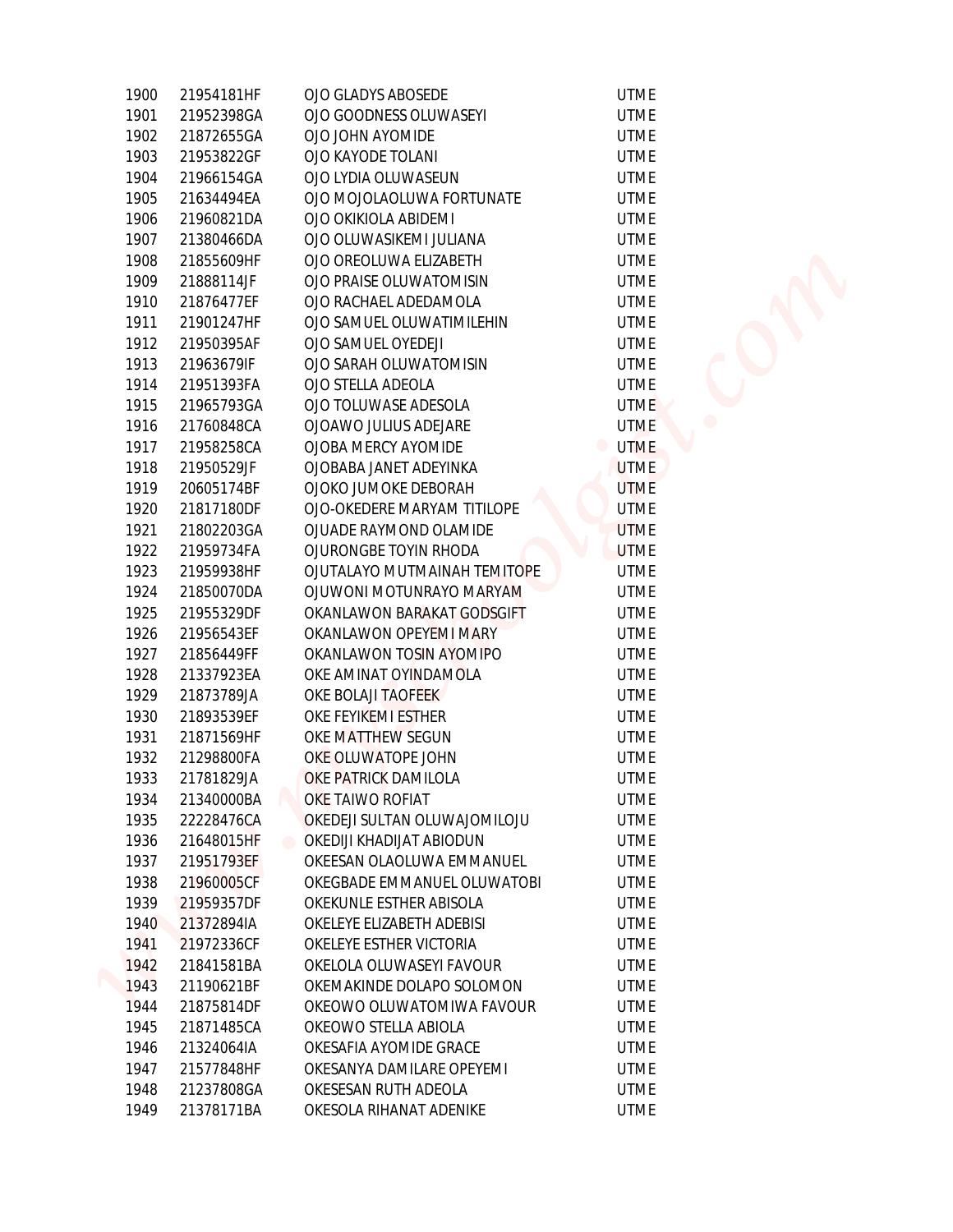| | | | |
|---|---|---|---|
| 1900 | 21954181HF | OJO GLADYS ABOSEDE | UTME |
| 1901 | 21952398GA | OJO GOODNESS OLUWASEYI | UTME |
| 1902 | 21872655GA | OJO JOHN AYOMIDE | UTME |
| 1903 | 21953822GF | OJO KAYODE TOLANI | UTME |
| 1904 | 21966154GA | OJO LYDIA OLUWASEUN | UTME |
| 1905 | 21634494EA | OJO MOJOLAOLUWA FORTUNATE | UTME |
| 1906 | 21960821DA | OJO OKIKIOLA ABIDEMI | UTME |
| 1907 | 21380466DA | OJO OLUWASIKEMI JULIANA | UTME |
| 1908 | 21855609HF | OJO OREOLUWA ELIZABETH | UTME |
| 1909 | 21888114JF | OJO PRAISE OLUWATOMISIN | UTME |
| 1910 | 21876477EF | OJO RACHAEL ADEDAMOLA | UTME |
| 1911 | 21901247HF | OJO SAMUEL OLUWATIMILEHIN | UTME |
| 1912 | 21950395AF | OJO SAMUEL OYEDEJI | UTME |
| 1913 | 21963679IF | OJO SARAH OLUWATOMISIN | UTME |
| 1914 | 21951393FA | OJO STELLA ADEOLA | UTME |
| 1915 | 21965793GA | OJO TOLUWASE ADESOLA | UTME |
| 1916 | 21760848CA | OJOAWO JULIUS ADEJARE | UTME |
| 1917 | 21958258CA | OJOBA MERCY AYOMIDE | UTME |
| 1918 | 21950529JF | OJOBABA JANET ADEYINKA | UTME |
| 1919 | 20605174BF | OJOKO JUMOKE DEBORAH | UTME |
| 1920 | 21817180DF | OJO-OKEDERE MARYAM TITILOPE | UTME |
| 1921 | 21802203GA | OJUADE RAYMOND OLAMIDE | UTME |
| 1922 | 21959734FA | OJURONGBE TOYIN RHODA | UTME |
| 1923 | 21959938HF | OJUTALAYO MUTMAINAH TEMITOPE | UTME |
| 1924 | 21850070DA | OJUWONI MOTUNRAYO MARYAM | UTME |
| 1925 | 21955329DF | OKANLAWON BARAKAT GODSGIFT | UTME |
| 1926 | 21956543EF | OKANLAWON OPEYEMI MARY | UTME |
| 1927 | 21856449FF | OKANLAWON TOSIN AYOMIPO | UTME |
| 1928 | 21337923EA | OKE AMINAT OYINDAMOLA | UTME |
| 1929 | 21873789JA | OKE BOLAJI TAOFEEK | UTME |
| 1930 | 21893539EF | OKE FEYIKEMI ESTHER | UTME |
| 1931 | 21871569HF | OKE MATTHEW SEGUN | UTME |
| 1932 | 21298800FA | OKE OLUWATOPE JOHN | UTME |
| 1933 | 21781829JA | OKE PATRICK DAMILOLA | UTME |
| 1934 | 21340000BA | OKE TAIWO ROFIAT | UTME |
| 1935 | 22228476CA | OKEDEJI SULTAN OLUWAJOMILOJU | UTME |
| 1936 | 21648015HF | OKEDIJI KHADIJAT ABIODUN | UTME |
| 1937 | 21951793EF | OKEESAN OLAOLUWA EMMANUEL | UTME |
| 1938 | 21960005CF | OKEGBADE EMMANUEL OLUWATOBI | UTME |
| 1939 | 21959357DF | OKEKUNLE ESTHER ABISOLA | UTME |
| 1940 | 21372894IA | OKELEYE ELIZABETH ADEBISI | UTME |
| 1941 | 21972336CF | OKELEYE ESTHER VICTORIA | UTME |
| 1942 | 21841581BA | OKELOLA OLUWASEYI FAVOUR | UTME |
| 1943 | 21190621BF | OKEMAKINDE DOLAPO SOLOMON | UTME |
| 1944 | 21875814DF | OKEOWO OLUWATOMIWA FAVOUR | UTME |
| 1945 | 21871485CA | OKEOWO STELLA ABIOLA | UTME |
| 1946 | 21324064IA | OKESAFIA AYOMIDE GRACE | UTME |
| 1947 | 21577848HF | OKESANYA DAMILARE OPEYEMI | UTME |
| 1948 | 21237808GA | OKESESAN RUTH ADEOLA | UTME |
| 1949 | 21378171BA | OKESOLA RIHANAT ADENIKE | UTME |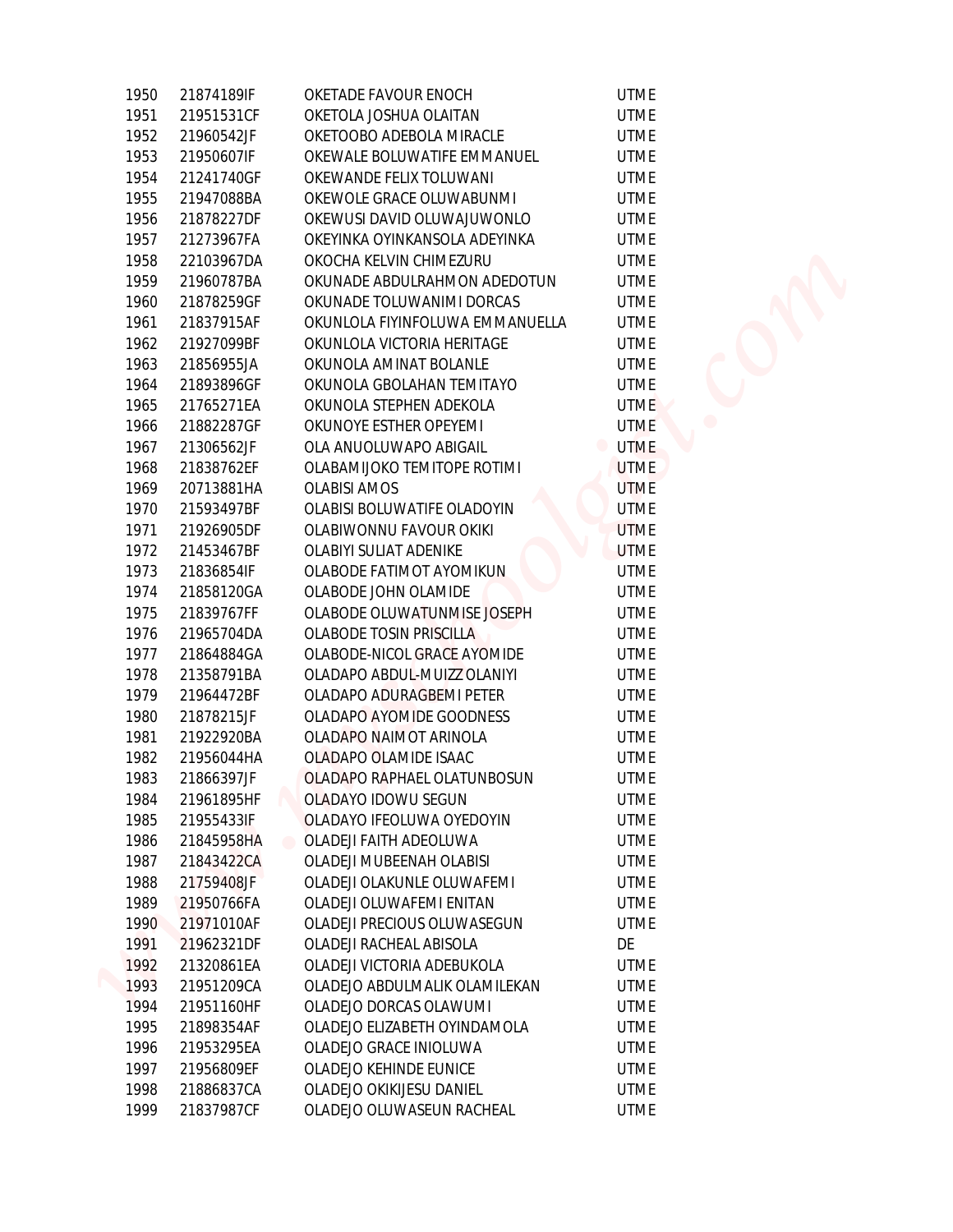| | | | |
|---|---|---|---|
| 1950 | 21874189IF | OKETADE FAVOUR ENOCH | UTME |
| 1951 | 21951531CF | OKETOLA JOSHUA OLAITAN | UTME |
| 1952 | 21960542JF | OKETOOBO ADEBOLA MIRACLE | UTME |
| 1953 | 21950607IF | OKEWALE BOLUWATIFE EMMANUEL | UTME |
| 1954 | 21241740GF | OKEWANDE FELIX TOLUWANI | UTME |
| 1955 | 21947088BA | OKEWOLE GRACE OLUWABUNMI | UTME |
| 1956 | 21878227DF | OKEWUSI DAVID OLUWAJUWONLO | UTME |
| 1957 | 21273967FA | OKEYINKA OYINKANSOLA ADEYINKA | UTME |
| 1958 | 22103967DA | OKOCHA KELVIN CHIMEZURU | UTME |
| 1959 | 21960787BA | OKUNADE ABDULRAHMON ADEDOTUN | UTME |
| 1960 | 21878259GF | OKUNADE TOLUWANIMI DORCAS | UTME |
| 1961 | 21837915AF | OKUNLOLA FIYINFOLUWA EMMANUELLA | UTME |
| 1962 | 21927099BF | OKUNLOLA VICTORIA HERITAGE | UTME |
| 1963 | 21856955JA | OKUNOLA AMINAT BOLANLE | UTME |
| 1964 | 21893896GF | OKUNOLA GBOLAHAN TEMITAYO | UTME |
| 1965 | 21765271EA | OKUNOLA STEPHEN ADEKOLA | UTME |
| 1966 | 21882287GF | OKUNOYE ESTHER OPEYEMI | UTME |
| 1967 | 21306562JF | OLA ANUOLUWAPO ABIGAIL | UTME |
| 1968 | 21838762EF | OLABAMIJOKO TEMITOPE ROTIMI | UTME |
| 1969 | 20713881HA | OLABISI AMOS | UTME |
| 1970 | 21593497BF | OLABISI BOLUWATIFE OLADOYIN | UTME |
| 1971 | 21926905DF | OLABIWONNU FAVOUR OKIKI | UTME |
| 1972 | 21453467BF | OLABIYI SULIAT ADENIKE | UTME |
| 1973 | 21836854IF | OLABODE FATIMOT AYOMIKUN | UTME |
| 1974 | 21858120GA | OLABODE JOHN OLAMIDE | UTME |
| 1975 | 21839767FF | OLABODE OLUWATUNMISE JOSEPH | UTME |
| 1976 | 21965704DA | OLABODE TOSIN PRISCILLA | UTME |
| 1977 | 21864884GA | OLABODE-NICOL GRACE AYOMIDE | UTME |
| 1978 | 21358791BA | OLADAPO ABDUL-MUIZZ OLANIYI | UTME |
| 1979 | 21964472BF | OLADAPO ADURAGBEMI PETER | UTME |
| 1980 | 21878215JF | OLADAPO AYOMIDE GOODNESS | UTME |
| 1981 | 21922920BA | OLADAPO NAIMOT ARINOLA | UTME |
| 1982 | 21956044HA | OLADAPO OLAMIDE ISAAC | UTME |
| 1983 | 21866397JF | OLADAPO RAPHAEL OLATUNBOSUN | UTME |
| 1984 | 21961895HF | OLADAYO IDOWU SEGUN | UTME |
| 1985 | 21955433IF | OLADAYO IFEOLUWA OYEDOYIN | UTME |
| 1986 | 21845958HA | OLADEJI FAITH ADEOLUWA | UTME |
| 1987 | 21843422CA | OLADEJI MUBEENAH OLABISI | UTME |
| 1988 | 21759408JF | OLADEJI OLAKUNLE OLUWAFEMI | UTME |
| 1989 | 21950766FA | OLADEJI OLUWAFEMI ENITAN | UTME |
| 1990 | 21971010AF | OLADEJI PRECIOUS OLUWASEGUN | UTME |
| 1991 | 21962321DF | OLADEJI RACHEAL ABISOLA | DE |
| 1992 | 21320861EA | OLADEJI VICTORIA ADEBUKOLA | UTME |
| 1993 | 21951209CA | OLADEJO ABDULMALIK OLAMILEKAN | UTME |
| 1994 | 21951160HF | OLADEJO DORCAS OLAWUMI | UTME |
| 1995 | 21898354AF | OLADEJO ELIZABETH OYINDAMOLA | UTME |
| 1996 | 21953295EA | OLADEJO GRACE INIOLUWA | UTME |
| 1997 | 21956809EF | OLADEJO KEHINDE EUNICE | UTME |
| 1998 | 21886837CA | OLADEJO OKIKIJESU DANIEL | UTME |
| 1999 | 21837987CF | OLADEJO OLUWASEUN RACHEAL | UTME |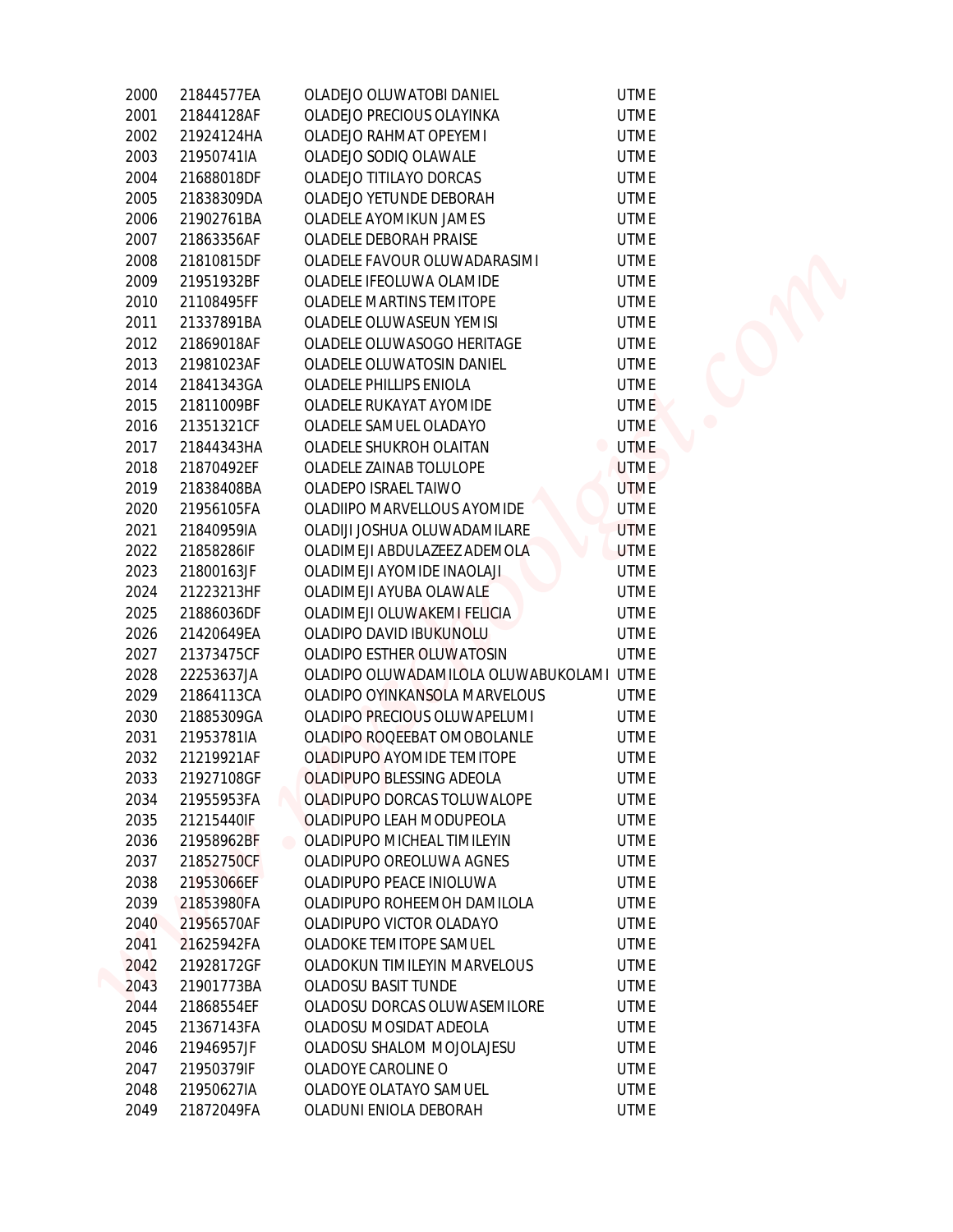| | | | |
|---|---|---|---|
| 2000 | 21844577EA | OLADEJO OLUWATOBI DANIEL | UTME |
| 2001 | 21844128AF | OLADEJO PRECIOUS OLAYINKA | UTME |
| 2002 | 21924124HA | OLADEJO RAHMAT OPEYEMI | UTME |
| 2003 | 21950741IA | OLADEJO SODIQ OLAWALE | UTME |
| 2004 | 21688018DF | OLADEJO TITILAYO DORCAS | UTME |
| 2005 | 21838309DA | OLADEJO YETUNDE DEBORAH | UTME |
| 2006 | 21902761BA | OLADELE AYOMIKUN JAMES | UTME |
| 2007 | 21863356AF | OLADELE DEBORAH PRAISE | UTME |
| 2008 | 21810815DF | OLADELE FAVOUR OLUWADARASIMI | UTME |
| 2009 | 21951932BF | OLADELE IFEOLUWA OLAMIDE | UTME |
| 2010 | 21108495FF | OLADELE MARTINS TEMITOPE | UTME |
| 2011 | 21337891BA | OLADELE OLUWASEUN YEMISI | UTME |
| 2012 | 21869018AF | OLADELE OLUWASOGO HERITAGE | UTME |
| 2013 | 21981023AF | OLADELE OLUWATOSIN DANIEL | UTME |
| 2014 | 21841343GA | OLADELE PHILLIPS ENIOLA | UTME |
| 2015 | 21811009BF | OLADELE RUKAYAT AYOMIDE | UTME |
| 2016 | 21351321CF | OLADELE SAMUEL OLADAYO | UTME |
| 2017 | 21844343HA | OLADELE SHUKROH OLAITAN | UTME |
| 2018 | 21870492EF | OLADELE ZAINAB TOLULOPE | UTME |
| 2019 | 21838408BA | OLADEPO ISRAEL TAIWO | UTME |
| 2020 | 21956105FA | OLADIIPO MARVELLOUS AYOMIDE | UTME |
| 2021 | 21840959IA | OLADIJI JOSHUA OLUWADAMILARE | UTME |
| 2022 | 21858286IF | OLADIMEJI ABDULAZEEZ ADEMOLA | UTME |
| 2023 | 21800163JF | OLADIMEJI AYOMIDE INAOLAJI | UTME |
| 2024 | 21223213HF | OLADIMEJI AYUBA OLAWALE | UTME |
| 2025 | 21886036DF | OLADIMEJI OLUWAKEMI FELICIA | UTME |
| 2026 | 21420649EA | OLADIPO DAVID IBUKUNOLU | UTME |
| 2027 | 21373475CF | OLADIPO ESTHER OLUWATOSIN | UTME |
| 2028 | 22253637JA | OLADIPO OLUWADAMILOLA OLUWABUKOLAMI | UTME |
| 2029 | 21864113CA | OLADIPO OYINKANSOLA MARVELOUS | UTME |
| 2030 | 21885309GA | OLADIPO PRECIOUS OLUWAPELUMI | UTME |
| 2031 | 21953781IA | OLADIPO ROQEEBAT OMOBOLANLE | UTME |
| 2032 | 21219921AF | OLADIPUPO AYOMIDE TEMITOPE | UTME |
| 2033 | 21927108GF | OLADIPUPO BLESSING ADEOLA | UTME |
| 2034 | 21955953FA | OLADIPUPO DORCAS TOLUWALOPE | UTME |
| 2035 | 21215440IF | OLADIPUPO LEAH MODUPEOLA | UTME |
| 2036 | 21958962BF | OLADIPUPO MICHEAL TIMILEYIN | UTME |
| 2037 | 21852750CF | OLADIPUPO OREOLUWA AGNES | UTME |
| 2038 | 21953066EF | OLADIPUPO PEACE INIOLUWA | UTME |
| 2039 | 21853980FA | OLADIPUPO ROHEEMOH DAMILOLA | UTME |
| 2040 | 21956570AF | OLADIPUPO VICTOR OLADAYO | UTME |
| 2041 | 21625942FA | OLADOKE TEMITOPE SAMUEL | UTME |
| 2042 | 21928172GF | OLADOKUN TIMILEYIN MARVELOUS | UTME |
| 2043 | 21901773BA | OLADOSU BASIT TUNDE | UTME |
| 2044 | 21868554EF | OLADOSU DORCAS OLUWASEMILORE | UTME |
| 2045 | 21367143FA | OLADOSU MOSIDAT ADEOLA | UTME |
| 2046 | 21946957JF | OLADOSU SHALOM MOJOLAJESU | UTME |
| 2047 | 21950379IF | OLADOYE CAROLINE O | UTME |
| 2048 | 21950627IA | OLADOYE OLATAYO SAMUEL | UTME |
| 2049 | 21872049FA | OLADUNI ENIOLA DEBORAH | UTME |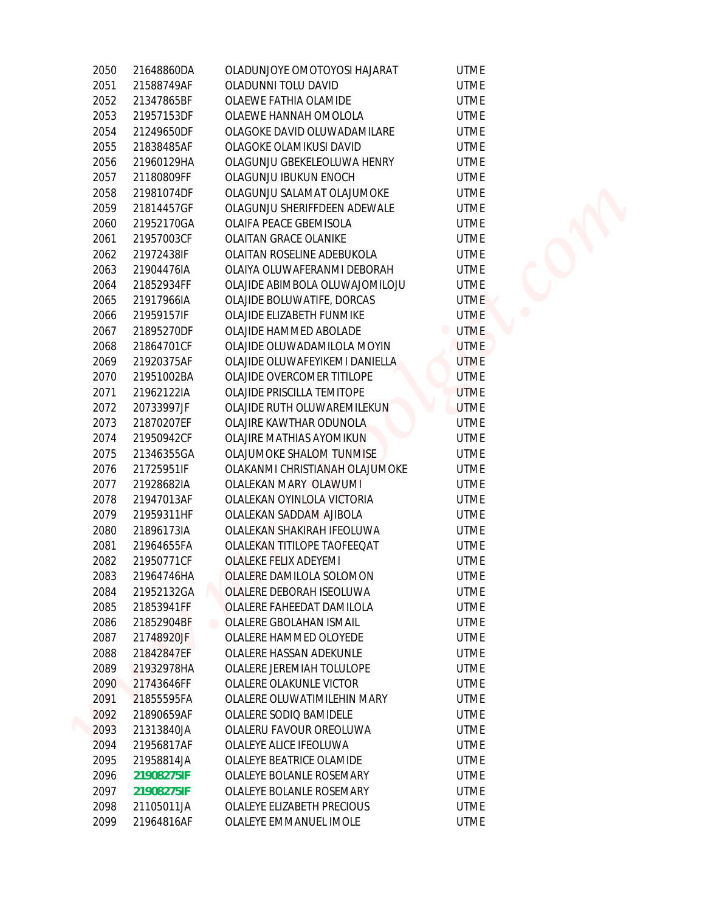| | | | |
|---|---|---|---|
| 2050 | 21648860DA | OLADUNJOYE OMOTOYOSI HAJARAT | UTME |
| 2051 | 21588749AF | OLADUNNI TOLU DAVID | UTME |
| 2052 | 21347865BF | OLAEWE FATHIA OLAMIDE | UTME |
| 2053 | 21957153DF | OLAEWE HANNAH OMOLOLA | UTME |
| 2054 | 21249650DF | OLAGOKE DAVID OLUWADAMILARE | UTME |
| 2055 | 21838485AF | OLAGOKE OLAMIKUSI DAVID | UTME |
| 2056 | 21960129HA | OLAGUNJU GBEKELEOLUWA HENRY | UTME |
| 2057 | 21180809FF | OLAGUNJU IBUKUN ENOCH | UTME |
| 2058 | 21981074DF | OLAGUNJU SALAMAT OLAJUMOKE | UTME |
| 2059 | 21814457GF | OLAGUNJU SHERIFFDEEN ADEWALE | UTME |
| 2060 | 21952170GA | OLAIFA PEACE GBEMISOLA | UTME |
| 2061 | 21957003CF | OLAITAN GRACE OLANIKE | UTME |
| 2062 | 21972438IF | OLAITAN ROSELINE ADEBUKOLA | UTME |
| 2063 | 21904476IA | OLAIYA OLUWAFERANMI DEBORAH | UTME |
| 2064 | 21852934FF | OLAJIDE ABIMBOLA OLUWAJOMILOJU | UTME |
| 2065 | 21917966IA | OLAJIDE BOLUWATIFE, DORCAS | UTME |
| 2066 | 21959157IF | OLAJIDE ELIZABETH FUNMIKE | UTME |
| 2067 | 21895270DF | OLAJIDE HAMMED ABOLADE | UTME |
| 2068 | 21864701CF | OLAJIDE OLUWADAMILOLA MOYIN | UTME |
| 2069 | 21920375AF | OLAJIDE OLUWAFEYIKEMI DANIELLA | UTME |
| 2070 | 21951002BA | OLAJIDE OVERCOMER TITILOPE | UTME |
| 2071 | 21962122IA | OLAJIDE PRISCILLA TEMITOPE | UTME |
| 2072 | 20733997JF | OLAJIDE RUTH OLUWAREMILEKUN | UTME |
| 2073 | 21870207EF | OLAJIRE KAWTHAR ODUNOLA | UTME |
| 2074 | 21950942CF | OLAJIRE MATHIAS AYOMIKUN | UTME |
| 2075 | 21346355GA | OLAJUMOKE SHALOM TUNMISE | UTME |
| 2076 | 21725951IF | OLAKANMI CHRISTIANAH OLAJUMOKE | UTME |
| 2077 | 21928682IA | OLALEKAN MARY OLAWUMI | UTME |
| 2078 | 21947013AF | OLALEKAN OYINLOLA VICTORIA | UTME |
| 2079 | 21959311HF | OLALEKAN SADDAM AJIBOLA | UTME |
| 2080 | 21896173IA | OLALEKAN SHAKIRAH IFEOLUWA | UTME |
| 2081 | 21964655FA | OLALEKAN TITILOPE TAOFEEQAT | UTME |
| 2082 | 21950771CF | OLALEKE FELIX ADEYEMI | UTME |
| 2083 | 21964746HA | OLALERE DAMILOLA SOLOMON | UTME |
| 2084 | 21952132GA | OLALERE DEBORAH ISEOLUWA | UTME |
| 2085 | 21853941FF | OLALERE FAHEEDAT DAMILOLA | UTME |
| 2086 | 21852904BF | OLALERE GBOLAHAN ISMAIL | UTME |
| 2087 | 21748920JF | OLALERE HAMMED OLOYEDE | UTME |
| 2088 | 21842847EF | OLALERE HASSAN ADEKUNLE | UTME |
| 2089 | 21932978HA | OLALERE JEREMIAH TOLULOPE | UTME |
| 2090 | 21743646FF | OLALERE OLAKUNLE VICTOR | UTME |
| 2091 | 21855595FA | OLALERE OLUWATIMILEHIN MARY | UTME |
| 2092 | 21890659AF | OLALERE SODIQ BAMIDELE | UTME |
| 2093 | 21313840JA | OLALERU FAVOUR OREOLUWA | UTME |
| 2094 | 21956817AF | OLALEYE ALICE IFEOLUWA | UTME |
| 2095 | 21958814JA | OLALEYE BEATRICE OLAMIDE | UTME |
| 2096 | **21908275IF** | OLALEYE BOLANLE ROSEMARY | UTME |
| 2097 | **21908275IF** | OLALEYE BOLANLE ROSEMARY | UTME |
| 2098 | 21105011JA | OLALEYE ELIZABETH PRECIOUS | UTME |
| 2099 | 21964816AF | OLALEYE EMMANUEL IMOLE | UTME |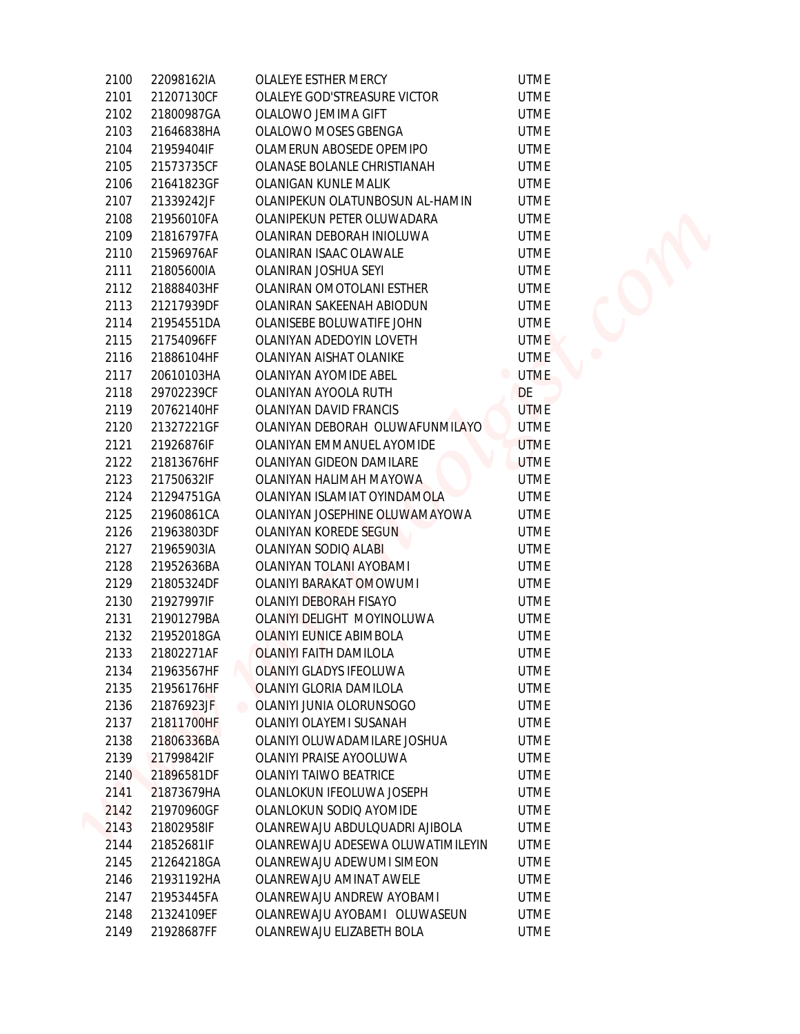| 2100 | 22098162IA | OLALEYE ESTHER MERCY | UTME |
|---|---|---|---|
| 2101 | 21207130CF | OLALEYE GOD'STREASURE VICTOR | UTME |
| 2102 | 21800987GA | OLALOWO JEMIMA GIFT | UTME |
| 2103 | 21646838HA | OLALOWO MOSES GBENGA | UTME |
| 2104 | 21959404IF | OLAMERUN ABOSEDE OPEMIPO | UTME |
| 2105 | 21573735CF | OLANASE BOLANLE CHRISTIANAH | UTME |
| 2106 | 21641823GF | OLANIGAN KUNLE MALIK | UTME |
| 2107 | 21339242JF | OLANIPEKUN OLATUNBOSUN AL-HAMIN | UTME |
| 2108 | 21956010FA | OLANIPEKUN PETER OLUWADARA | UTME |
| 2109 | 21816797FA | OLANIRAN DEBORAH INIOLUWA | UTME |
| 2110 | 21596976AF | OLANIRAN ISAAC OLAWALE | UTME |
| 2111 | 21805600IA | OLANIRAN JOSHUA SEYI | UTME |
| 2112 | 21888403HF | OLANIRAN OMOTOLANI ESTHER | UTME |
| 2113 | 21217939DF | OLANIRAN SAKEENAH ABIODUN | UTME |
| 2114 | 21954551DA | OLANISEBE BOLUWATIFE JOHN | UTME |
| 2115 | 21754096FF | OLANIYAN ADEDOYIN LOVETH | UTME |
| 2116 | 21886104HF | OLANIYAN AISHAT OLANIKE | UTME |
| 2117 | 20610103HA | OLANIYAN AYOMIDE ABEL | UTME |
| 2118 | 29702239CF | OLANIYAN AYOOLA RUTH | DE |
| 2119 | 20762140HF | OLANIYAN DAVID FRANCIS | UTME |
| 2120 | 21327221GF | OLANIYAN DEBORAH OLUWAFUNMILAYO | UTME |
| 2121 | 21926876IF | OLANIYAN EMMANUEL AYOMIDE | UTME |
| 2122 | 21813676HF | OLANIYAN GIDEON DAMILARE | UTME |
| 2123 | 21750632IF | OLANIYAN HALIMAH MAYOWA | UTME |
| 2124 | 21294751GA | OLANIYAN ISLAMIAT OYINDAMOLA | UTME |
| 2125 | 21960861CA | OLANIYAN JOSEPHINE OLUWAMAYOWA | UTME |
| 2126 | 21963803DF | OLANIYAN KOREDE SEGUN | UTME |
| 2127 | 21965903IA | OLANIYAN SODIQ ALABI | UTME |
| 2128 | 21952636BA | OLANIYAN TOLANI AYOBAMI | UTME |
| 2129 | 21805324DF | OLANIYI BARAKAT OMOWUMI | UTME |
| 2130 | 21927997IF | OLANIYI DEBORAH FISAYO | UTME |
| 2131 | 21901279BA | OLANIYI DELIGHT MOYINOLUWA | UTME |
| 2132 | 21952018GA | OLANIYI EUNICE ABIMBOLA | UTME |
| 2133 | 21802271AF | OLANIYI FAITH DAMILOLA | UTME |
| 2134 | 21963567HF | OLANIYI GLADYS IFEOLUWA | UTME |
| 2135 | 21956176HF | OLANIYI GLORIA DAMILOLA | UTME |
| 2136 | 21876923JF | OLANIYI JUNIA OLORUNSOGO | UTME |
| 2137 | 21811700HF | OLANIYI OLAYEMI SUSANAH | UTME |
| 2138 | 21806336BA | OLANIYI OLUWADAMILARE JOSHUA | UTME |
| 2139 | 21799842IF | OLANIYI PRAISE AYOOLUWA | UTME |
| 2140 | 21896581DF | OLANIYI TAIWO BEATRICE | UTME |
| 2141 | 21873679HA | OLANLOKUN IFEOLUWA JOSEPH | UTME |
| 2142 | 21970960GF | OLANLOKUN SODIQ AYOMIDE | UTME |
| 2143 | 21802958IF | OLANREWAJU ABDULQUADRI AJIBOLA | UTME |
| 2144 | 21852681IF | OLANREWAJU ADESEWA OLUWATIMILEYIN | UTME |
| 2145 | 21264218GA | OLANREWAJU ADEWUMI SIMEON | UTME |
| 2146 | 21931192HA | OLANREWAJU AMINAT AWELE | UTME |
| 2147 | 21953445FA | OLANREWAJU ANDREW AYOBAMI | UTME |
| 2148 | 21324109EF | OLANREWAJU AYOBAMI OLUWASEUN | UTME |
| 2149 | 21928687FF | OLANREWAJU ELIZABETH BOLA | UTME |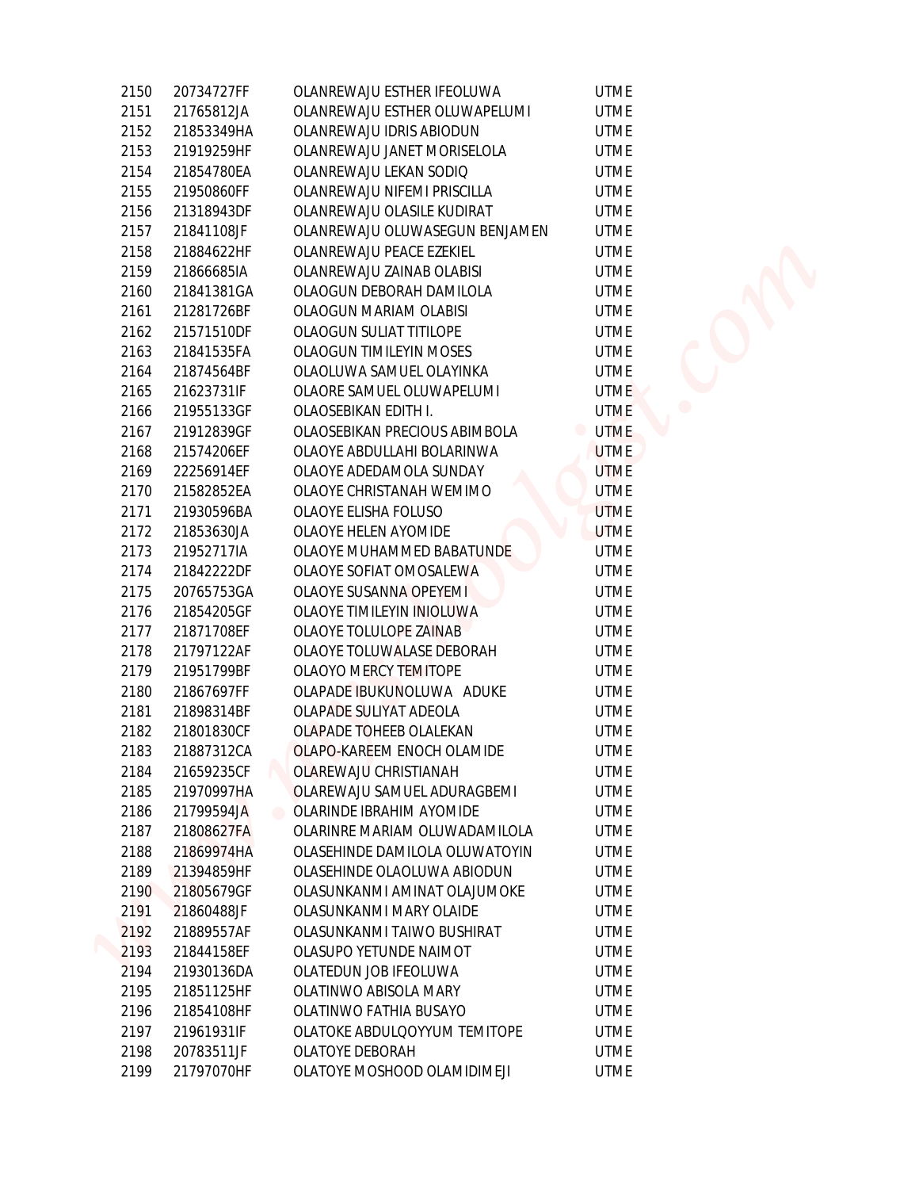| | | | |
|---|---|---|---|
| 2150 | 20734727FF | OLANREWAJU ESTHER IFEOLUWA | UTME |
| 2151 | 21765812JA | OLANREWAJU ESTHER OLUWAPELUMI | UTME |
| 2152 | 21853349HA | OLANREWAJU IDRIS ABIODUN | UTME |
| 2153 | 21919259HF | OLANREWAJU JANET MORISELOLA | UTME |
| 2154 | 21854780EA | OLANREWAJU LEKAN SODIQ | UTME |
| 2155 | 21950860FF | OLANREWAJU NIFEMI PRISCILLA | UTME |
| 2156 | 21318943DF | OLANREWAJU OLASILE KUDIRAT | UTME |
| 2157 | 21841108JF | OLANREWAJU OLUWASEGUN BENJAMEN | UTME |
| 2158 | 21884622HF | OLANREWAJU PEACE EZEKIEL | UTME |
| 2159 | 21866685IA | OLANREWAJU ZAINAB OLABISI | UTME |
| 2160 | 21841381GA | OLAOGUN DEBORAH DAMILOLA | UTME |
| 2161 | 21281726BF | OLAOGUN MARIAM OLABISI | UTME |
| 2162 | 21571510DF | OLAOGUN SULIAT TITILOPE | UTME |
| 2163 | 21841535FA | OLAOGUN TIMILEYIN MOSES | UTME |
| 2164 | 21874564BF | OLAOLUWA SAMUEL OLAYINKA | UTME |
| 2165 | 21623731IF | OLAORE SAMUEL OLUWAPELUMI | UTME |
| 2166 | 21955133GF | OLAOSEBIKAN EDITH I. | UTME |
| 2167 | 21912839GF | OLAOSEBIKAN PRECIOUS ABIMBOLA | UTME |
| 2168 | 21574206EF | OLAOYE ABDULLAHI BOLARINWA | UTME |
| 2169 | 22256914EF | OLAOYE ADEDAMOLA SUNDAY | UTME |
| 2170 | 21582852EA | OLAOYE CHRISTANAH WEMIMO | UTME |
| 2171 | 21930596BA | OLAOYE ELISHA FOLUSO | UTME |
| 2172 | 21853630JA | OLAOYE HELEN AYOMIDE | UTME |
| 2173 | 21952717IA | OLAOYE MUHAMMED BABATUNDE | UTME |
| 2174 | 21842222DF | OLAOYE SOFIAT OMOSALEWA | UTME |
| 2175 | 20765753GA | OLAOYE SUSANNA OPEYEMI | UTME |
| 2176 | 21854205GF | OLAOYE TIMILEYIN INIOLUWA | UTME |
| 2177 | 21871708EF | OLAOYE TOLULOPE ZAINAB | UTME |
| 2178 | 21797122AF | OLAOYE TOLUWALASE DEBORAH | UTME |
| 2179 | 21951799BF | OLAOYO MERCY TEMITOPE | UTME |
| 2180 | 21867697FF | OLAPADE IBUKUNOLUWA ADUKE | UTME |
| 2181 | 21898314BF | OLAPADE SULIYAT ADEOLA | UTME |
| 2182 | 21801830CF | OLAPADE TOHEEB OLALEKAN | UTME |
| 2183 | 21887312CA | OLAPO-KAREEM ENOCH OLAMIDE | UTME |
| 2184 | 21659235CF | OLAREWAJU CHRISTIANAH | UTME |
| 2185 | 21970997HA | OLAREWAJU SAMUEL ADURAGBEMI | UTME |
| 2186 | 21799594JA | OLARINDE IBRAHIM AYOMIDE | UTME |
| 2187 | 21808627FA | OLARINRE MARIAM OLUWADAMILOLA | UTME |
| 2188 | 21869974HA | OLASEHINDE DAMILOLA OLUWATOYIN | UTME |
| 2189 | 21394859HF | OLASEHINDE OLAOLUWA ABIODUN | UTME |
| 2190 | 21805679GF | OLASUNKANMI AMINAT OLAJUMOKE | UTME |
| 2191 | 21860488JF | OLASUNKANMI MARY OLAIDE | UTME |
| 2192 | 21889557AF | OLASUNKANMI TAIWO BUSHIRAT | UTME |
| 2193 | 21844158EF | OLASUPO YETUNDE NAIMOT | UTME |
| 2194 | 21930136DA | OLATEDUN JOB IFEOLUWA | UTME |
| 2195 | 21851125HF | OLATINWO ABISOLA MARY | UTME |
| 2196 | 21854108HF | OLATINWO FATHIA BUSAYO | UTME |
| 2197 | 21961931IF | OLATOKE ABDULQOYYUM TEMITOPE | UTME |
| 2198 | 20783511JF | OLATOYE DEBORAH | UTME |
| 2199 | 21797070HF | OLATOYE MOSHOOD OLAMIDIMEJI | UTME |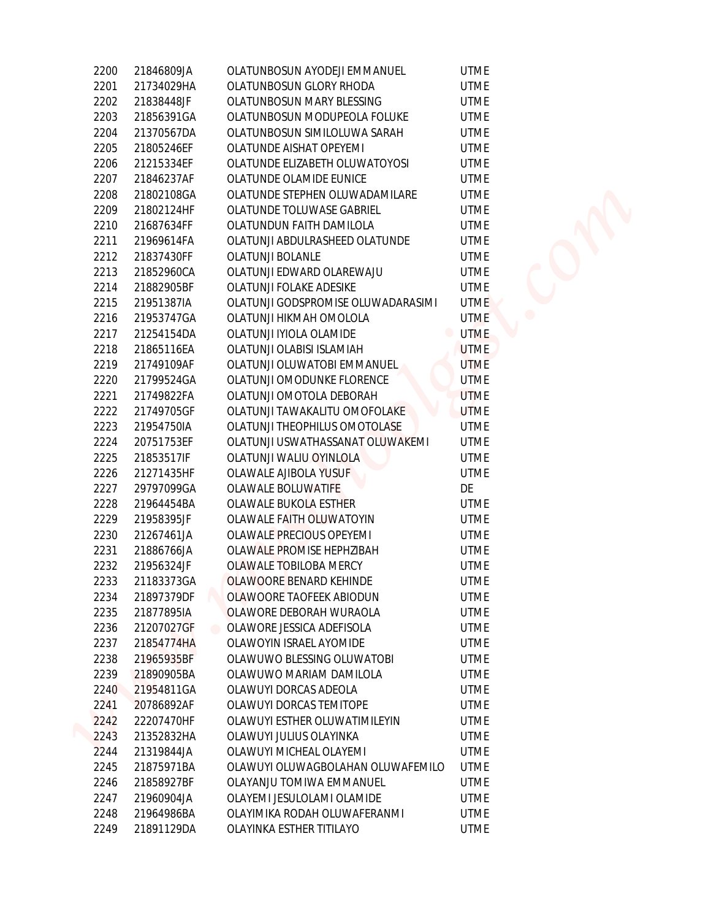| | | | |
|---|---|---|---|
| 2200 | 21846809JA | OLATUNBOSUN AYODEJI EMMANUEL | UTME |
| 2201 | 21734029HA | OLATUNBOSUN GLORY RHODA | UTME |
| 2202 | 21838448JF | OLATUNBOSUN MARY BLESSING | UTME |
| 2203 | 21856391GA | OLATUNBOSUN MODUPEOLA FOLUKE | UTME |
| 2204 | 21370567DA | OLATUNBOSUN SIMILOLUWA SARAH | UTME |
| 2205 | 21805246EF | OLATUNDE AISHAT OPEYEMI | UTME |
| 2206 | 21215334EF | OLATUNDE ELIZABETH OLUWATOYOSI | UTME |
| 2207 | 21846237AF | OLATUNDE OLAMIDE EUNICE | UTME |
| 2208 | 21802108GA | OLATUNDE STEPHEN OLUWADAMILARE | UTME |
| 2209 | 21802124HF | OLATUNDE TOLUWASE GABRIEL | UTME |
| 2210 | 21687634FF | OLATUNDUN FAITH DAMILOLA | UTME |
| 2211 | 21969614FA | OLATUNJI ABDULRASHEED OLATUNDE | UTME |
| 2212 | 21837430FF | OLATUNJI BOLANLE | UTME |
| 2213 | 21852960CA | OLATUNJI EDWARD OLAREWAJU | UTME |
| 2214 | 21882905BF | OLATUNJI FOLAKE ADESIKE | UTME |
| 2215 | 21951387IA | OLATUNJI GODSPROMISE OLUWADARASIMI | UTME |
| 2216 | 21953747GA | OLATUNJI HIKMAH OMOLOLA | UTME |
| 2217 | 21254154DA | OLATUNJI IYIOLA OLAMIDE | UTME |
| 2218 | 21865116EA | OLATUNJI OLABISI ISLAMIAH | UTME |
| 2219 | 21749109AF | OLATUNJI OLUWATOBI EMMANUEL | UTME |
| 2220 | 21799524GA | OLATUNJI OMODUNKE FLORENCE | UTME |
| 2221 | 21749822FA | OLATUNJI OMOTOLA DEBORAH | UTME |
| 2222 | 21749705GF | OLATUNJI TAWAKALITU OMOFOLAKE | UTME |
| 2223 | 21954750IA | OLATUNJI THEOPHILUS OMOTOLASE | UTME |
| 2224 | 20751753EF | OLATUNJI USWATHASSANAT OLUWAKEMI | UTME |
| 2225 | 21853517IF | OLATUNJI WALIU OYINLOLA | UTME |
| 2226 | 21271435HF | OLAWALE AJIBOLA YUSUF | UTME |
| 2227 | 29797099GA | OLAWALE BOLUWATIFE | DE |
| 2228 | 21964454BA | OLAWALE BUKOLA ESTHER | UTME |
| 2229 | 21958395JF | OLAWALE FAITH OLUWATOYIN | UTME |
| 2230 | 21267461JA | OLAWALE PRECIOUS OPEYEMI | UTME |
| 2231 | 21886766JA | OLAWALE PROMISE HEPHZIBAH | UTME |
| 2232 | 21956324JF | OLAWALE TOBILOBA MERCY | UTME |
| 2233 | 21183373GA | OLAWOORE BENARD KEHINDE | UTME |
| 2234 | 21897379DF | OLAWOORE TAOFEEK ABIODUN | UTME |
| 2235 | 21877895IA | OLAWORE DEBORAH WURAOLA | UTME |
| 2236 | 21207027GF | OLAWORE JESSICA ADEFISOLA | UTME |
| 2237 | 21854774HA | OLAWOYIN ISRAEL AYOMIDE | UTME |
| 2238 | 21965935BF | OLAWUWO BLESSING OLUWATOBI | UTME |
| 2239 | 21890905BA | OLAWUWO MARIAM DAMILOLA | UTME |
| 2240 | 21954811GA | OLAWUYI DORCAS ADEOLA | UTME |
| 2241 | 20786892AF | OLAWUYI DORCAS TEMITOPE | UTME |
| 2242 | 22207470HF | OLAWUYI ESTHER OLUWATIMILEYIN | UTME |
| 2243 | 21352832HA | OLAWUYI JULIUS OLAYINKA | UTME |
| 2244 | 21319844JA | OLAWUYI MICHEAL OLAYEMI | UTME |
| 2245 | 21875971BA | OLAWUYI OLUWAGBOLAHAN OLUWAFEMILO | UTME |
| 2246 | 21858927BF | OLAYANJU TOMIWA EMMANUEL | UTME |
| 2247 | 21960904JA | OLAYEMI JESULOLAMI OLAMIDE | UTME |
| 2248 | 21964986BA | OLAYIMIKA RODAH OLUWAFERANMI | UTME |
| 2249 | 21891129DA | OLAYINKA ESTHER TITILAYO | UTME |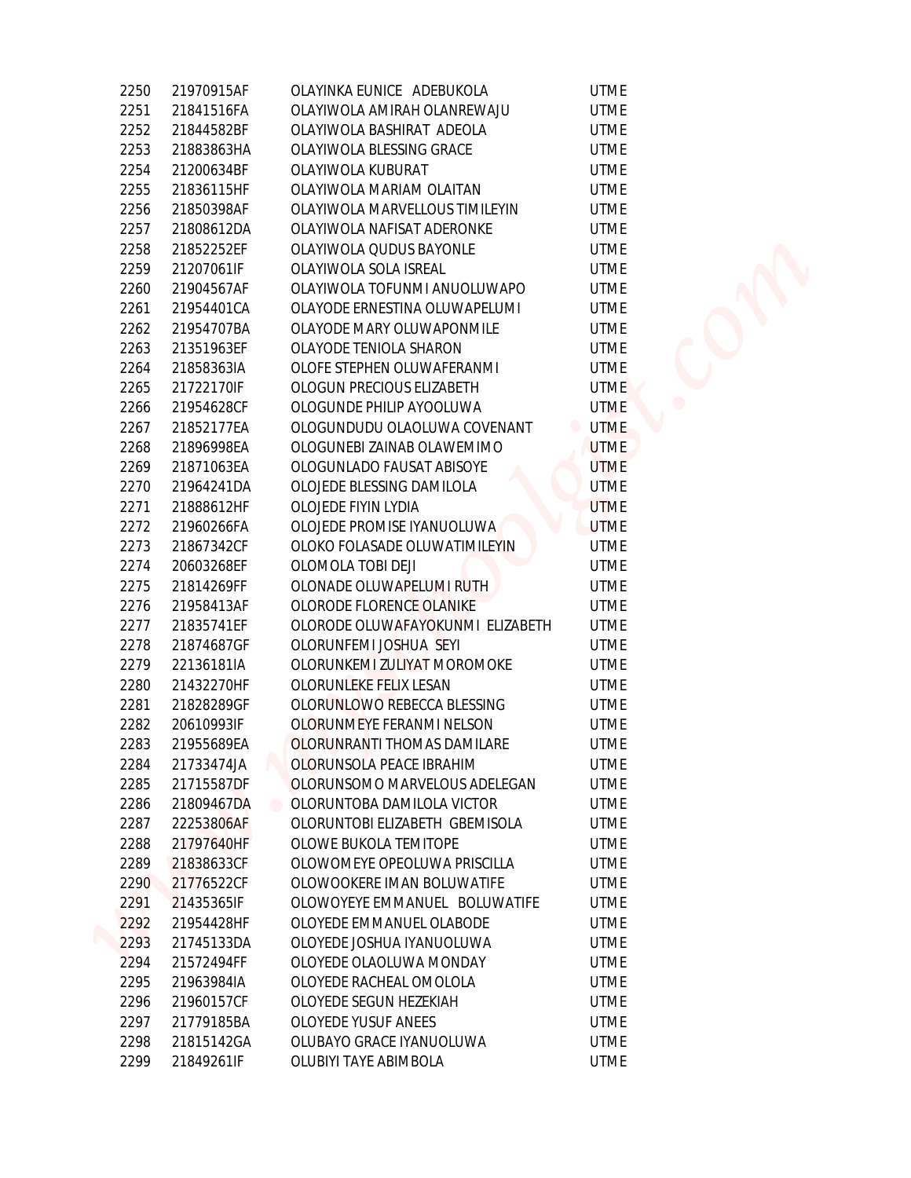| | | | |
|---|---|---|---|
| 2250 | 21970915AF | OLAYINKA EUNICE ADEBUKOLA | UTME |
| 2251 | 21841516FA | OLAYIWOLA AMIRAH OLANREWAJU | UTME |
| 2252 | 21844582BF | OLAYIWOLA BASHIRAT ADEOLA | UTME |
| 2253 | 21883863HA | OLAYIWOLA BLESSING GRACE | UTME |
| 2254 | 21200634BF | OLAYIWOLA KUBURAT | UTME |
| 2255 | 21836115HF | OLAYIWOLA MARIAM OLAITAN | UTME |
| 2256 | 21850398AF | OLAYIWOLA MARVELLOUS TIMILEYIN | UTME |
| 2257 | 21808612DA | OLAYIWOLA NAFISAT ADERONKE | UTME |
| 2258 | 21852252EF | OLAYIWOLA QUDUS BAYONLE | UTME |
| 2259 | 21207061IF | OLAYIWOLA SOLA ISREAL | UTME |
| 2260 | 21904567AF | OLAYIWOLA TOFUNMI ANUOLUWAPO | UTME |
| 2261 | 21954401CA | OLAYODE ERNESTINA OLUWAPELUMI | UTME |
| 2262 | 21954707BA | OLAYODE MARY OLUWAPONMILE | UTME |
| 2263 | 21351963EF | OLAYODE TENIOLA SHARON | UTME |
| 2264 | 21858363IA | OLOFE STEPHEN OLUWAFERANMI | UTME |
| 2265 | 21722170IF | OLOGUN PRECIOUS ELIZABETH | UTME |
| 2266 | 21954628CF | OLOGUNDE PHILIP AYOOLUWA | UTME |
| 2267 | 21852177EA | OLOGUNDUDU OLAOLUWA COVENANT | UTME |
| 2268 | 21896998EA | OLOGUNEBI ZAINAB OLAWEMIMO | UTME |
| 2269 | 21871063EA | OLOGUNLADO FAUSAT ABISOYE | UTME |
| 2270 | 21964241DA | OLOJEDE BLESSING DAMILOLA | UTME |
| 2271 | 21888612HF | OLOJEDE FIYIN LYDIA | UTME |
| 2272 | 21960266FA | OLOJEDE PROMISE IYANUOLUWA | UTME |
| 2273 | 21867342CF | OLOKO FOLASADE OLUWATIMILEYIN | UTME |
| 2274 | 20603268EF | OLOMOLA TOBI DEJI | UTME |
| 2275 | 21814269FF | OLONADE OLUWAPELUMI RUTH | UTME |
| 2276 | 21958413AF | OLORODE FLORENCE OLANIKE | UTME |
| 2277 | 21835741EF | OLORODE OLUWAFAYOKUNMI ELIZABETH | UTME |
| 2278 | 21874687GF | OLORUNFEMI JOSHUA SEYI | UTME |
| 2279 | 22136181IA | OLORUNKEMI ZULIYAT MOROMOKE | UTME |
| 2280 | 21432270HF | OLORUNLEKE FELIX LESAN | UTME |
| 2281 | 21828289GF | OLORUNLOWO REBECCA BLESSING | UTME |
| 2282 | 20610993IF | OLORUNMEYE FERANMI NELSON | UTME |
| 2283 | 21955689EA | OLORUNRANTI THOMAS DAMILARE | UTME |
| 2284 | 21733474JA | OLORUNSOLA PEACE IBRAHIM | UTME |
| 2285 | 21715587DF | OLORUNSOMO MARVELOUS ADELEGAN | UTME |
| 2286 | 21809467DA | OLORUNTOBA DAMILOLA VICTOR | UTME |
| 2287 | 22253806AF | OLORUNTOBI ELIZABETH GBEMISOLA | UTME |
| 2288 | 21797640HF | OLOWE BUKOLA TEMITOPE | UTME |
| 2289 | 21838633CF | OLOWOMEYE OPEOLUWA PRISCILLA | UTME |
| 2290 | 21776522CF | OLOWOOKERE IMAN BOLUWATIFE | UTME |
| 2291 | 21435365IF | OLOWOYEYE EMMANUEL BOLUWATIFE | UTME |
| 2292 | 21954428HF | OLOYEDE EMMANUEL OLABODE | UTME |
| 2293 | 21745133DA | OLOYEDE JOSHUA IYANUOLUWA | UTME |
| 2294 | 21572494FF | OLOYEDE OLAOLUWA MONDAY | UTME |
| 2295 | 21963984IA | OLOYEDE RACHEAL OMOLOLA | UTME |
| 2296 | 21960157CF | OLOYEDE SEGUN HEZEKIAH | UTME |
| 2297 | 21779185BA | OLOYEDE YUSUF ANEES | UTME |
| 2298 | 21815142GA | OLUBAYO GRACE IYANUOLUWA | UTME |
| 2299 | 21849261IF | OLUBIYI TAYE ABIMBOLA | UTME |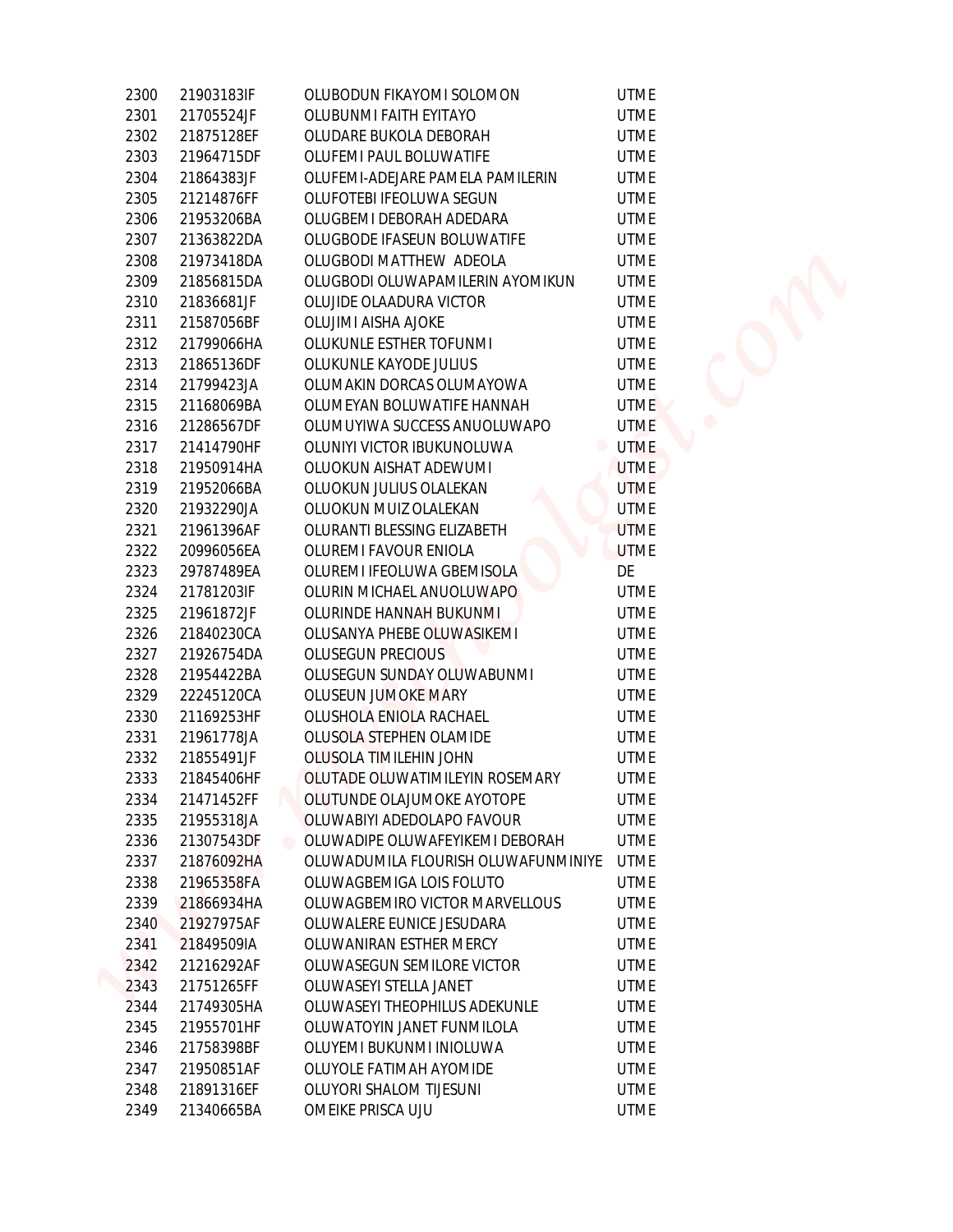| | | | |
|---|---|---|---|
| 2300 | 21903183IF | OLUBODUN FIKAYOMI SOLOMON | UTME |
| 2301 | 21705524JF | OLUBUNMI FAITH EYITAYO | UTME |
| 2302 | 21875128EF | OLUDARE BUKOLA DEBORAH | UTME |
| 2303 | 21964715DF | OLUFEMI PAUL BOLUWATIFE | UTME |
| 2304 | 21864383JF | OLUFEMI-ADEJARE PAMELA PAMILERIN | UTME |
| 2305 | 21214876FF | OLUFOTEBI IFEOLUWA SEGUN | UTME |
| 2306 | 21953206BA | OLUGBEMI DEBORAH ADEDARA | UTME |
| 2307 | 21363822DA | OLUGBODE IFASEUN BOLUWATIFE | UTME |
| 2308 | 21973418DA | OLUGBODI MATTHEW ADEOLA | UTME |
| 2309 | 21856815DA | OLUGBODI OLUWAPAMILERIN AYOMIKUN | UTME |
| 2310 | 21836681JF | OLUJIDE OLAADURA VICTOR | UTME |
| 2311 | 21587056BF | OLUJIMI AISHA AJOKE | UTME |
| 2312 | 21799066HA | OLUKUNLE ESTHER TOFUNMI | UTME |
| 2313 | 21865136DF | OLUKUNLE KAYODE JULIUS | UTME |
| 2314 | 21799423JA | OLUMAKIN DORCAS OLUMAYOWA | UTME |
| 2315 | 21168069BA | OLUMEYAN BOLUWATIFE HANNAH | UTME |
| 2316 | 21286567DF | OLUMUYIWA SUCCESS ANUOLUWAPO | UTME |
| 2317 | 21414790HF | OLUNIYI VICTOR IBUKUNOLUWA | UTME |
| 2318 | 21950914HA | OLUOKUN AISHAT ADEWUMI | UTME |
| 2319 | 21952066BA | OLUOKUN JULIUS OLALEKAN | UTME |
| 2320 | 21932290JA | OLUOKUN MUIZ OLALEKAN | UTME |
| 2321 | 21961396AF | OLURANTI BLESSING ELIZABETH | UTME |
| 2322 | 20996056EA | OLUREMI FAVOUR ENIOLA | UTME |
| 2323 | 29787489EA | OLUREMI IFEOLUWA GBEMISOLA | DE |
| 2324 | 21781203IF | OLURIN MICHAEL ANUOLUWAPO | UTME |
| 2325 | 21961872JF | OLURINDE HANNAH BUKUNMI | UTME |
| 2326 | 21840230CA | OLUSANYA PHEBE OLUWASIKEMI | UTME |
| 2327 | 21926754DA | OLUSEGUN PRECIOUS | UTME |
| 2328 | 21954422BA | OLUSEGUN SUNDAY OLUWABUNMI | UTME |
| 2329 | 22245120CA | OLUSEUN JUMOKE MARY | UTME |
| 2330 | 21169253HF | OLUSHOLA ENIOLA RACHAEL | UTME |
| 2331 | 21961778JA | OLUSOLA STEPHEN OLAMIDE | UTME |
| 2332 | 21855491JF | OLUSOLA TIMILEHIN JOHN | UTME |
| 2333 | 21845406HF | OLUTADE OLUWATIMILEYIN ROSEMARY | UTME |
| 2334 | 21471452FF | OLUTUNDE OLAJUMOKE AYOTOPE | UTME |
| 2335 | 21955318JA | OLUWABIYI ADEDOLAPO FAVOUR | UTME |
| 2336 | 21307543DF | OLUWADIPE OLUWAFEYIKEMI DEBORAH | UTME |
| 2337 | 21876092HA | OLUWADUMILA FLOURISH OLUWAFUNMINIYE | UTME |
| 2338 | 21965358FA | OLUWAGBEMIGA LOIS FOLUTO | UTME |
| 2339 | 21866934HA | OLUWAGBEMIRO VICTOR MARVELLOUS | UTME |
| 2340 | 21927975AF | OLUWALERE EUNICE JESUDARA | UTME |
| 2341 | 21849509IA | OLUWANIRAN ESTHER MERCY | UTME |
| 2342 | 21216292AF | OLUWASEGUN SEMILORE VICTOR | UTME |
| 2343 | 21751265FF | OLUWASEYI STELLA JANET | UTME |
| 2344 | 21749305HA | OLUWASEYI THEOPHILUS ADEKUNLE | UTME |
| 2345 | 21955701HF | OLUWATOYIN JANET FUNMILOLA | UTME |
| 2346 | 21758398BF | OLUYEMI BUKUNMI INIOLUWA | UTME |
| 2347 | 21950851AF | OLUYOLE FATIMAH AYOMIDE | UTME |
| 2348 | 21891316EF | OLUYORI SHALOM TIJESUNI | UTME |
| 2349 | 21340665BA | OMEIKE PRISCA UJU | UTME |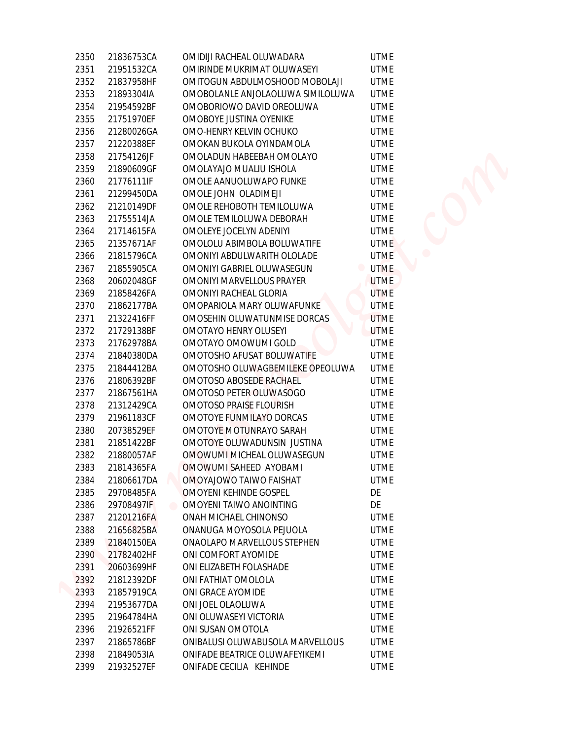| 2350 | 21836753CA | OMIDIJI RACHEAL OLUWADARA | UTME |
|---|---|---|---|
| 2351 | 21951532CA | OMIRINDE MUKRIMAT OLUWASEYI | UTME |
| 2352 | 21837958HF | OMITOGUN ABDULMOSHOOD MOBOLAJI | UTME |
| 2353 | 21893304IA | OMOBOLANLE ANJOLAOLUWA SIMILOLUWA | UTME |
| 2354 | 21954592BF | OMOBORIOWO DAVID OREOLUWA | UTME |
| 2355 | 21751970EF | OMOBOYE JUSTINA OYENIKE | UTME |
| 2356 | 21280026GA | OMO-HENRY KELVIN OCHUKO | UTME |
| 2357 | 21220388EF | OMOKAN BUKOLA OYINDAMOLA | UTME |
| 2358 | 21754126JF | OMOLADUN HABEEBAH OMOLAYO | UTME |
| 2359 | 21890609GF | OMOLAYAJO MUALIU ISHOLA | UTME |
| 2360 | 21776111IF | OMOLE AANUOLUWAPO FUNKE | UTME |
| 2361 | 21299450DA | OMOLE JOHN OLADIMEJI | UTME |
| 2362 | 21210149DF | OMOLE REHOBOTH TEMILOLUWA | UTME |
| 2363 | 21755514JA | OMOLE TEMILOLUWA DEBORAH | UTME |
| 2364 | 21714615FA | OMOLEYE JOCELYN ADENIYI | UTME |
| 2365 | 21357671AF | OMOLOLU ABIMBOLA BOLUWATIFE | UTME |
| 2366 | 21815796CA | OMONIYI ABDULWARITH OLOLADE | UTME |
| 2367 | 21855905CA | OMONIYI GABRIEL OLUWASEGUN | UTME |
| 2368 | 20602048GF | OMONIYI MARVELLOUS PRAYER | UTME |
| 2369 | 21858426FA | OMONIYI RACHEAL GLORIA | UTME |
| 2370 | 21862177BA | OMOPARIOLA MARY OLUWAFUNKE | UTME |
| 2371 | 21322416FF | OMOSEHIN OLUWATUNMISE DORCAS | UTME |
| 2372 | 21729138BF | OMOTAYO HENRY OLUSEYI | UTME |
| 2373 | 21762978BA | OMOTAYO OMOWUMI GOLD | UTME |
| 2374 | 21840380DA | OMOTOSHO AFUSAT BOLUWATIFE | UTME |
| 2375 | 21844412BA | OMOTOSHO OLUWAGBEMILEKE OPEOLUWA | UTME |
| 2376 | 21806392BF | OMOTOSO ABOSEDE RACHAEL | UTME |
| 2377 | 21867561HA | OMOTOSO PETER OLUWASOGO | UTME |
| 2378 | 21312429CA | OMOTOSO PRAISE FLOURISH | UTME |
| 2379 | 21961183CF | OMOTOYE FUNMILAYO DORCAS | UTME |
| 2380 | 20738529EF | OMOTOYE MOTUNRAYO SARAH | UTME |
| 2381 | 21851422BF | OMOTOYE OLUWADUNSIN JUSTINA | UTME |
| 2382 | 21880057AF | OMOWUMI MICHEAL OLUWASEGUN | UTME |
| 2383 | 21814365FA | OMOWUMI SAHEED AYOBAMI | UTME |
| 2384 | 21806617DA | OMOYAJOWO TAIWO FAISHAT | UTME |
| 2385 | 29708485FA | OMOYENI KEHINDE GOSPEL | DE |
| 2386 | 29708497IF | OMOYENI TAIWO ANOINTING | DE |
| 2387 | 21201216FA | ONAH MICHAEL CHINONSO | UTME |
| 2388 | 21656825BA | ONANUGA MOYOSOLA PEJUOLA | UTME |
| 2389 | 21840150EA | ONAOLAPO MARVELLOUS STEPHEN | UTME |
| 2390 | 21782402HF | ONI COMFORT AYOMIDE | UTME |
| 2391 | 20603699HF | ONI ELIZABETH FOLASHADE | UTME |
| 2392 | 21812392DF | ONI FATHIAT OMOLOLA | UTME |
| 2393 | 21857919CA | ONI GRACE AYOMIDE | UTME |
| 2394 | 21953677DA | ONI JOEL OLAOLUWA | UTME |
| 2395 | 21964784HA | ONI OLUWASEYI VICTORIA | UTME |
| 2396 | 21926521FF | ONI SUSAN OMOTOLA | UTME |
| 2397 | 21865786BF | ONIBALUSI OLUWABUSOLA MARVELLOUS | UTME |
| 2398 | 21849053IA | ONIFADE BEATRICE OLUWAFEYIKEMI | UTME |
| 2399 | 21932527EF | ONIFADE CECILIA KEHINDE | UTME |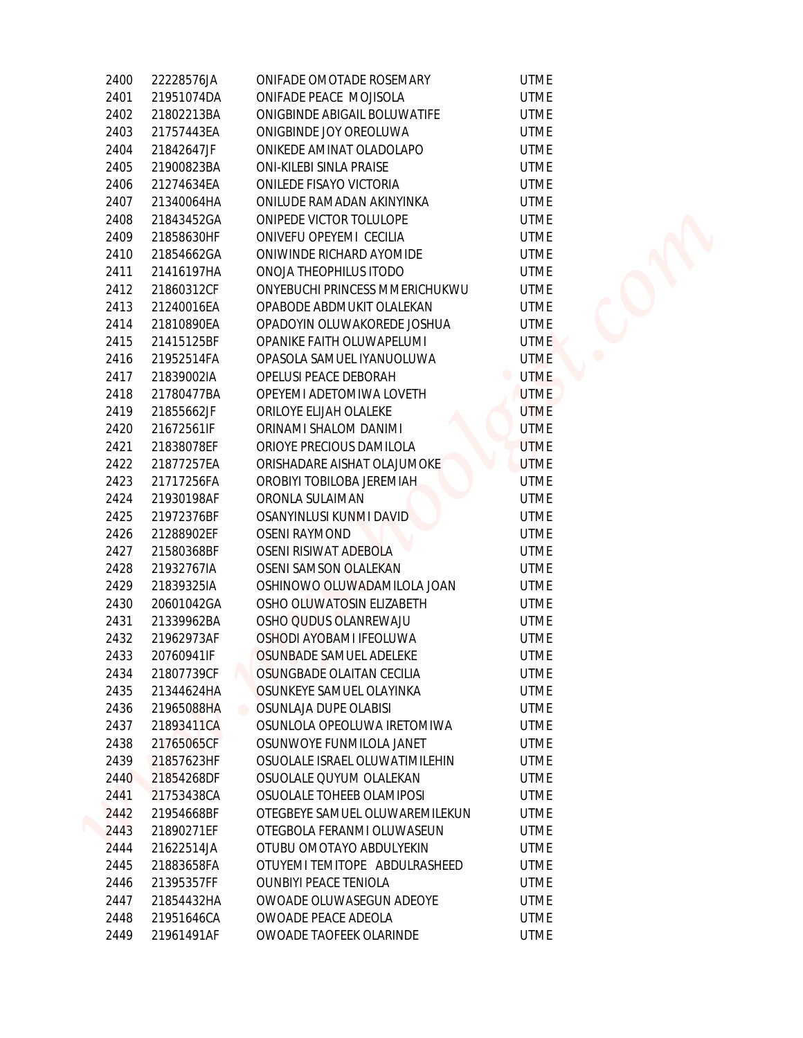| | | | |
|---|---|---|---|
| 2400 | 22228576JA | ONIFADE OMOTADE ROSEMARY | UTME |
| 2401 | 21951074DA | ONIFADE PEACE MOJISOLA | UTME |
| 2402 | 21802213BA | ONIGBINDE ABIGAIL BOLUWATIFE | UTME |
| 2403 | 21757443EA | ONIGBINDE JOY OREOLUWA | UTME |
| 2404 | 21842647JF | ONIKEDE AMINAT OLADOLAPO | UTME |
| 2405 | 21900823BA | ONI-KILEBI SINLA PRAISE | UTME |
| 2406 | 21274634EA | ONILEDE FISAYO VICTORIA | UTME |
| 2407 | 21340064HA | ONILUDE RAMADAN AKINYINKA | UTME |
| 2408 | 21843452GA | ONIPEDE VICTOR TOLULOPE | UTME |
| 2409 | 21858630HF | ONIVEFU OPEYEMI CECILIA | UTME |
| 2410 | 21854662GA | ONIWINDE RICHARD AYOMIDE | UTME |
| 2411 | 21416197HA | ONOJA THEOPHILUS ITODO | UTME |
| 2412 | 21860312CF | ONYEBUCHI PRINCESS MMERICHUKWU | UTME |
| 2413 | 21240016EA | OPABODE ABDMUKIT OLALEKAN | UTME |
| 2414 | 21810890EA | OPADOYIN OLUWAKOREDE JOSHUA | UTME |
| 2415 | 21415125BF | OPANIKE FAITH OLUWAPELUMI | UTME |
| 2416 | 21952514FA | OPASOLA SAMUEL IYANUOLUWA | UTME |
| 2417 | 21839002IA | OPELUSI PEACE DEBORAH | UTME |
| 2418 | 21780477BA | OPEYEMI ADETOMIWA LOVETH | UTME |
| 2419 | 21855662JF | ORILOYE ELIJAH OLALEKE | UTME |
| 2420 | 21672561IF | ORINAMI SHALOM DANIMI | UTME |
| 2421 | 21838078EF | ORIOYE PRECIOUS DAMILOLA | UTME |
| 2422 | 21877257EA | ORISHADARE AISHAT OLAJUMOKE | UTME |
| 2423 | 21717256FA | OROBIYI TOBILOBA JEREMIAH | UTME |
| 2424 | 21930198AF | ORONLA SULAIMAN | UTME |
| 2425 | 21972376BF | OSANYINLUSI KUNMI DAVID | UTME |
| 2426 | 21288902EF | OSENI RAYMOND | UTME |
| 2427 | 21580368BF | OSENI RISIWAT ADEBOLA | UTME |
| 2428 | 21932767IA | OSENI SAMSON OLALEKAN | UTME |
| 2429 | 21839325IA | OSHINOWO OLUWADAMILOLA JOAN | UTME |
| 2430 | 20601042GA | OSHO OLUWATOSIN ELIZABETH | UTME |
| 2431 | 21339962BA | OSHO QUDUS OLANREWAJU | UTME |
| 2432 | 21962973AF | OSHODI AYOBAMI IFEOLUWA | UTME |
| 2433 | 20760941IF | OSUNBADE SAMUEL ADELEKE | UTME |
| 2434 | 21807739CF | OSUNGBADE OLAITAN CECILIA | UTME |
| 2435 | 21344624HA | OSUNKEYE SAMUEL OLAYINKA | UTME |
| 2436 | 21965088HA | OSUNLAJA DUPE OLABISI | UTME |
| 2437 | 21893411CA | OSUNLOLA OPEOLUWA IRETOMIWA | UTME |
| 2438 | 21765065CF | OSUNWOYE FUNMILOLA JANET | UTME |
| 2439 | 21857623HF | OSUOLALE ISRAEL OLUWATIMILEHIN | UTME |
| 2440 | 21854268DF | OSUOLALE QUYUM OLALEKAN | UTME |
| 2441 | 21753438CA | OSUOLALE TOHEEB OLAMIPOSI | UTME |
| 2442 | 21954668BF | OTEGBEYE SAMUEL OLUWAREMILEKUN | UTME |
| 2443 | 21890271EF | OTEGBOLA FERANMI OLUWASEUN | UTME |
| 2444 | 21622514JA | OTUBU OMOTAYO ABDULYEKIN | UTME |
| 2445 | 21883658FA | OTUYEMI TEMITOPE ABDULRASHEED | UTME |
| 2446 | 21395357FF | OUNBIYI PEACE TENIOLA | UTME |
| 2447 | 21854432HA | OWOADE OLUWASEGUN ADEOYE | UTME |
| 2448 | 21951646CA | OWOADE PEACE ADEOLA | UTME |
| 2449 | 21961491AF | OWOADE TAOFEEK OLARINDE | UTME |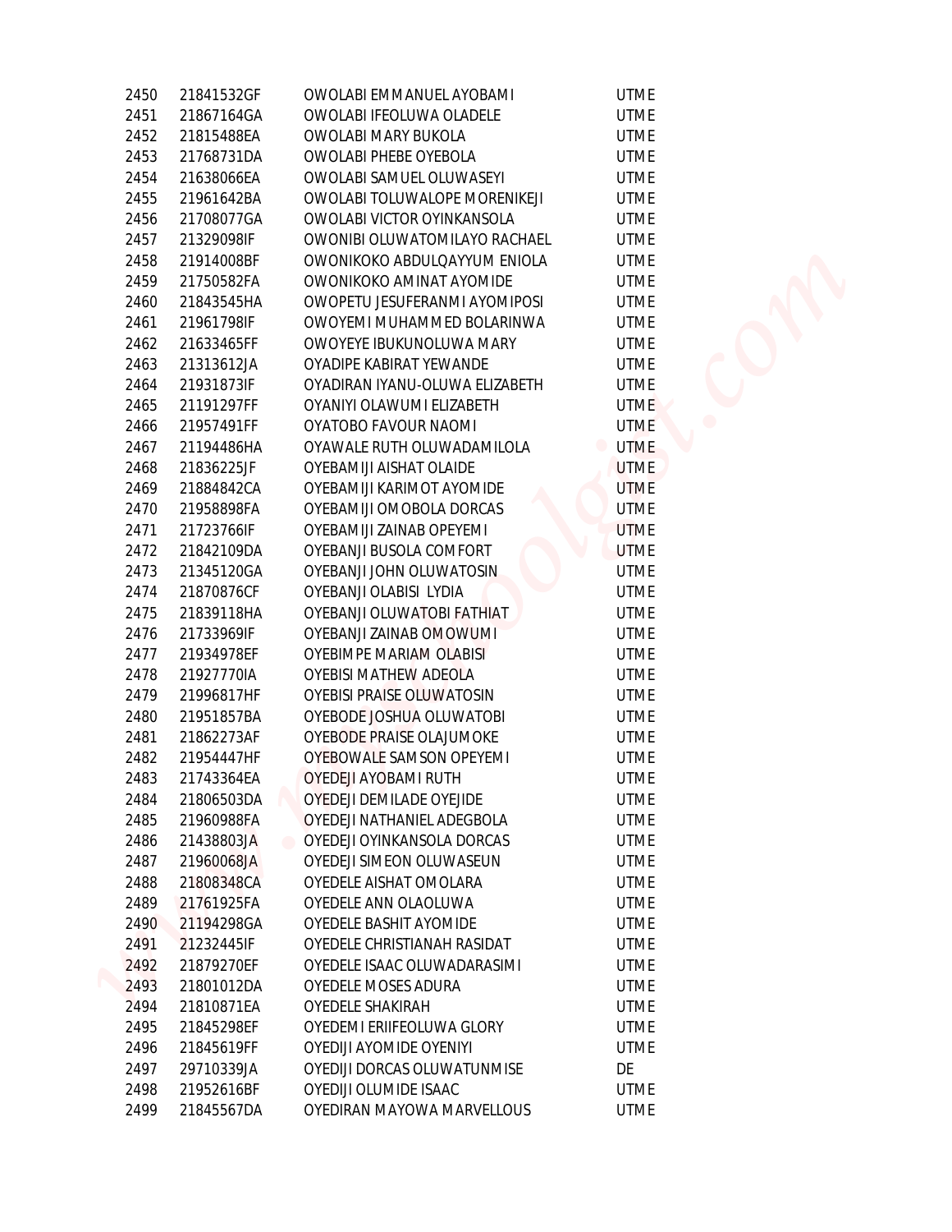| | | | |
|---|---|---|---|
| 2450 | 21841532GF | OWOLABI EMMANUEL AYOBAMI | UTME |
| 2451 | 21867164GA | OWOLABI IFEOLUWA OLADELE | UTME |
| 2452 | 21815488EA | OWOLABI MARY BUKOLA | UTME |
| 2453 | 21768731DA | OWOLABI PHEBE OYEBOLA | UTME |
| 2454 | 21638066EA | OWOLABI SAMUEL OLUWASEYI | UTME |
| 2455 | 21961642BA | OWOLABI TOLUWALOPE MORENIKEJI | UTME |
| 2456 | 21708077GA | OWOLABI VICTOR OYINKANSOLA | UTME |
| 2457 | 21329098IF | OWONIBI OLUWATOMILAYO RACHAEL | UTME |
| 2458 | 21914008BF | OWONIKOKO ABDULQAYYUM ENIOLA | UTME |
| 2459 | 21750582FA | OWONIKOKO AMINAT AYOMIDE | UTME |
| 2460 | 21843545HA | OWOPETU JESUFERANMI AYOMIPOSI | UTME |
| 2461 | 21961798IF | OWOYEMI MUHAMMED BOLARINWA | UTME |
| 2462 | 21633465FF | OWOYEYE IBUKUNOLUWA MARY | UTME |
| 2463 | 21313612JA | OYADIPE KABIRAT YEWANDE | UTME |
| 2464 | 21931873IF | OYADIRAN IYANU-OLUWA ELIZABETH | UTME |
| 2465 | 21191297FF | OYANIYI OLAWUMI ELIZABETH | UTME |
| 2466 | 21957491FF | OYATOBO FAVOUR NAOMI | UTME |
| 2467 | 21194486HA | OYAWALE RUTH OLUWADAMILOLA | UTME |
| 2468 | 21836225JF | OYEBAMIJI AISHAT OLAIDE | UTME |
| 2469 | 21884842CA | OYEBAMIJI KARIMOT AYOMIDE | UTME |
| 2470 | 21958898FA | OYEBAMIJI OMOBOLA DORCAS | UTME |
| 2471 | 21723766IF | OYEBAMIJI ZAINAB OPEYEMI | UTME |
| 2472 | 21842109DA | OYEBANJI BUSOLA COMFORT | UTME |
| 2473 | 21345120GA | OYEBANJI JOHN OLUWATOSIN | UTME |
| 2474 | 21870876CF | OYEBANJI OLABISI LYDIA | UTME |
| 2475 | 21839118HA | OYEBANJI OLUWATOBI FATHIAT | UTME |
| 2476 | 21733969IF | OYEBANJI ZAINAB OMOWUMI | UTME |
| 2477 | 21934978EF | OYEBIMPE MARIAM OLABISI | UTME |
| 2478 | 21927770IA | OYEBISI MATHEW ADEOLA | UTME |
| 2479 | 21996817HF | OYEBISI PRAISE OLUWATOSIN | UTME |
| 2480 | 21951857BA | OYEBODE JOSHUA OLUWATOBI | UTME |
| 2481 | 21862273AF | OYEBODE PRAISE OLAJUMOKE | UTME |
| 2482 | 21954447HF | OYEBOWALE SAMSON OPEYEMI | UTME |
| 2483 | 21743364EA | OYEDEJI AYOBAMI RUTH | UTME |
| 2484 | 21806503DA | OYEDEJI DEMILADE OYEJIDE | UTME |
| 2485 | 21960988FA | OYEDEJI NATHANIEL ADEGBOLA | UTME |
| 2486 | 21438803JA | OYEDEJI OYINKANSOLA DORCAS | UTME |
| 2487 | 21960068JA | OYEDEJI SIMEON OLUWASEUN | UTME |
| 2488 | 21808348CA | OYEDELE AISHAT OMOLARA | UTME |
| 2489 | 21761925FA | OYEDELE ANN OLAOLUWA | UTME |
| 2490 | 21194298GA | OYEDELE BASHIT AYOMIDE | UTME |
| 2491 | 21232445IF | OYEDELE CHRISTIANAH RASIDAT | UTME |
| 2492 | 21879270EF | OYEDELE ISAAC OLUWADARASIMI | UTME |
| 2493 | 21801012DA | OYEDELE MOSES ADURA | UTME |
| 2494 | 21810871EA | OYEDELE SHAKIRAH | UTME |
| 2495 | 21845298EF | OYEDEMI ERIIFEOLUWA GLORY | UTME |
| 2496 | 21845619FF | OYEDIJI AYOMIDE OYENIYI | UTME |
| 2497 | 29710339JA | OYEDIJI DORCAS OLUWATUNMISE | DE |
| 2498 | 21952616BF | OYEDIJI OLUMIDE ISAAC | UTME |
| 2499 | 21845567DA | OYEDIRAN MAYOWA MARVELLOUS | UTME |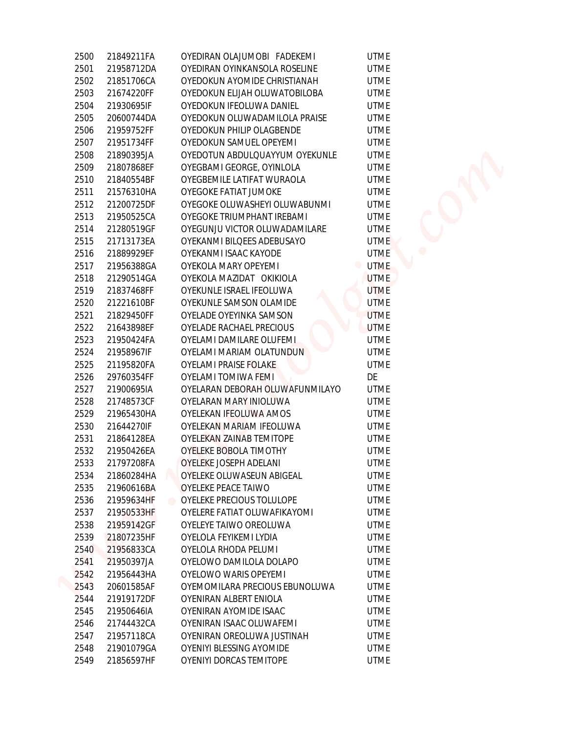| | | | |
|---|---|---|---|
| 2500 | 21849211FA | OYEDIRAN OLAJUMOBI FADEKEMI | UTME |
| 2501 | 21958712DA | OYEDIRAN OYINKANSOLA ROSELINE | UTME |
| 2502 | 21851706CA | OYEDOKUN AYOMIDE CHRISTIANAH | UTME |
| 2503 | 21674220FF | OYEDOKUN ELIJAH OLUWATOBILOBA | UTME |
| 2504 | 21930695IF | OYEDOKUN IFEOLUWA DANIEL | UTME |
| 2505 | 20600744DA | OYEDOKUN OLUWADAMILOLA PRAISE | UTME |
| 2506 | 21959752FF | OYEDOKUN PHILIP OLAGBENDE | UTME |
| 2507 | 21951734FF | OYEDOKUN SAMUEL OPEYEMI | UTME |
| 2508 | 21890395JA | OYEDOTUN ABDULQUAYYUM OYEKUNLE | UTME |
| 2509 | 21807868EF | OYEGBAMI GEORGE, OYINLOLA | UTME |
| 2510 | 21840554BF | OYEGBEMILE LATIFAT WURAOLA | UTME |
| 2511 | 21576310HA | OYEGOKE FATIAT JUMOKE | UTME |
| 2512 | 21200725DF | OYEGOKE OLUWASHEYI OLUWABUNMI | UTME |
| 2513 | 21950525CA | OYEGOKE TRIUMPHANT IREBAMI | UTME |
| 2514 | 21280519GF | OYEGUNJU VICTOR OLUWADAMILARE | UTME |
| 2515 | 21713173EA | OYEKANMI BILQEES ADEBUSAYO | UTME |
| 2516 | 21889929EF | OYEKANMI ISAAC KAYODE | UTME |
| 2517 | 21956388GA | OYEKOLA MARY OPEYEMI | UTME |
| 2518 | 21290514GA | OYEKOLA MAZIDAT OKIKIOLA | UTME |
| 2519 | 21837468FF | OYEKUNLE ISRAEL IFEOLUWA | UTME |
| 2520 | 21221610BF | OYEKUNLE SAMSON OLAMIDE | UTME |
| 2521 | 21829450FF | OYELADE OYEYINKA SAMSON | UTME |
| 2522 | 21643898EF | OYELADE RACHAEL PRECIOUS | UTME |
| 2523 | 21950424FA | OYELAMI DAMILARE OLUFEMI | UTME |
| 2524 | 21958967IF | OYELAMI MARIAM OLATUNDUN | UTME |
| 2525 | 21195820FA | OYELAMI PRAISE FOLAKE | UTME |
| 2526 | 29760354FF | OYELAMI TOMIWA FEMI | DE |
| 2527 | 21900695IA | OYELARAN DEBORAH OLUWAFUNMILAYO | UTME |
| 2528 | 21748573CF | OYELARAN MARY INIOLUWA | UTME |
| 2529 | 21965430HA | OYELEKAN IFEOLUWA AMOS | UTME |
| 2530 | 21644270IF | OYELEKAN MARIAM IFEOLUWA | UTME |
| 2531 | 21864128EA | OYELEKAN ZAINAB TEMITOPE | UTME |
| 2532 | 21950426EA | OYELEKE BOBOLA TIMOTHY | UTME |
| 2533 | 21797208FA | OYELEKE JOSEPH ADELANI | UTME |
| 2534 | 21860284HA | OYELEKE OLUWASEUN ABIGEAL | UTME |
| 2535 | 21960616BA | OYELEKE PEACE TAIWO | UTME |
| 2536 | 21959634HF | OYELEKE PRECIOUS TOLULOPE | UTME |
| 2537 | 21950533HF | OYELERE FATIAT OLUWAFIKAYOMI | UTME |
| 2538 | 21959142GF | OYELEYE TAIWO OREOLUWA | UTME |
| 2539 | 21807235HF | OYELOLA FEYIKEMI LYDIA | UTME |
| 2540 | 21956833CA | OYELOLA RHODA PELUMI | UTME |
| 2541 | 21950397JA | OYELOWO DAMILOLA DOLAPO | UTME |
| 2542 | 21956443HA | OYELOWO WARIS OPEYEMI | UTME |
| 2543 | 20601585AF | OYEMOMILARA PRECIOUS EBUNOLUWA | UTME |
| 2544 | 21919172DF | OYENIRAN ALBERT ENIOLA | UTME |
| 2545 | 21950646IA | OYENIRAN AYOMIDE ISAAC | UTME |
| 2546 | 21744432CA | OYENIRAN ISAAC OLUWAFEMI | UTME |
| 2547 | 21957118CA | OYENIRAN OREOLUWA JUSTINAH | UTME |
| 2548 | 21901079GA | OYENIYI BLESSING AYOMIDE | UTME |
| 2549 | 21856597HF | OYENIYI DORCAS TEMITOPE | UTME |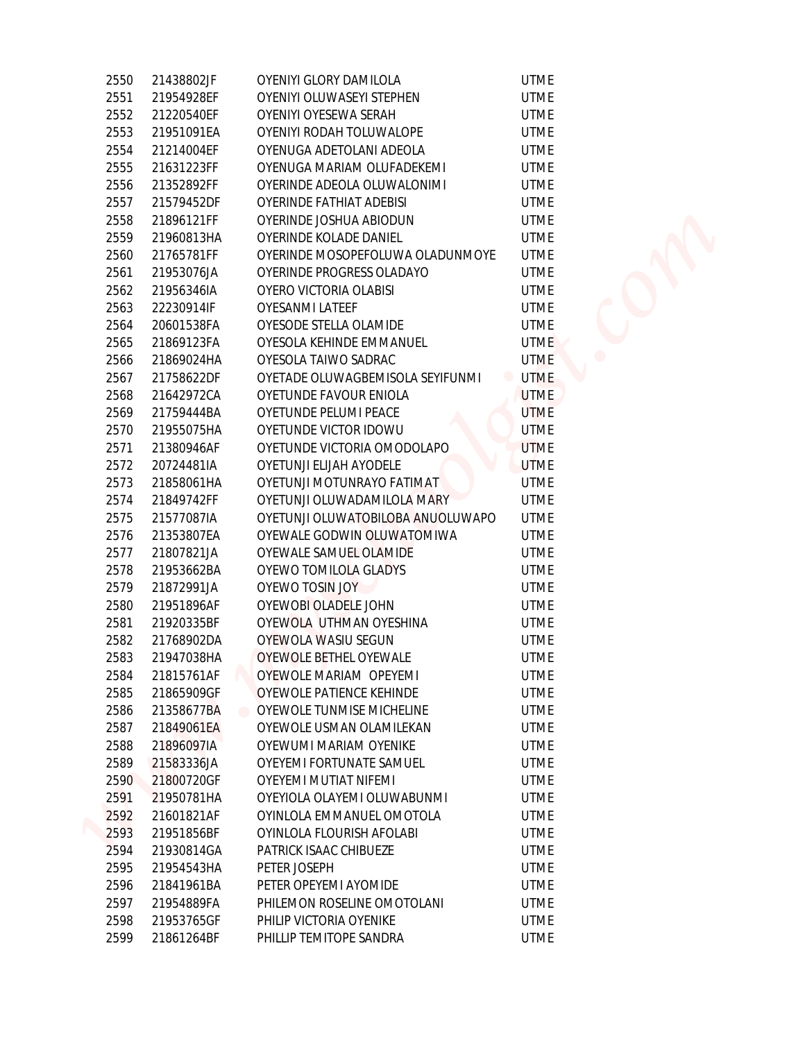| | | | |
|---|---|---|---|
| 2550 | 21438802JF | OYENIYI GLORY DAMILOLA | UTME |
| 2551 | 21954928EF | OYENIYI OLUWASEYI STEPHEN | UTME |
| 2552 | 21220540EF | OYENIYI OYESEWA SERAH | UTME |
| 2553 | 21951091EA | OYENIYI RODAH TOLUWALOPE | UTME |
| 2554 | 21214004EF | OYENUGA ADETOLANI ADEOLA | UTME |
| 2555 | 21631223FF | OYENUGA MARIAM OLUFADEKEMI | UTME |
| 2556 | 21352892FF | OYERINDE ADEOLA OLUWALONIMI | UTME |
| 2557 | 21579452DF | OYERINDE FATHIAT ADEBISI | UTME |
| 2558 | 21896121FF | OYERINDE JOSHUA ABIODUN | UTME |
| 2559 | 21960813HA | OYERINDE KOLADE DANIEL | UTME |
| 2560 | 21765781FF | OYERINDE MOSOPEFOLUWA OLADUNMOYE | UTME |
| 2561 | 21953076JA | OYERINDE PROGRESS OLADAYO | UTME |
| 2562 | 21956346IA | OYERO VICTORIA OLABISI | UTME |
| 2563 | 22230914IF | OYESANMI LATEEF | UTME |
| 2564 | 20601538FA | OYESODE STELLA OLAMIDE | UTME |
| 2565 | 21869123FA | OYESOLA KEHINDE EMMANUEL | UTME |
| 2566 | 21869024HA | OYESOLA TAIWO SADRAC | UTME |
| 2567 | 21758622DF | OYETADE OLUWAGBEMISOLA SEYIFUNMI | UTME |
| 2568 | 21642972CA | OYETUNDE FAVOUR ENIOLA | UTME |
| 2569 | 21759444BA | OYETUNDE PELUMI PEACE | UTME |
| 2570 | 21955075HA | OYETUNDE VICTOR IDOWU | UTME |
| 2571 | 21380946AF | OYETUNDE VICTORIA OMODOLAPO | UTME |
| 2572 | 20724481IA | OYETUNJI ELIJAH AYODELE | UTME |
| 2573 | 21858061HA | OYETUNJI MOTUNRAYO FATIMAT | UTME |
| 2574 | 21849742FF | OYETUNJI OLUWADAMILOLA MARY | UTME |
| 2575 | 21577087IA | OYETUNJI OLUWATOBILOBA ANUOLUWAPO | UTME |
| 2576 | 21353807EA | OYEWALE GODWIN OLUWATOMIWA | UTME |
| 2577 | 21807821JA | OYEWALE SAMUEL OLAMIDE | UTME |
| 2578 | 21953662BA | OYEWO TOMILOLA GLADYS | UTME |
| 2579 | 21872991JA | OYEWO TOSIN JOY | UTME |
| 2580 | 21951896AF | OYEWOBI OLADELE JOHN | UTME |
| 2581 | 21920335BF | OYEWOLA UTHMAN OYESHINA | UTME |
| 2582 | 21768902DA | OYEWOLA WASIU SEGUN | UTME |
| 2583 | 21947038HA | OYEWOLE BETHEL OYEWALE | UTME |
| 2584 | 21815761AF | OYEWOLE MARIAM OPEYEMI | UTME |
| 2585 | 21865909GF | OYEWOLE PATIENCE KEHINDE | UTME |
| 2586 | 21358677BA | OYEWOLE TUNMISE MICHELINE | UTME |
| 2587 | 21849061EA | OYEWOLE USMAN OLAMILEKAN | UTME |
| 2588 | 21896097IA | OYEWUMI MARIAM OYENIKE | UTME |
| 2589 | 21583336JA | OYEYEMI FORTUNATE SAMUEL | UTME |
| 2590 | 21800720GF | OYEYEMI MUTIAT NIFEMI | UTME |
| 2591 | 21950781HA | OYEYIOLA OLAYEMI OLUWABUNMI | UTME |
| 2592 | 21601821AF | OYINLOLA EMMANUEL OMOTOLA | UTME |
| 2593 | 21951856BF | OYINLOLA FLOURISH AFOLABI | UTME |
| 2594 | 21930814GA | PATRICK ISAAC CHIBUEZE | UTME |
| 2595 | 21954543HA | PETER JOSEPH | UTME |
| 2596 | 21841961BA | PETER OPEYEMI AYOMIDE | UTME |
| 2597 | 21954889FA | PHILEMON ROSELINE OMOTOLANI | UTME |
| 2598 | 21953765GF | PHILIP VICTORIA OYENIKE | UTME |
| 2599 | 21861264BF | PHILLIP TEMITOPE SANDRA | UTME |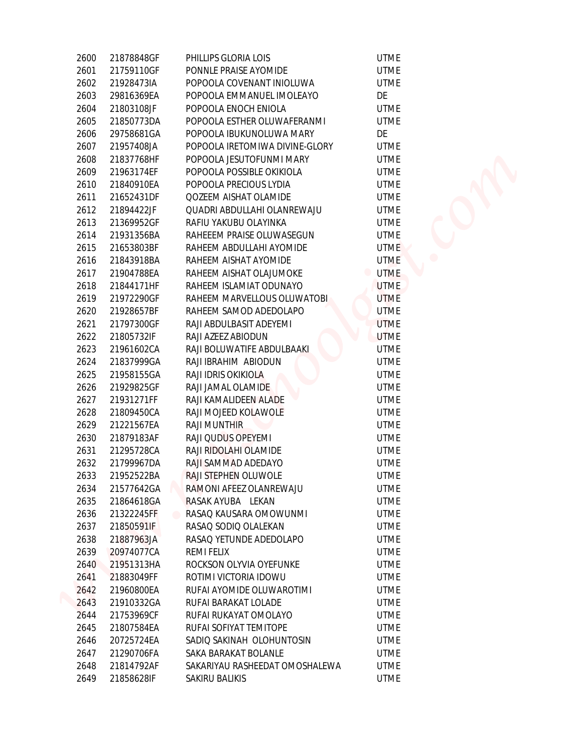| | | | |
|---|---|---|---|
| 2600 | 21878848GF | PHILLIPS GLORIA LOIS | UTME |
| 2601 | 21759110GF | PONNLE PRAISE AYOMIDE | UTME |
| 2602 | 21928473IA | POPOOLA COVENANT INIOLUWA | UTME |
| 2603 | 29816369EA | POPOOLA EMMANUEL IMOLEAYO | DE |
| 2604 | 21803108JF | POPOOLA ENOCH ENIOLA | UTME |
| 2605 | 21850773DA | POPOOLA ESTHER OLUWAFERANMI | UTME |
| 2606 | 29758681GA | POPOOLA IBUKUNOLUWA MARY | DE |
| 2607 | 21957408JA | POPOOLA IRETOMIWA DIVINE-GLORY | UTME |
| 2608 | 21837768HF | POPOOLA JESUTOFUNMI MARY | UTME |
| 2609 | 21963174EF | POPOOLA POSSIBLE OKIKIOLA | UTME |
| 2610 | 21840910EA | POPOOLA PRECIOUS LYDIA | UTME |
| 2611 | 21652431DF | QOZEEM AISHAT OLAMIDE | UTME |
| 2612 | 21894422JF | QUADRI ABDULLAHI OLANREWAJU | UTME |
| 2613 | 21369952GF | RAFIU YAKUBU OLAYINKA | UTME |
| 2614 | 21931356BA | RAHEEEM PRAISE OLUWASEGUN | UTME |
| 2615 | 21653803BF | RAHEEM ABDULLAHI AYOMIDE | UTME |
| 2616 | 21843918BA | RAHEEM AISHAT AYOMIDE | UTME |
| 2617 | 21904788EA | RAHEEM AISHAT OLAJUMOKE | UTME |
| 2618 | 21844171HF | RAHEEM ISLAMIAT ODUNAYO | UTME |
| 2619 | 21972290GF | RAHEEM MARVELLOUS OLUWATOBI | UTME |
| 2620 | 21928657BF | RAHEEM SAMOD ADEDOLAPO | UTME |
| 2621 | 21797300GF | RAJI ABDULBASIT ADEYEMI | UTME |
| 2622 | 21805732IF | RAJI AZEEZ ABIODUN | UTME |
| 2623 | 21961602CA | RAJI BOLUWATIFE ABDULBAAKI | UTME |
| 2624 | 21837999GA | RAJI IBRAHIM ABIODUN | UTME |
| 2625 | 21958155GA | RAJI IDRIS OKIKIOLA | UTME |
| 2626 | 21929825GF | RAJI JAMAL OLAMIDE | UTME |
| 2627 | 21931271FF | RAJI KAMALIDEEN ALADE | UTME |
| 2628 | 21809450CA | RAJI MOJEED KOLAWOLE | UTME |
| 2629 | 21221567EA | RAJI MUNTHIR | UTME |
| 2630 | 21879183AF | RAJI QUDUS OPEYEMI | UTME |
| 2631 | 21295728CA | RAJI RIDOLAHI OLAMIDE | UTME |
| 2632 | 21799967DA | RAJI SAMMAD ADEDAYO | UTME |
| 2633 | 21952522BA | RAJI STEPHEN OLUWOLE | UTME |
| 2634 | 21577642GA | RAMONI AFEEZ OLANREWAJU | UTME |
| 2635 | 21864618GA | RASAK AYUBA LEKAN | UTME |
| 2636 | 21322245FF | RASAQ KAUSARA OMOWUNMI | UTME |
| 2637 | 21850591IF | RASAQ SODIQ OLALEKAN | UTME |
| 2638 | 21887963JA | RASAQ YETUNDE ADEDOLAPO | UTME |
| 2639 | 20974077CA | REMI FELIX | UTME |
| 2640 | 21951313HA | ROCKSON OLYVIA OYEFUNKE | UTME |
| 2641 | 21883049FF | ROTIMI VICTORIA IDOWU | UTME |
| 2642 | 21960800EA | RUFAI AYOMIDE OLUWAROTIMI | UTME |
| 2643 | 21910332GA | RUFAI BARAKAT LOLADE | UTME |
| 2644 | 21753969CF | RUFAI RUKAYAT OMOLAYO | UTME |
| 2645 | 21807584EA | RUFAI SOFIYAT TEMITOPE | UTME |
| 2646 | 20725724EA | SADIQ SAKINAH OLOHUNTOSIN | UTME |
| 2647 | 21290706FA | SAKA BARAKAT BOLANLE | UTME |
| 2648 | 21814792AF | SAKARIYAU RASHEEDAT OMOSHALEWA | UTME |
| 2649 | 21858628IF | SAKIRU BALIKIS | UTME |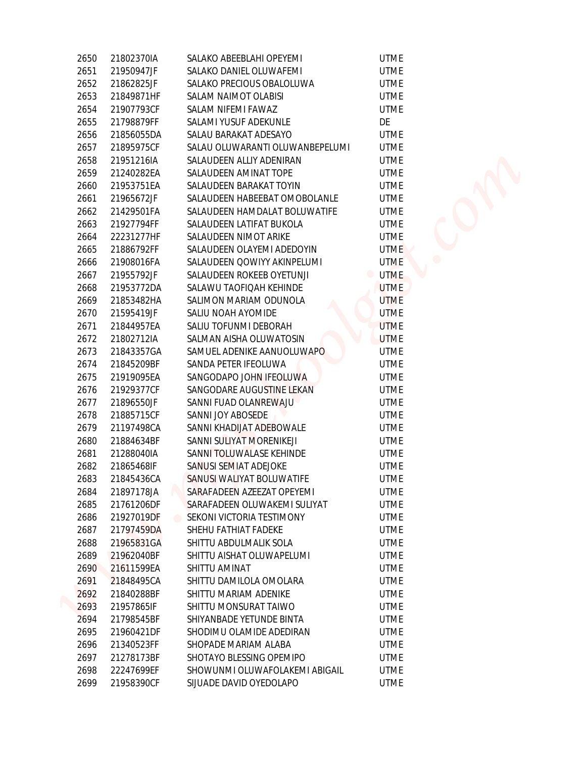| | | | |
|---|---|---|---|
| 2650 | 21802370IA | SALAKO ABEEBLAHI OPEYEMI | UTME |
| 2651 | 21950947JF | SALAKO DANIEL OLUWAFEMI | UTME |
| 2652 | 21862825JF | SALAKO PRECIOUS OBALOLUWA | UTME |
| 2653 | 21849871HF | SALAM NAIMOT OLABISI | UTME |
| 2654 | 21907793CF | SALAM NIFEMI FAWAZ | UTME |
| 2655 | 21798879FF | SALAMI YUSUF ADEKUNLE | DE |
| 2656 | 21856055DA | SALAU BARAKAT ADESAYO | UTME |
| 2657 | 21895975CF | SALAU OLUWARANTI OLUWANBEPELUMI | UTME |
| 2658 | 21951216IA | SALAUDEEN ALLIY ADENIRAN | UTME |
| 2659 | 21240282EA | SALAUDEEN AMINAT TOPE | UTME |
| 2660 | 21953751EA | SALAUDEEN BARAKAT TOYIN | UTME |
| 2661 | 21965672JF | SALAUDEEN HABEEBAT OMOBOLANLE | UTME |
| 2662 | 21429501FA | SALAUDEEN HAMDALAT BOLUWATIFE | UTME |
| 2663 | 21927794FF | SALAUDEEN LATIFAT BUKOLA | UTME |
| 2664 | 22231277HF | SALAUDEEN NIMOT ARIKE | UTME |
| 2665 | 21886792FF | SALAUDEEN OLAYEMI ADEDOYIN | UTME |
| 2666 | 21908016FA | SALAUDEEN QOWIYY AKINPELUMI | UTME |
| 2667 | 21955792JF | SALAUDEEN ROKEEB OYETUNJI | UTME |
| 2668 | 21953772DA | SALAWU TAOFIQAH KEHINDE | UTME |
| 2669 | 21853482HA | SALIMON MARIAM ODUNOLA | UTME |
| 2670 | 21595419JF | SALIU NOAH AYOMIDE | UTME |
| 2671 | 21844957EA | SALIU TOFUNMI DEBORAH | UTME |
| 2672 | 21802712IA | SALMAN AISHA OLUWATOSIN | UTME |
| 2673 | 21843357GA | SAMUEL ADENIKE AANUOLUWAPO | UTME |
| 2674 | 21845209BF | SANDA PETER IFEOLUWA | UTME |
| 2675 | 21919095EA | SANGODAPO JOHN IFEOLUWA | UTME |
| 2676 | 21929377CF | SANGODARE AUGUSTINE LEKAN | UTME |
| 2677 | 21896550JF | SANNI FUAD OLANREWAJU | UTME |
| 2678 | 21885715CF | SANNI JOY ABOSEDE | UTME |
| 2679 | 21197498CA | SANNI KHADIJAT ADEBOWALE | UTME |
| 2680 | 21884634BF | SANNI SULIYAT MORENIKEJI | UTME |
| 2681 | 21288040IA | SANNI TOLUWALASE KEHINDE | UTME |
| 2682 | 21865468IF | SANUSI SEMIAT ADEJOKE | UTME |
| 2683 | 21845436CA | SANUSI WALIYAT BOLUWATIFE | UTME |
| 2684 | 21897178JA | SARAFADEEN AZEEZAT OPEYEMI | UTME |
| 2685 | 21761206DF | SARAFADEEN OLUWAKEMI SULIYAT | UTME |
| 2686 | 21927019DF | SEKONI VICTORIA TESTIMONY | UTME |
| 2687 | 21797459DA | SHEHU FATHIAT FADEKE | UTME |
| 2688 | 21965831GA | SHITTU ABDULMALIK SOLA | UTME |
| 2689 | 21962040BF | SHITTU AISHAT OLUWAPELUMI | UTME |
| 2690 | 21611599EA | SHITTU AMINAT | UTME |
| 2691 | 21848495CA | SHITTU DAMILOLA OMOLARA | UTME |
| 2692 | 21840288BF | SHITTU MARIAM ADENIKE | UTME |
| 2693 | 21957865IF | SHITTU MONSURAT TAIWO | UTME |
| 2694 | 21798545BF | SHIYANBADE YETUNDE BINTA | UTME |
| 2695 | 21960421DF | SHODIMU OLAMIDE ADEDIRAN | UTME |
| 2696 | 21340523FF | SHOPADE MARIAM ALABA | UTME |
| 2697 | 21278173BF | SHOTAYO BLESSING OPEMIPO | UTME |
| 2698 | 22247699EF | SHOWUNMI OLUWAFOLAKEMI ABIGAIL | UTME |
| 2699 | 21958390CF | SIJUADE DAVID OYEDOLAPO | UTME |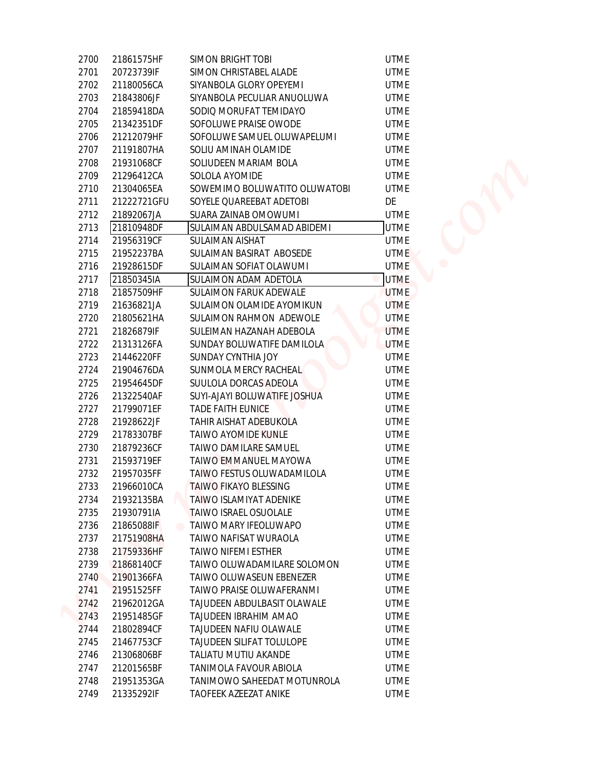| | | | |
|---|---|---|---|
| 2700 | 21861575HF | SIMON BRIGHT TOBI | UTME |
| 2701 | 20723739IF | SIMON CHRISTABEL ALADE | UTME |
| 2702 | 21180056CA | SIYANBOLA GLORY OPEYEMI | UTME |
| 2703 | 21843806JF | SIYANBOLA PECULIAR ANUOLUWA | UTME |
| 2704 | 21859418DA | SODIQ MORUFAT TEMIDAYO | UTME |
| 2705 | 21342351DF | SOFOLUWE PRAISE OWODE | UTME |
| 2706 | 21212079HF | SOFOLUWE SAMUEL OLUWAPELUMI | UTME |
| 2707 | 21191807HA | SOLIU AMINAH OLAMIDE | UTME |
| 2708 | 21931068CF | SOLIUDEEN MARIAM BOLA | UTME |
| 2709 | 21296412CA | SOLOLA AYOMIDE | UTME |
| 2710 | 21304065EA | SOWEMIMO BOLUWATITO OLUWATOBI | UTME |
| 2711 | 21222721GFU | SOYELE QUAREEBAT ADETOBI | DE |
| 2712 | 21892067JA | SUARA ZAINAB OMOWUMI | UTME |
| 2713 | 21810948DF | SULAIMAN ABDULSAMAD ABIDEMI | UTME |
| 2714 | 21956319CF | SULAIMAN AISHAT | UTME |
| 2715 | 21952237BA | SULAIMAN BASIRAT ABOSEDE | UTME |
| 2716 | 21928615DF | SULAIMAN SOFIAT OLAWUMI | UTME |
| 2717 | 21850345IA | SULAIMON ADAM ADETOLA | UTME |
| 2718 | 21857509HF | SULAIMON FARUK ADEWALE | UTME |
| 2719 | 21636821JA | SULAIMON OLAMIDE AYOMIKUN | UTME |
| 2720 | 21805621HA | SULAIMON RAHMON ADEWOLE | UTME |
| 2721 | 21826879IF | SULEIMAN HAZANAH ADEBOLA | UTME |
| 2722 | 21313126FA | SUNDAY BOLUWATIFE DAMILOLA | UTME |
| 2723 | 21446220FF | SUNDAY CYNTHIA JOY | UTME |
| 2724 | 21904676DA | SUNMOLA MERCY RACHEAL | UTME |
| 2725 | 21954645DF | SUULOLA DORCAS ADEOLA | UTME |
| 2726 | 21322540AF | SUYI-AJAYI BOLUWATIFE JOSHUA | UTME |
| 2727 | 21799071EF | TADE FAITH EUNICE | UTME |
| 2728 | 21928622JF | TAHIR AISHAT ADEBUKOLA | UTME |
| 2729 | 21783307BF | TAIWO AYOMIDE KUNLE | UTME |
| 2730 | 21879236CF | TAIWO DAMILARE SAMUEL | UTME |
| 2731 | 21593719EF | TAIWO EMMANUEL MAYOWA | UTME |
| 2732 | 21957035FF | TAIWO FESTUS OLUWADAMILOLA | UTME |
| 2733 | 21966010CA | TAIWO FIKAYO BLESSING | UTME |
| 2734 | 21932135BA | TAIWO ISLAMIYAT ADENIKE | UTME |
| 2735 | 21930791IA | TAIWO ISRAEL OSUOLALE | UTME |
| 2736 | 21865088IF | TAIWO MARY IFEOLUWAPO | UTME |
| 2737 | 21751908HA | TAIWO NAFISAT WURAOLA | UTME |
| 2738 | 21759336HF | TAIWO NIFEMI ESTHER | UTME |
| 2739 | 21868140CF | TAIWO OLUWADAMILARE SOLOMON | UTME |
| 2740 | 21901366FA | TAIWO OLUWASEUN EBENEZER | UTME |
| 2741 | 21951525FF | TAIWO PRAISE OLUWAFERANMI | UTME |
| 2742 | 21962012GA | TAJUDEEN ABDULBASIT OLAWALE | UTME |
| 2743 | 21951485GF | TAJUDEEN IBRAHIM AMAO | UTME |
| 2744 | 21802894CF | TAJUDEEN NAFIU OLAWALE | UTME |
| 2745 | 21467753CF | TAJUDEEN SILIFAT TOLULOPE | UTME |
| 2746 | 21306806BF | TALIATU MUTIU AKANDE | UTME |
| 2747 | 21201565BF | TANIMOLA FAVOUR ABIOLA | UTME |
| 2748 | 21951353GA | TANIMOWO SAHEEDAT MOTUNROLA | UTME |
| 2749 | 21335292IF | TAOFEEK AZEEZAT ANIKE | UTME |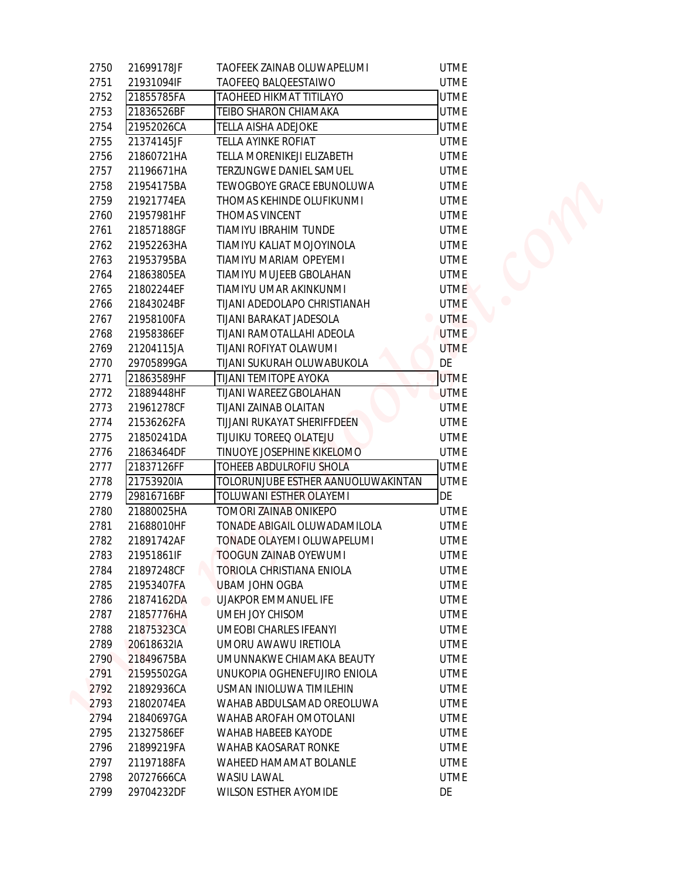| | | | |
|---|---|---|---|
| 2750 | 21699178JF | TAOFEEK ZAINAB OLUWAPELUMI | UTME |
| 2751 | 21931094IF | TAOFEEQ BALQEESTAIWO | UTME |
| 2752 | 21855785FA | TAOHEED HIKMAT TITILAYO | UTME |
| 2753 | 21836526BF | TEIBO SHARON CHIAMAKA | UTME |
| 2754 | 21952026CA | TELLA AISHA ADEJOKE | UTME |
| 2755 | 21374145JF | TELLA AYINKE ROFIAT | UTME |
| 2756 | 21860721HA | TELLA MORENIKEJI ELIZABETH | UTME |
| 2757 | 21196671HA | TERZUNGWE DANIEL SAMUEL | UTME |
| 2758 | 21954175BA | TEWOGBOYE GRACE EBUNOLUWA | UTME |
| 2759 | 21921774EA | THOMAS KEHINDE OLUFIKUNMI | UTME |
| 2760 | 21957981HF | THOMAS VINCENT | UTME |
| 2761 | 21857188GF | TIAMIYU IBRAHIM TUNDE | UTME |
| 2762 | 21952263HA | TIAMIYU KALIAT MOJOYINOLA | UTME |
| 2763 | 21953795BA | TIAMIYU MARIAM OPEYEMI | UTME |
| 2764 | 21863805EA | TIAMIYU MUJEEB GBOLAHAN | UTME |
| 2765 | 21802244EF | TIAMIYU UMAR AKINKUNMI | UTME |
| 2766 | 21843024BF | TIJANI ADEDOLAPO CHRISTIANAH | UTME |
| 2767 | 21958100FA | TIJANI BARAKAT JADESOLA | UTME |
| 2768 | 21958386EF | TIJANI RAMOTALLAHI ADEOLA | UTME |
| 2769 | 21204115JA | TIJANI ROFIYAT OLAWUMI | UTME |
| 2770 | 29705899GA | TIJANI SUKURAH OLUWABUKOLA | DE |
| 2771 | 21863589HF | TIJANI TEMITOPE AYOKA | UTME |
| 2772 | 21889448HF | TIJANI WAREEZ GBOLAHAN | UTME |
| 2773 | 21961278CF | TIJANI ZAINAB OLAITAN | UTME |
| 2774 | 21536262FA | TIJJANI RUKAYAT SHERIFFDEEN | UTME |
| 2775 | 21850241DA | TIJUIKU TOREEQ OLATEJU | UTME |
| 2776 | 21863464DF | TINUOYE JOSEPHINE KIKELOMO | UTME |
| 2777 | 21837126FF | TOHEEB ABDULROFIU SHOLA | UTME |
| 2778 | 21753920IA | TOLORUNJUBE ESTHER AANUOLUWAKINTAN | UTME |
| 2779 | 29816716BF | TOLUWANI ESTHER OLAYEMI | DE |
| 2780 | 21880025HA | TOMORI ZAINAB ONIKEPO | UTME |
| 2781 | 21688010HF | TONADE ABIGAIL OLUWADAMILOLA | UTME |
| 2782 | 21891742AF | TONADE OLAYEMI OLUWAPELUMI | UTME |
| 2783 | 21951861IF | TOOGUN ZAINAB OYEWUMI | UTME |
| 2784 | 21897248CF | TORIOLA CHRISTIANA ENIOLA | UTME |
| 2785 | 21953407FA | UBAM JOHN OGBA | UTME |
| 2786 | 21874162DA | UJAKPOR EMMANUEL IFE | UTME |
| 2787 | 21857776HA | UMEH JOY CHISOM | UTME |
| 2788 | 21875323CA | UMEOBI CHARLES IFEANYI | UTME |
| 2789 | 20618632IA | UMORU AWAWU IRETIOLA | UTME |
| 2790 | 21849675BA | UMUNNAKWE CHIAMAKA BEAUTY | UTME |
| 2791 | 21595502GA | UNUKOPIA OGHENEFUJIRO ENIOLA | UTME |
| 2792 | 21892936CA | USMAN INIOLUWA TIMILEHIN | UTME |
| 2793 | 21802074EA | WAHAB ABDULSAMAD OREOLUWA | UTME |
| 2794 | 21840697GA | WAHAB AROFAH OMOTOLANI | UTME |
| 2795 | 21327586EF | WAHAB HABEEB KAYODE | UTME |
| 2796 | 21899219FA | WAHAB KAOSARAT RONKE | UTME |
| 2797 | 21197188FA | WAHEED HAMAMAT BOLANLE | UTME |
| 2798 | 20727666CA | WASIU LAWAL | UTME |
| 2799 | 29704232DF | WILSON ESTHER AYOMIDE | DE |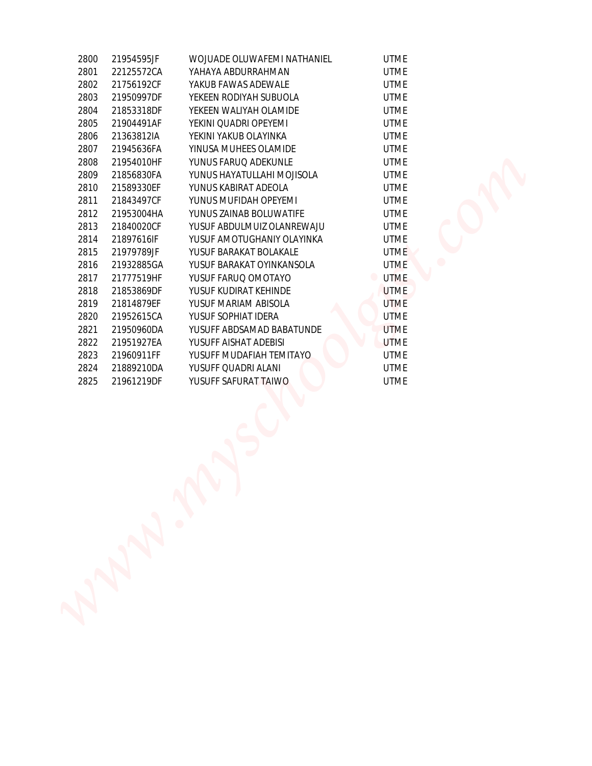| | | | |
|---|---|---|---|
| 2800 | 21954595JF | WOJUADE OLUWAFEMI NATHANIEL | UTME |
| 2801 | 22125572CA | YAHAYA ABDURRAHMAN | UTME |
| 2802 | 21756192CF | YAKUB FAWAS ADEWALE | UTME |
| 2803 | 21950997DF | YEKEEN RODIYAH SUBUOLA | UTME |
| 2804 | 21853318DF | YEKEEN WALIYAH OLAMIDE | UTME |
| 2805 | 21904491AF | YEKINI QUADRI OPEYEMI | UTME |
| 2806 | 21363812IA | YEKINI YAKUB OLAYINKA | UTME |
| 2807 | 21945636FA | YINUSA MUHEES OLAMIDE | UTME |
| 2808 | 21954010HF | YUNUS FARUQ ADEKUNLE | UTME |
| 2809 | 21856830FA | YUNUS HAYATULLAHI MOJISOLA | UTME |
| 2810 | 21589330EF | YUNUS KABIRAT ADEOLA | UTME |
| 2811 | 21843497CF | YUNUS MUFIDAH OPEYEMI | UTME |
| 2812 | 21953004HA | YUNUS ZAINAB BOLUWATIFE | UTME |
| 2813 | 21840020CF | YUSUF ABDULMUIZ OLANREWAJU | UTME |
| 2814 | 21897616IF | YUSUF AMOTUGHANIY OLAYINKA | UTME |
| 2815 | 21979789JF | YUSUF BARAKAT BOLAKALE | UTME |
| 2816 | 21932885GA | YUSUF BARAKAT OYINKANSOLA | UTME |
| 2817 | 21777519HF | YUSUF FARUQ OMOTAYO | UTME |
| 2818 | 21853869DF | YUSUF KUDIRAT KEHINDE | UTME |
| 2819 | 21814879EF | YUSUF MARIAM ABISOLA | UTME |
| 2820 | 21952615CA | YUSUF SOPHIAT IDERA | UTME |
| 2821 | 21950960DA | YUSUFF ABDSAMAD BABATUNDE | UTME |
| 2822 | 21951927EA | YUSUFF AISHAT ADEBISI | UTME |
| 2823 | 21960911FF | YUSUFF MUDAFIAH TEMITAYO | UTME |
| 2824 | 21889210DA | YUSUFF QUADRI ALANI | UTME |
| 2825 | 21961219DF | YUSUFF SAFURAT TAIWO | UTME |